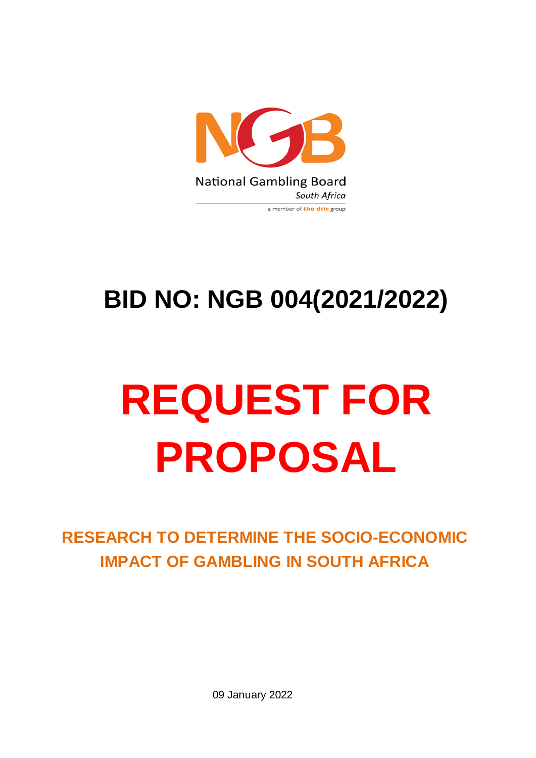National Gambling Board
South Africa
a member of the dtic group

# BID NO: NGB 004(2021/2022)

# REQUEST FOR PROPOSAL

## RESEARCH TO DETERMINE THE SOCIO-ECONOMIC IMPACT OF GAMBLING IN SOUTH AFRICA

09 January 2022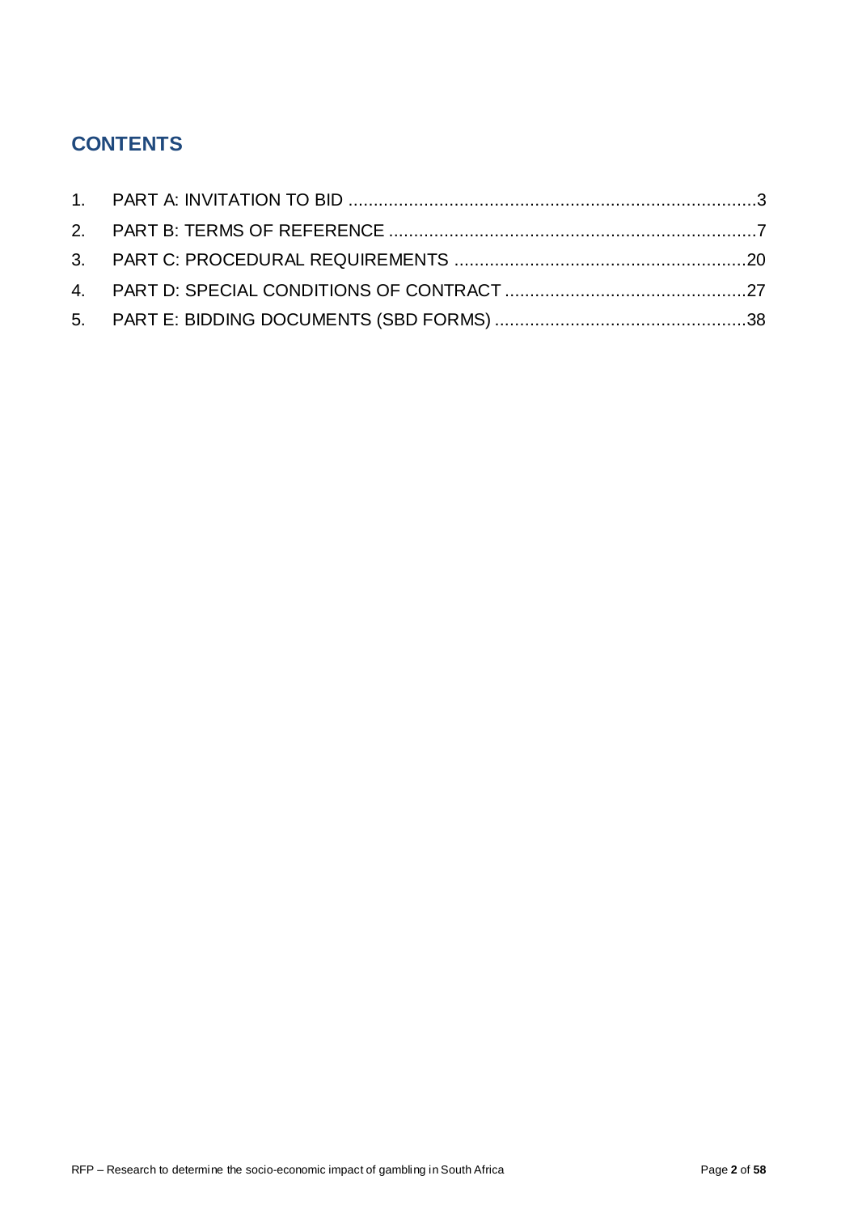## CONTENTS

1. PART A: INVITATION TO BID ....................................................................................3
2. PART B: TERMS OF REFERENCE ..........................................................................7
3. PART C: PROCEDURAL REQUIREMENTS ............................................................20
4. PART D: SPECIAL CONDITIONS OF CONTRACT ..................................................27
5. PART E: BIDDING DOCUMENTS (SBD FORMS) ....................................................38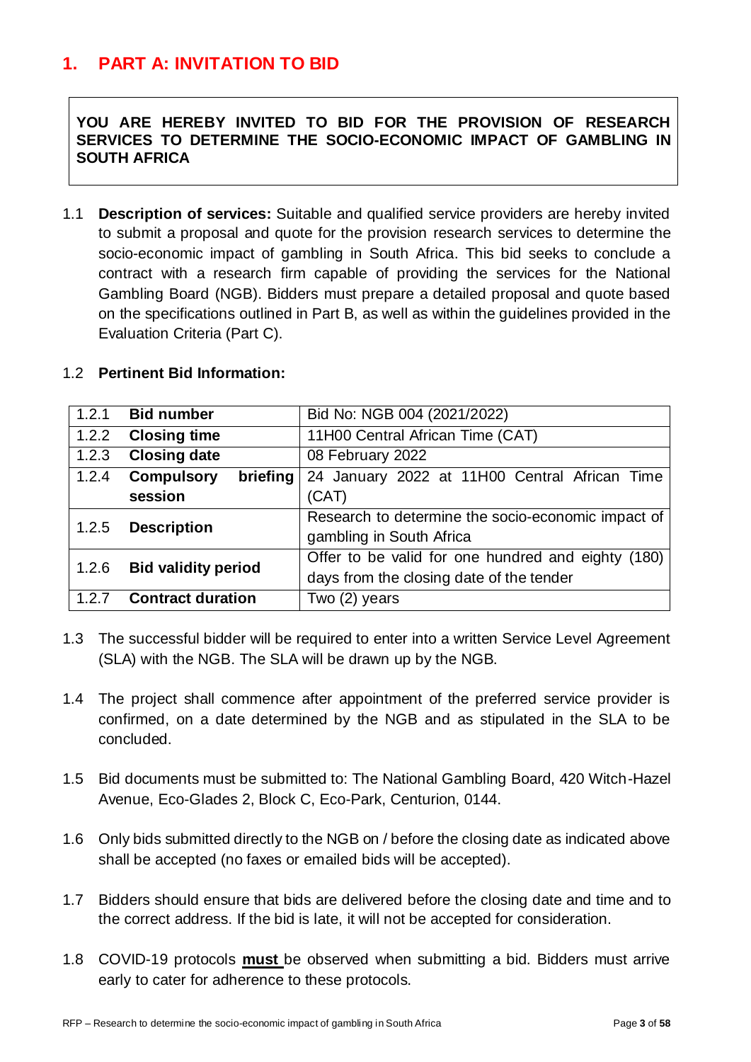# 1. PART A: INVITATION TO BID

**YOU ARE HEREBY INVITED TO BID FOR THE PROVISION OF RESEARCH SERVICES TO DETERMINE THE SOCIO-ECONOMIC IMPACT OF GAMBLING IN SOUTH AFRICA**

1.1 **Description of services:** Suitable and qualified service providers are hereby invited to submit a proposal and quote for the provision research services to determine the socio-economic impact of gambling in South Africa. This bid seeks to conclude a contract with a research firm capable of providing the services for the National Gambling Board (NGB). Bidders must prepare a detailed proposal and quote based on the specifications outlined in Part B, as well as within the guidelines provided in the Evaluation Criteria (Part C).

1.2 **Pertinent Bid Information:**

| | | |
|---|---|---|
| 1.2.1 | **Bid number** | Bid No: NGB 004 (2021/2022) |
| 1.2.2 | **Closing time** | 11H00 Central African Time (CAT) |
| 1.2.3 | **Closing date** | 08 February 2022 |
| 1.2.4 | **Compulsory briefing session** | 24 January 2022 at 11H00 Central African Time (CAT) |
| 1.2.5 | **Description** | Research to determine the socio-economic impact of gambling in South Africa |
| 1.2.6 | **Bid validity period** | Offer to be valid for one hundred and eighty (180) days from the closing date of the tender |
| 1.2.7 | **Contract duration** | Two (2) years |

1.3 The successful bidder will be required to enter into a written Service Level Agreement (SLA) with the NGB. The SLA will be drawn up by the NGB.

1.4 The project shall commence after appointment of the preferred service provider is confirmed, on a date determined by the NGB and as stipulated in the SLA to be concluded.

1.5 Bid documents must be submitted to: The National Gambling Board, 420 Witch-Hazel Avenue, Eco-Glades 2, Block C, Eco-Park, Centurion, 0144.

1.6 Only bids submitted directly to the NGB on / before the closing date as indicated above shall be accepted (no faxes or emailed bids will be accepted).

1.7 Bidders should ensure that bids are delivered before the closing date and time and to the correct address. If the bid is late, it will not be accepted for consideration.

1.8 COVID-19 protocols **must** be observed when submitting a bid. Bidders must arrive early to cater for adherence to these protocols.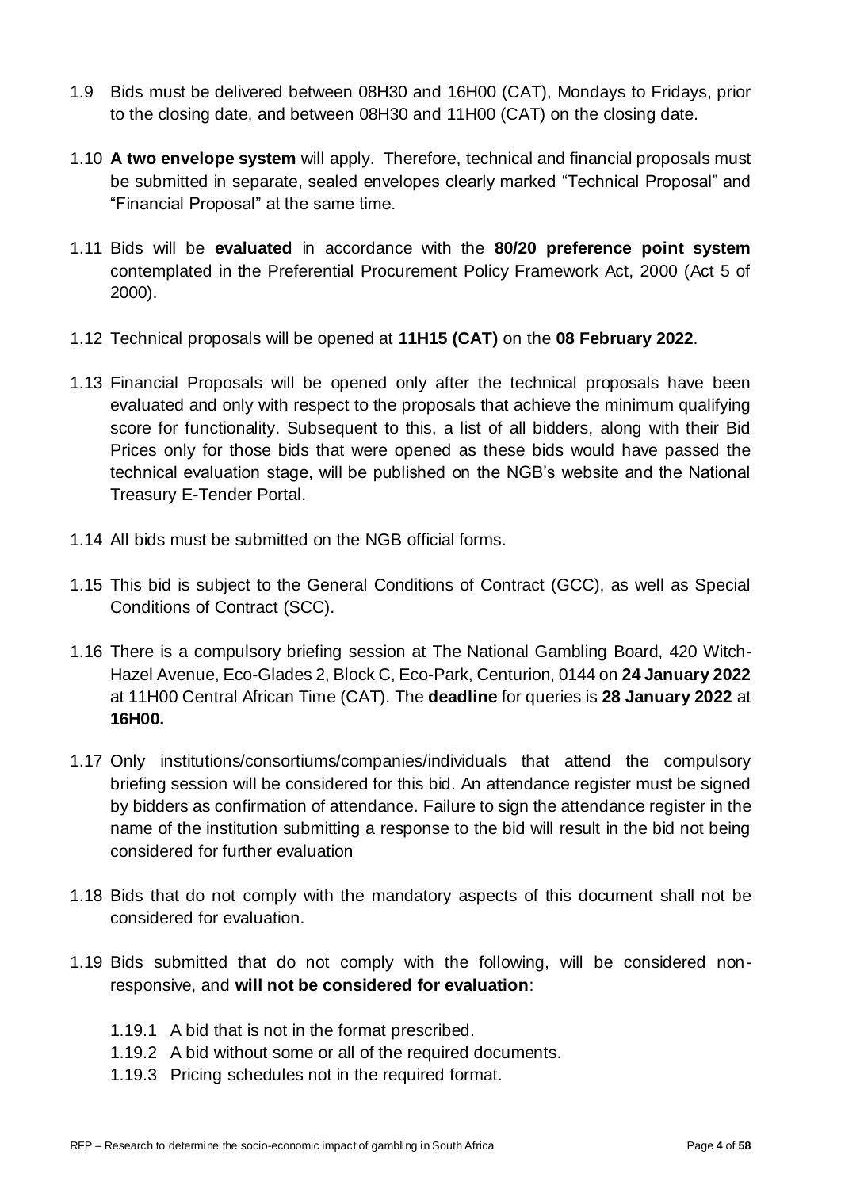1.9 Bids must be delivered between 08H30 and 16H00 (CAT), Mondays to Fridays, prior to the closing date, and between 08H30 and 11H00 (CAT) on the closing date.

1.10 **A two envelope system** will apply. Therefore, technical and financial proposals must be submitted in separate, sealed envelopes clearly marked "Technical Proposal" and "Financial Proposal" at the same time.

1.11 Bids will be **evaluated** in accordance with the **80/20 preference point system** contemplated in the Preferential Procurement Policy Framework Act, 2000 (Act 5 of 2000).

1.12 Technical proposals will be opened at **11H15 (CAT)** on the **08 February 2022**.

1.13 Financial Proposals will be opened only after the technical proposals have been evaluated and only with respect to the proposals that achieve the minimum qualifying score for functionality. Subsequent to this, a list of all bidders, along with their Bid Prices only for those bids that were opened as these bids would have passed the technical evaluation stage, will be published on the NGB's website and the National Treasury E-Tender Portal.

1.14 All bids must be submitted on the NGB official forms.

1.15 This bid is subject to the General Conditions of Contract (GCC), as well as Special Conditions of Contract (SCC).

1.16 There is a compulsory briefing session at The National Gambling Board, 420 Witch-Hazel Avenue, Eco-Glades 2, Block C, Eco-Park, Centurion, 0144 on **24 January 2022** at 11H00 Central African Time (CAT). The **deadline** for queries is **28 January 2022** at **16H00.**

1.17 Only institutions/consortiums/companies/individuals that attend the compulsory briefing session will be considered for this bid. An attendance register must be signed by bidders as confirmation of attendance. Failure to sign the attendance register in the name of the institution submitting a response to the bid will result in the bid not being considered for further evaluation

1.18 Bids that do not comply with the mandatory aspects of this document shall not be considered for evaluation.

1.19 Bids submitted that do not comply with the following, will be considered non-responsive, and **will not be considered for evaluation**:

- 1.19.1 A bid that is not in the format prescribed.
- 1.19.2 A bid without some or all of the required documents.
- 1.19.3 Pricing schedules not in the required format.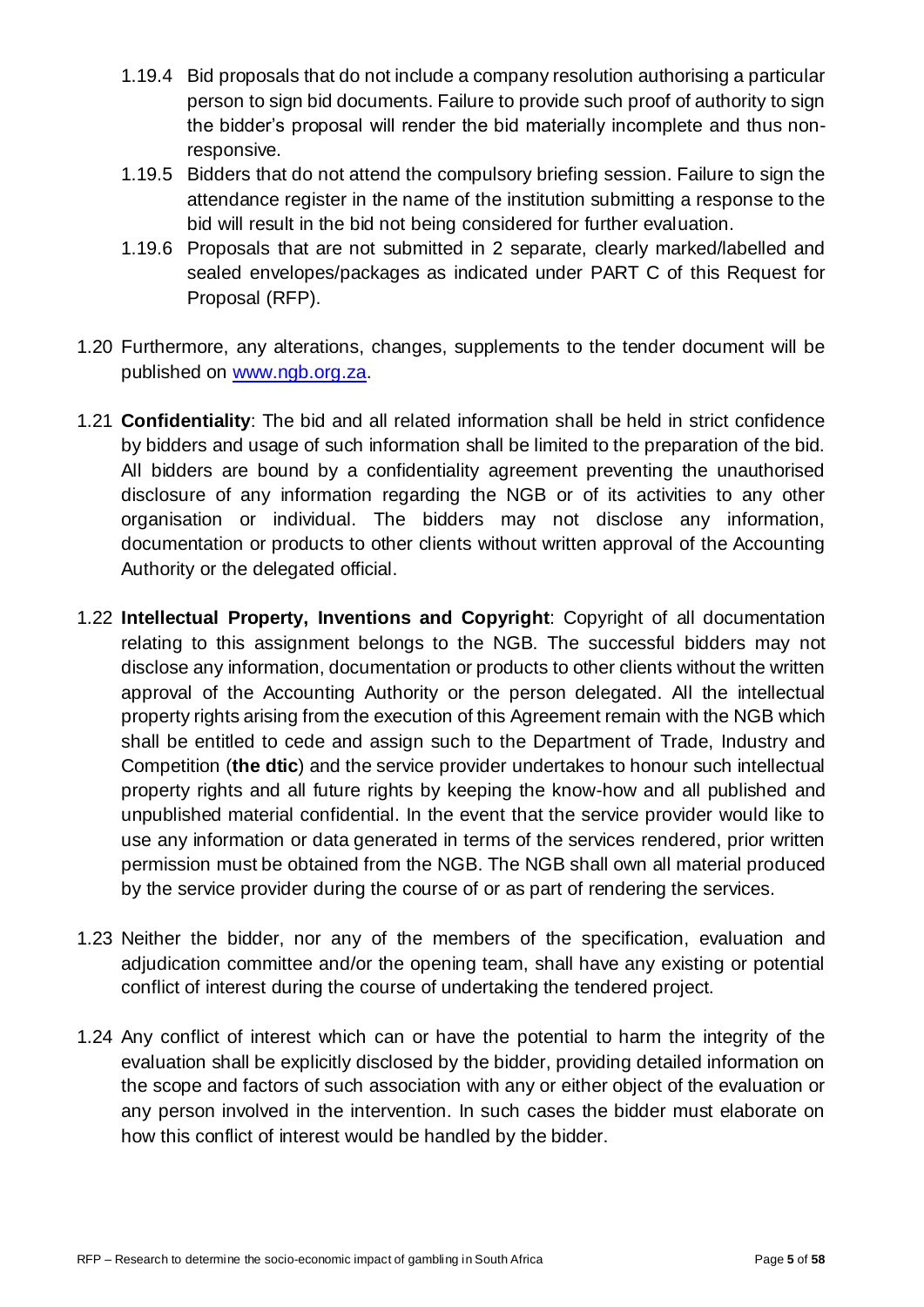1.19.4 Bid proposals that do not include a company resolution authorising a particular person to sign bid documents. Failure to provide such proof of authority to sign the bidder's proposal will render the bid materially incomplete and thus non-responsive.

1.19.5 Bidders that do not attend the compulsory briefing session. Failure to sign the attendance register in the name of the institution submitting a response to the bid will result in the bid not being considered for further evaluation.

1.19.6 Proposals that are not submitted in 2 separate, clearly marked/labelled and sealed envelopes/packages as indicated under PART C of this Request for Proposal (RFP).

1.20 Furthermore, any alterations, changes, supplements to the tender document will be published on [www.ngb.org.za](http://www.ngb.org.za).

1.21 **Confidentiality**: The bid and all related information shall be held in strict confidence by bidders and usage of such information shall be limited to the preparation of the bid. All bidders are bound by a confidentiality agreement preventing the unauthorised disclosure of any information regarding the NGB or of its activities to any other organisation or individual. The bidders may not disclose any information, documentation or products to other clients without written approval of the Accounting Authority or the delegated official.

1.22 **Intellectual Property, Inventions and Copyright**: Copyright of all documentation relating to this assignment belongs to the NGB. The successful bidders may not disclose any information, documentation or products to other clients without the written approval of the Accounting Authority or the person delegated. All the intellectual property rights arising from the execution of this Agreement remain with the NGB which shall be entitled to cede and assign such to the Department of Trade, Industry and Competition (**the dtic**) and the service provider undertakes to honour such intellectual property rights and all future rights by keeping the know-how and all published and unpublished material confidential. In the event that the service provider would like to use any information or data generated in terms of the services rendered, prior written permission must be obtained from the NGB. The NGB shall own all material produced by the service provider during the course of or as part of rendering the services.

1.23 Neither the bidder, nor any of the members of the specification, evaluation and adjudication committee and/or the opening team, shall have any existing or potential conflict of interest during the course of undertaking the tendered project.

1.24 Any conflict of interest which can or have the potential to harm the integrity of the evaluation shall be explicitly disclosed by the bidder, providing detailed information on the scope and factors of such association with any or either object of the evaluation or any person involved in the intervention. In such cases the bidder must elaborate on how this conflict of interest would be handled by the bidder.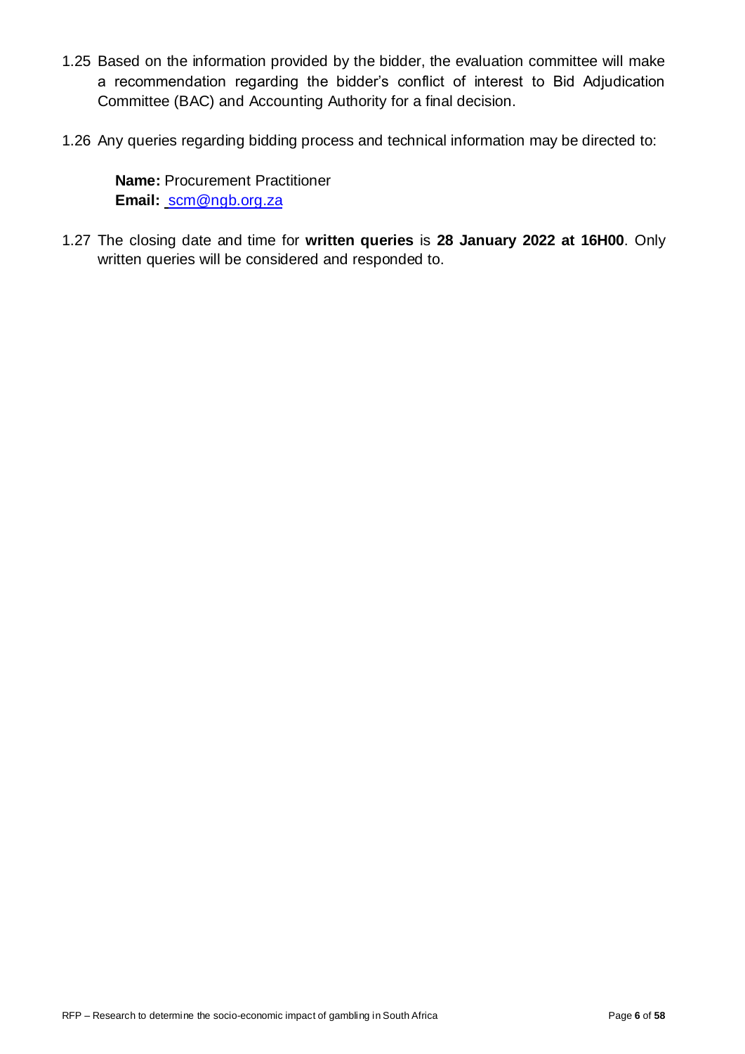1.25 Based on the information provided by the bidder, the evaluation committee will make a recommendation regarding the bidder's conflict of interest to Bid Adjudication Committee (BAC) and Accounting Authority for a final decision.

1.26 Any queries regarding bidding process and technical information may be directed to:

**Name:** Procurement Practitioner
**Email:** scm@ngb.org.za

1.27 The closing date and time for **written queries** is **28 January 2022 at 16H00**. Only written queries will be considered and responded to.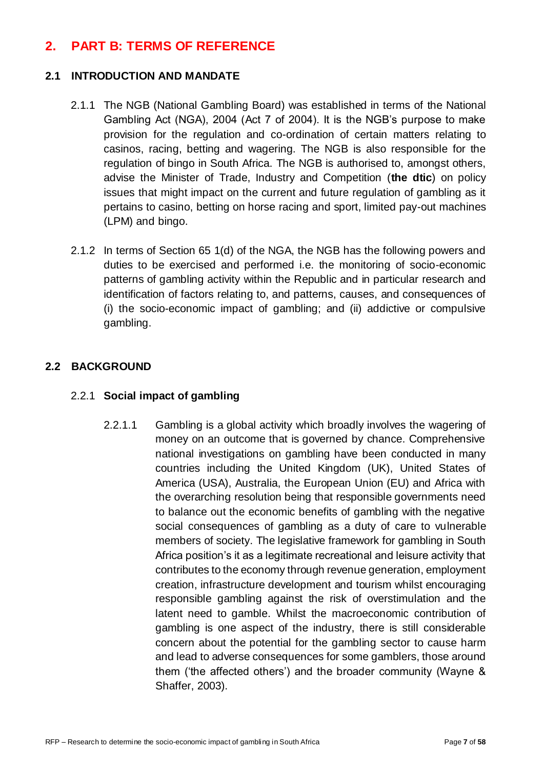# 2. PART B: TERMS OF REFERENCE

## 2.1 INTRODUCTION AND MANDATE

2.1.1 The NGB (National Gambling Board) was established in terms of the National Gambling Act (NGA), 2004 (Act 7 of 2004). It is the NGB's purpose to make provision for the regulation and co-ordination of certain matters relating to casinos, racing, betting and wagering. The NGB is also responsible for the regulation of bingo in South Africa. The NGB is authorised to, amongst others, advise the Minister of Trade, Industry and Competition (**the dtic**) on policy issues that might impact on the current and future regulation of gambling as it pertains to casino, betting on horse racing and sport, limited pay-out machines (LPM) and bingo.

2.1.2 In terms of Section 65 1(d) of the NGA, the NGB has the following powers and duties to be exercised and performed i.e. the monitoring of socio-economic patterns of gambling activity within the Republic and in particular research and identification of factors relating to, and patterns, causes, and consequences of (i) the socio-economic impact of gambling; and (ii) addictive or compulsive gambling.

## 2.2 BACKGROUND

### 2.2.1 Social impact of gambling

2.2.1.1 Gambling is a global activity which broadly involves the wagering of money on an outcome that is governed by chance. Comprehensive national investigations on gambling have been conducted in many countries including the United Kingdom (UK), United States of America (USA), Australia, the European Union (EU) and Africa with the overarching resolution being that responsible governments need to balance out the economic benefits of gambling with the negative social consequences of gambling as a duty of care to vulnerable members of society. The legislative framework for gambling in South Africa position's it as a legitimate recreational and leisure activity that contributes to the economy through revenue generation, employment creation, infrastructure development and tourism whilst encouraging responsible gambling against the risk of overstimulation and the latent need to gamble. Whilst the macroeconomic contribution of gambling is one aspect of the industry, there is still considerable concern about the potential for the gambling sector to cause harm and lead to adverse consequences for some gamblers, those around them ('the affected others') and the broader community (Wayne & Shaffer, 2003).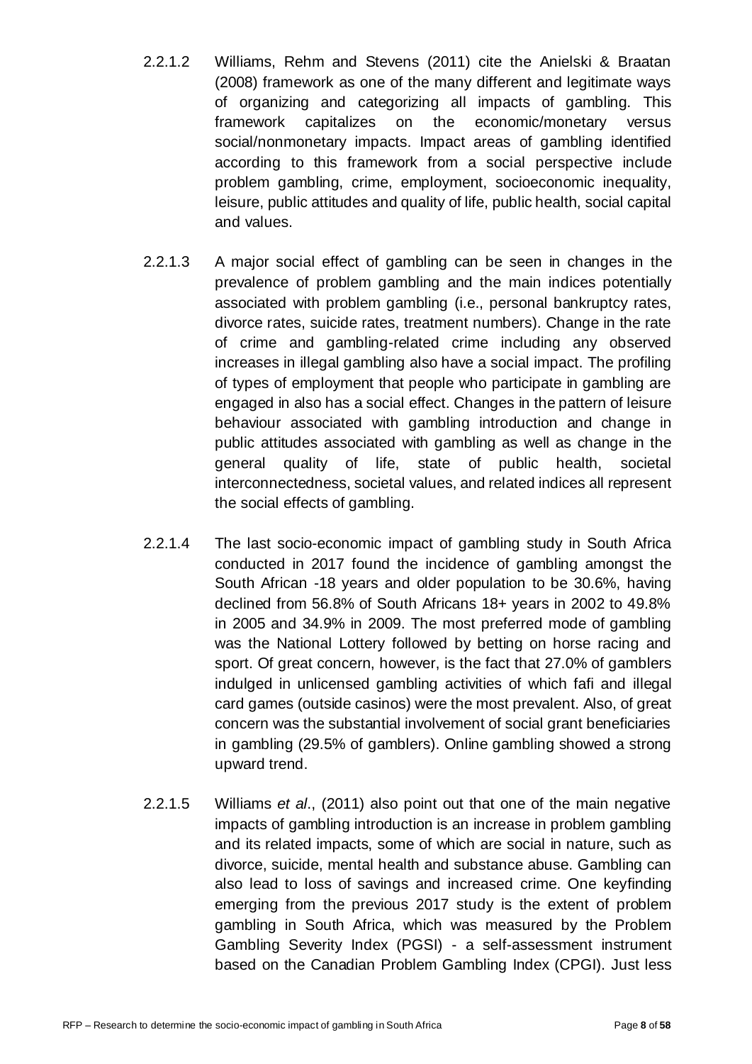2.2.1.2 Williams, Rehm and Stevens (2011) cite the Anielski & Braatan (2008) framework as one of the many different and legitimate ways of organizing and categorizing all impacts of gambling. This framework capitalizes on the economic/monetary versus social/nonmonetary impacts. Impact areas of gambling identified according to this framework from a social perspective include problem gambling, crime, employment, socioeconomic inequality, leisure, public attitudes and quality of life, public health, social capital and values.

2.2.1.3 A major social effect of gambling can be seen in changes in the prevalence of problem gambling and the main indices potentially associated with problem gambling (i.e., personal bankruptcy rates, divorce rates, suicide rates, treatment numbers). Change in the rate of crime and gambling-related crime including any observed increases in illegal gambling also have a social impact. The profiling of types of employment that people who participate in gambling are engaged in also has a social effect. Changes in the pattern of leisure behaviour associated with gambling introduction and change in public attitudes associated with gambling as well as change in the general quality of life, state of public health, societal interconnectedness, societal values, and related indices all represent the social effects of gambling.

2.2.1.4 The last socio-economic impact of gambling study in South Africa conducted in 2017 found the incidence of gambling amongst the South African -18 years and older population to be 30.6%, having declined from 56.8% of South Africans 18+ years in 2002 to 49.8% in 2005 and 34.9% in 2009. The most preferred mode of gambling was the National Lottery followed by betting on horse racing and sport. Of great concern, however, is the fact that 27.0% of gamblers indulged in unlicensed gambling activities of which fafi and illegal card games (outside casinos) were the most prevalent. Also, of great concern was the substantial involvement of social grant beneficiaries in gambling (29.5% of gamblers). Online gambling showed a strong upward trend.

2.2.1.5 Williams *et al*., (2011) also point out that one of the main negative impacts of gambling introduction is an increase in problem gambling and its related impacts, some of which are social in nature, such as divorce, suicide, mental health and substance abuse. Gambling can also lead to loss of savings and increased crime. One keyfinding emerging from the previous 2017 study is the extent of problem gambling in South Africa, which was measured by the Problem Gambling Severity Index (PGSI) - a self-assessment instrument based on the Canadian Problem Gambling Index (CPGI). Just less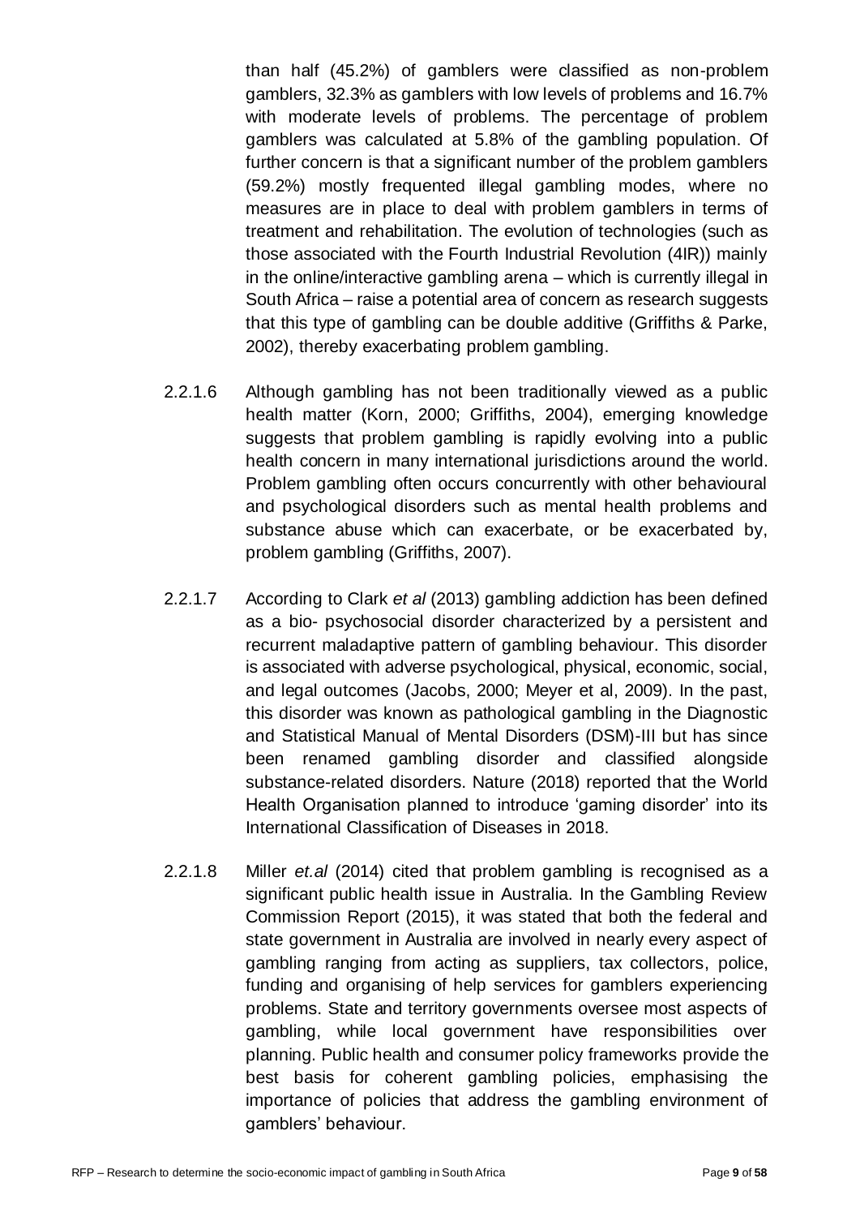than half (45.2%) of gamblers were classified as non-problem gamblers, 32.3% as gamblers with low levels of problems and 16.7% with moderate levels of problems. The percentage of problem gamblers was calculated at 5.8% of the gambling population. Of further concern is that a significant number of the problem gamblers (59.2%) mostly frequented illegal gambling modes, where no measures are in place to deal with problem gamblers in terms of treatment and rehabilitation. The evolution of technologies (such as those associated with the Fourth Industrial Revolution (4IR)) mainly in the online/interactive gambling arena – which is currently illegal in South Africa – raise a potential area of concern as research suggests that this type of gambling can be double additive (Griffiths & Parke, 2002), thereby exacerbating problem gambling.

2.2.1.6 Although gambling has not been traditionally viewed as a public health matter (Korn, 2000; Griffiths, 2004), emerging knowledge suggests that problem gambling is rapidly evolving into a public health concern in many international jurisdictions around the world. Problem gambling often occurs concurrently with other behavioural and psychological disorders such as mental health problems and substance abuse which can exacerbate, or be exacerbated by, problem gambling (Griffiths, 2007).

2.2.1.7 According to Clark *et al* (2013) gambling addiction has been defined as a bio- psychosocial disorder characterized by a persistent and recurrent maladaptive pattern of gambling behaviour. This disorder is associated with adverse psychological, physical, economic, social, and legal outcomes (Jacobs, 2000; Meyer et al, 2009). In the past, this disorder was known as pathological gambling in the Diagnostic and Statistical Manual of Mental Disorders (DSM)-III but has since been renamed gambling disorder and classified alongside substance-related disorders. Nature (2018) reported that the World Health Organisation planned to introduce 'gaming disorder' into its International Classification of Diseases in 2018.

2.2.1.8 Miller *et.al* (2014) cited that problem gambling is recognised as a significant public health issue in Australia. In the Gambling Review Commission Report (2015), it was stated that both the federal and state government in Australia are involved in nearly every aspect of gambling ranging from acting as suppliers, tax collectors, police, funding and organising of help services for gamblers experiencing problems. State and territory governments oversee most aspects of gambling, while local government have responsibilities over planning. Public health and consumer policy frameworks provide the best basis for coherent gambling policies, emphasising the importance of policies that address the gambling environment of gamblers' behaviour.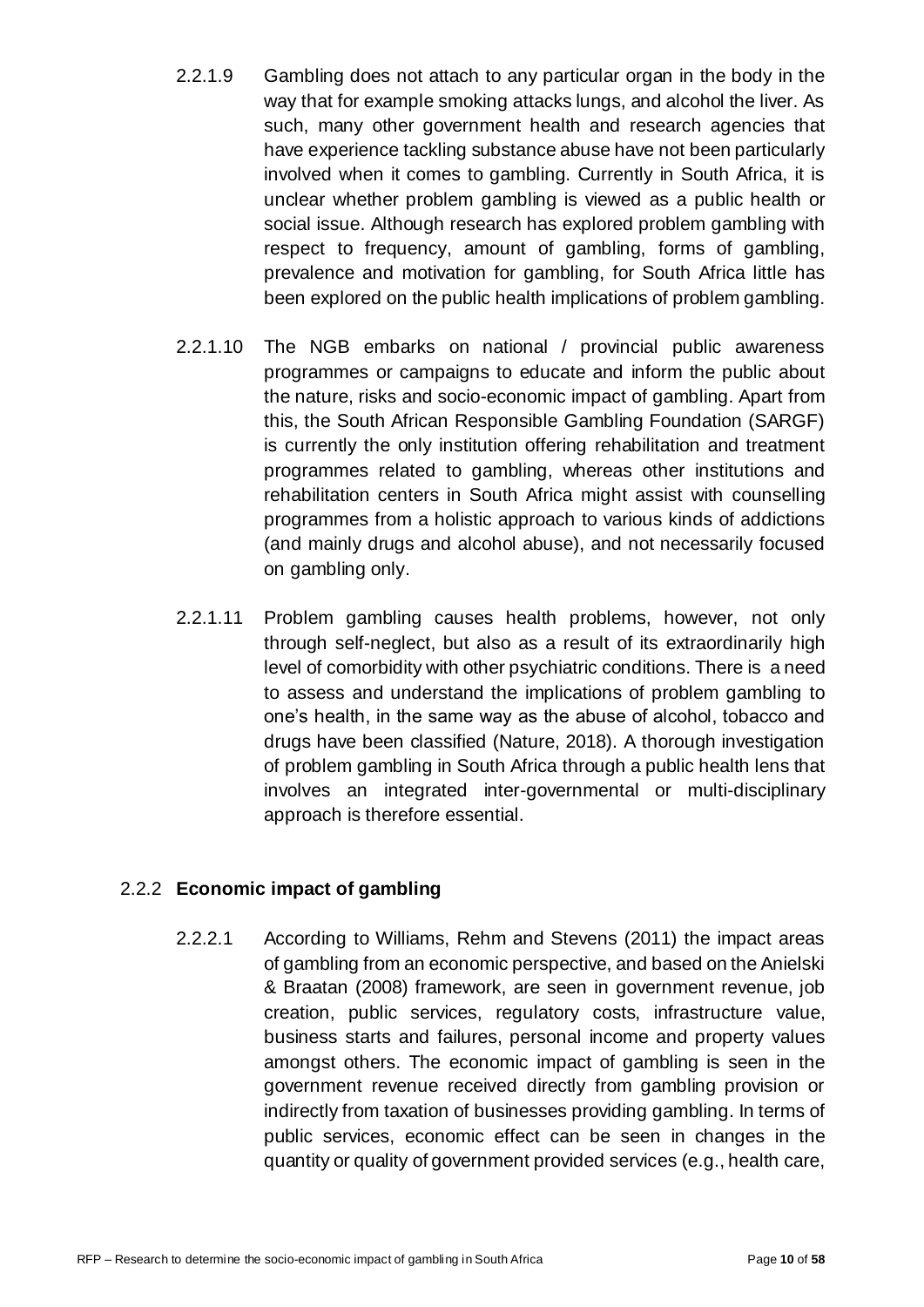2.2.1.9 Gambling does not attach to any particular organ in the body in the way that for example smoking attacks lungs, and alcohol the liver. As such, many other government health and research agencies that have experience tackling substance abuse have not been particularly involved when it comes to gambling. Currently in South Africa, it is unclear whether problem gambling is viewed as a public health or social issue. Although research has explored problem gambling with respect to frequency, amount of gambling, forms of gambling, prevalence and motivation for gambling, for South Africa little has been explored on the public health implications of problem gambling.

2.2.1.10 The NGB embarks on national / provincial public awareness programmes or campaigns to educate and inform the public about the nature, risks and socio-economic impact of gambling. Apart from this, the South African Responsible Gambling Foundation (SARGF) is currently the only institution offering rehabilitation and treatment programmes related to gambling, whereas other institutions and rehabilitation centers in South Africa might assist with counselling programmes from a holistic approach to various kinds of addictions (and mainly drugs and alcohol abuse), and not necessarily focused on gambling only.

2.2.1.11 Problem gambling causes health problems, however, not only through self-neglect, but also as a result of its extraordinarily high level of comorbidity with other psychiatric conditions. There is a need to assess and understand the implications of problem gambling to one's health, in the same way as the abuse of alcohol, tobacco and drugs have been classified (Nature, 2018). A thorough investigation of problem gambling in South Africa through a public health lens that involves an integrated inter-governmental or multi-disciplinary approach is therefore essential.

### 2.2.2 **Economic impact of gambling**

2.2.2.1 According to Williams, Rehm and Stevens (2011) the impact areas of gambling from an economic perspective, and based on the Anielski & Braatan (2008) framework, are seen in government revenue, job creation, public services, regulatory costs, infrastructure value, business starts and failures, personal income and property values amongst others. The economic impact of gambling is seen in the government revenue received directly from gambling provision or indirectly from taxation of businesses providing gambling. In terms of public services, economic effect can be seen in changes in the quantity or quality of government provided services (e.g., health care,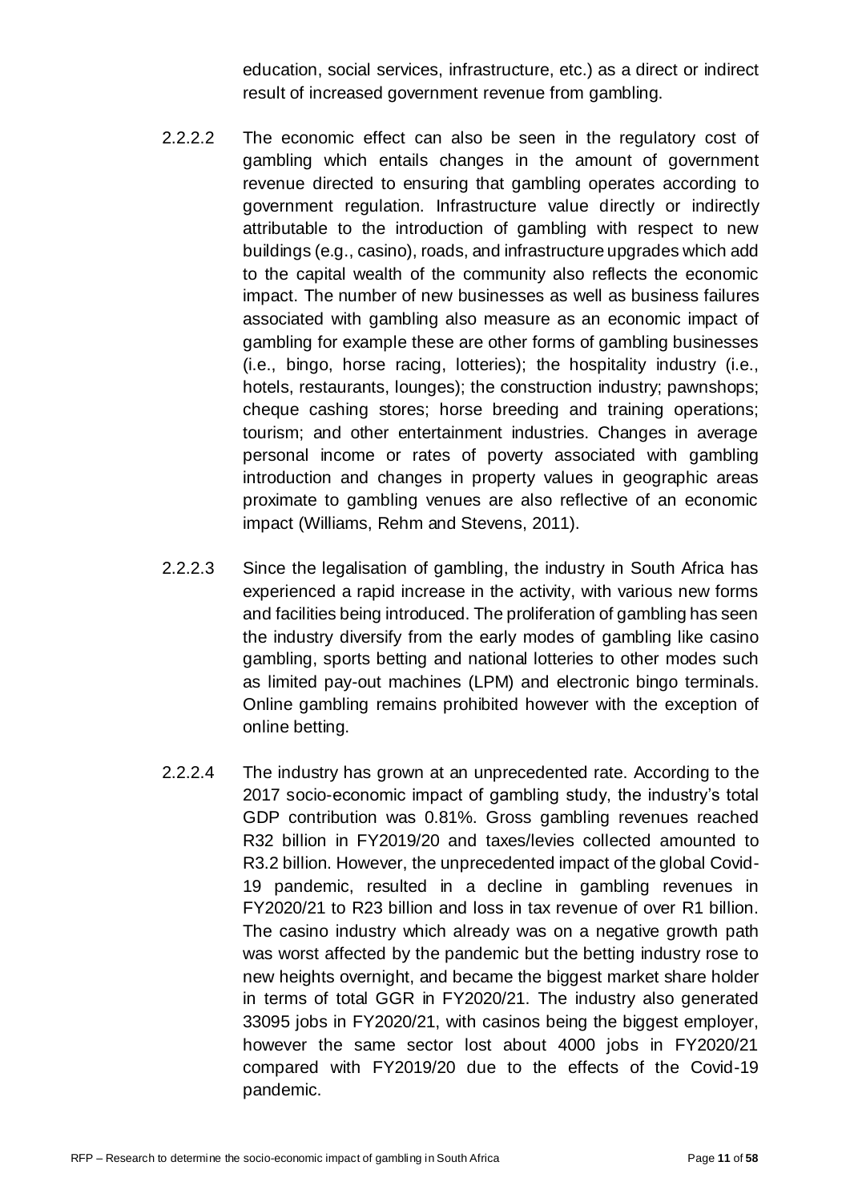education, social services, infrastructure, etc.) as a direct or indirect result of increased government revenue from gambling.

2.2.2.2 The economic effect can also be seen in the regulatory cost of gambling which entails changes in the amount of government revenue directed to ensuring that gambling operates according to government regulation. Infrastructure value directly or indirectly attributable to the introduction of gambling with respect to new buildings (e.g., casino), roads, and infrastructure upgrades which add to the capital wealth of the community also reflects the economic impact. The number of new businesses as well as business failures associated with gambling also measure as an economic impact of gambling for example these are other forms of gambling businesses (i.e., bingo, horse racing, lotteries); the hospitality industry (i.e., hotels, restaurants, lounges); the construction industry; pawnshops; cheque cashing stores; horse breeding and training operations; tourism; and other entertainment industries. Changes in average personal income or rates of poverty associated with gambling introduction and changes in property values in geographic areas proximate to gambling venues are also reflective of an economic impact (Williams, Rehm and Stevens, 2011).

2.2.2.3 Since the legalisation of gambling, the industry in South Africa has experienced a rapid increase in the activity, with various new forms and facilities being introduced. The proliferation of gambling has seen the industry diversify from the early modes of gambling like casino gambling, sports betting and national lotteries to other modes such as limited pay-out machines (LPM) and electronic bingo terminals. Online gambling remains prohibited however with the exception of online betting.

2.2.2.4 The industry has grown at an unprecedented rate. According to the 2017 socio-economic impact of gambling study, the industry's total GDP contribution was 0.81%. Gross gambling revenues reached R32 billion in FY2019/20 and taxes/levies collected amounted to R3.2 billion. However, the unprecedented impact of the global Covid-19 pandemic, resulted in a decline in gambling revenues in FY2020/21 to R23 billion and loss in tax revenue of over R1 billion. The casino industry which already was on a negative growth path was worst affected by the pandemic but the betting industry rose to new heights overnight, and became the biggest market share holder in terms of total GGR in FY2020/21. The industry also generated 33095 jobs in FY2020/21, with casinos being the biggest employer, however the same sector lost about 4000 jobs in FY2020/21 compared with FY2019/20 due to the effects of the Covid-19 pandemic.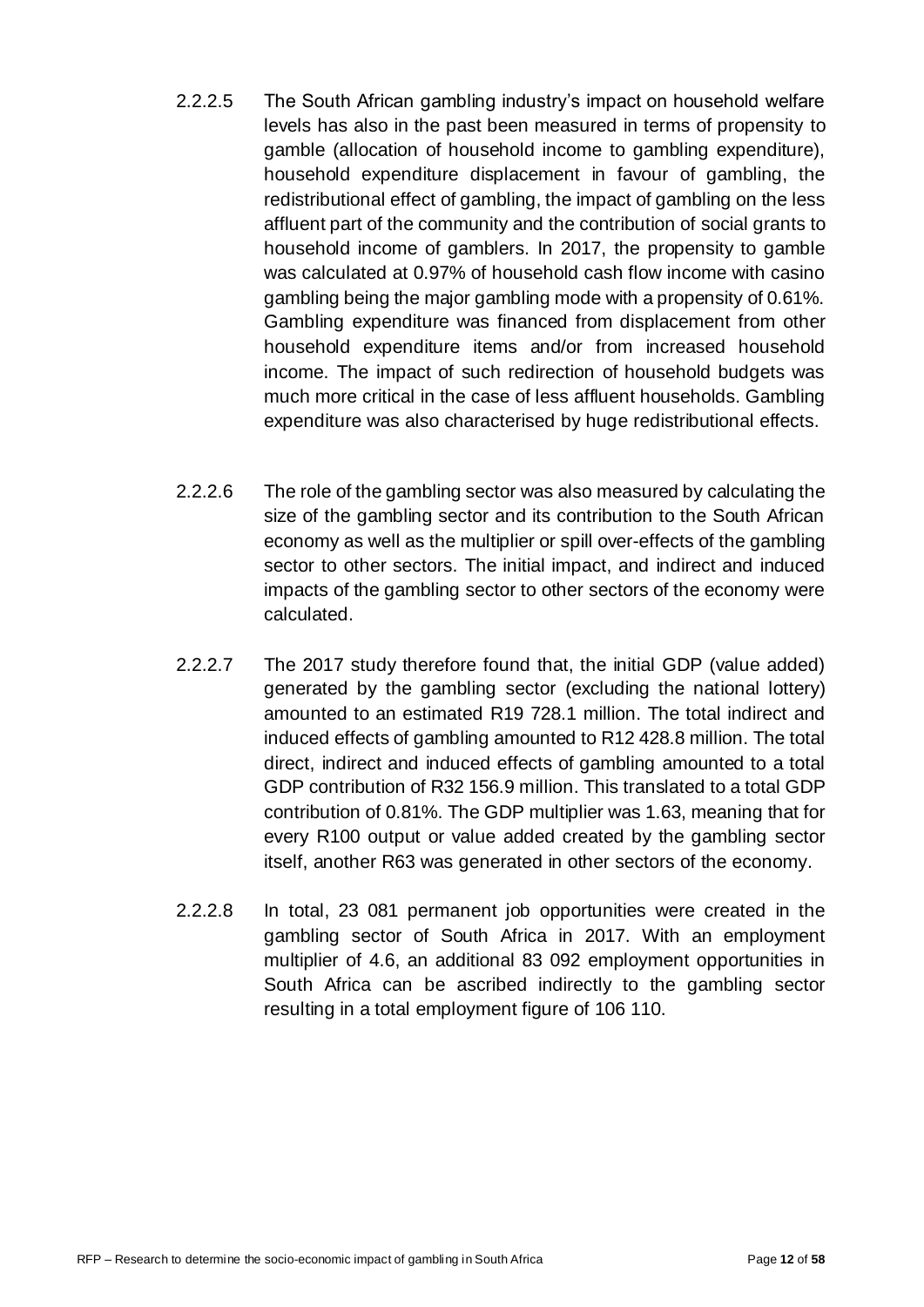2.2.2.5 The South African gambling industry's impact on household welfare levels has also in the past been measured in terms of propensity to gamble (allocation of household income to gambling expenditure), household expenditure displacement in favour of gambling, the redistributional effect of gambling, the impact of gambling on the less affluent part of the community and the contribution of social grants to household income of gamblers. In 2017, the propensity to gamble was calculated at 0.97% of household cash flow income with casino gambling being the major gambling mode with a propensity of 0.61%. Gambling expenditure was financed from displacement from other household expenditure items and/or from increased household income. The impact of such redirection of household budgets was much more critical in the case of less affluent households. Gambling expenditure was also characterised by huge redistributional effects.

2.2.2.6 The role of the gambling sector was also measured by calculating the size of the gambling sector and its contribution to the South African economy as well as the multiplier or spill over-effects of the gambling sector to other sectors. The initial impact, and indirect and induced impacts of the gambling sector to other sectors of the economy were calculated.

2.2.2.7 The 2017 study therefore found that, the initial GDP (value added) generated by the gambling sector (excluding the national lottery) amounted to an estimated R19 728.1 million. The total indirect and induced effects of gambling amounted to R12 428.8 million. The total direct, indirect and induced effects of gambling amounted to a total GDP contribution of R32 156.9 million. This translated to a total GDP contribution of 0.81%. The GDP multiplier was 1.63, meaning that for every R100 output or value added created by the gambling sector itself, another R63 was generated in other sectors of the economy.

2.2.2.8 In total, 23 081 permanent job opportunities were created in the gambling sector of South Africa in 2017. With an employment multiplier of 4.6, an additional 83 092 employment opportunities in South Africa can be ascribed indirectly to the gambling sector resulting in a total employment figure of 106 110.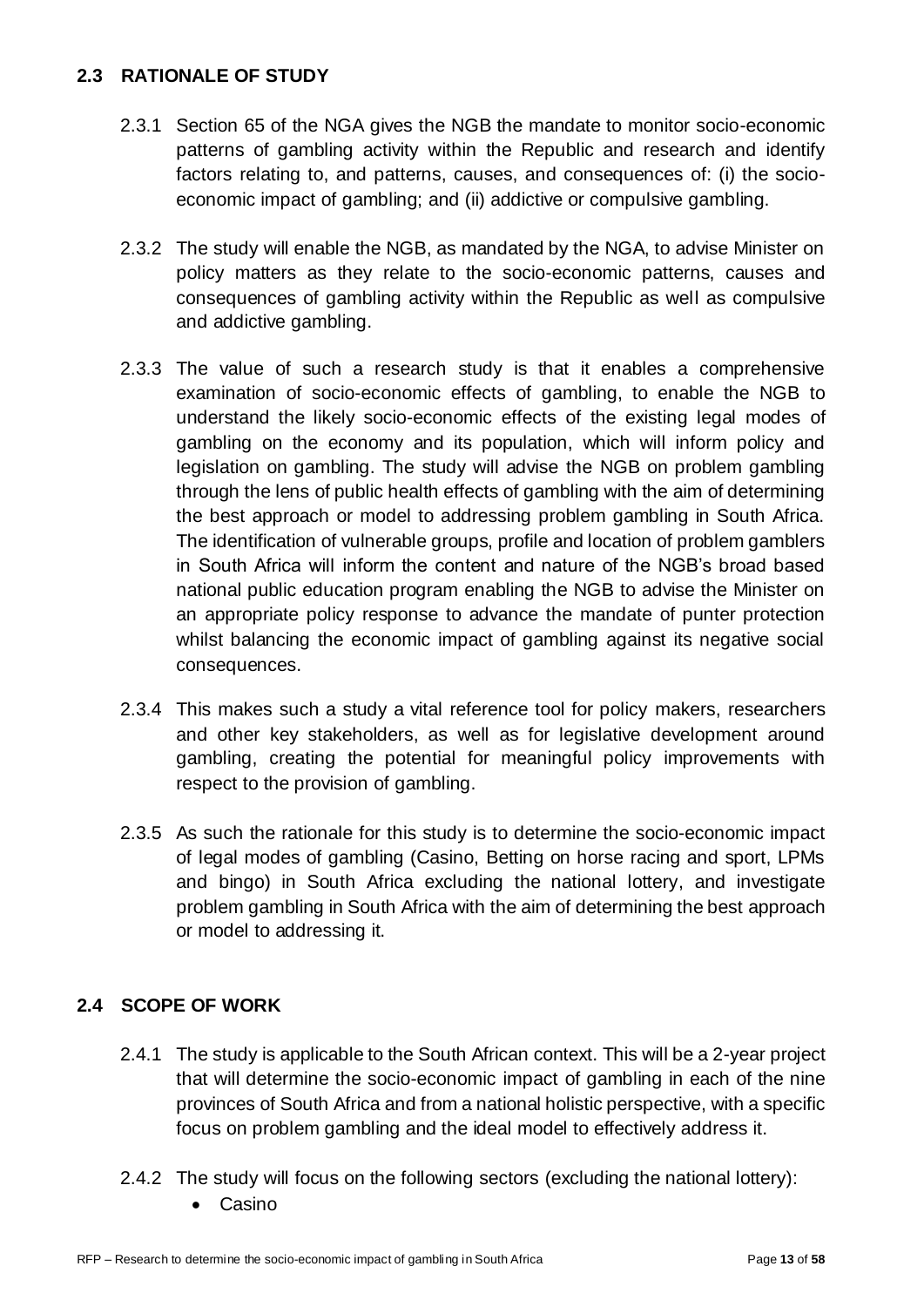## 2.3 RATIONALE OF STUDY

2.3.1 Section 65 of the NGA gives the NGB the mandate to monitor socio-economic patterns of gambling activity within the Republic and research and identify factors relating to, and patterns, causes, and consequences of: (i) the socio-economic impact of gambling; and (ii) addictive or compulsive gambling.

2.3.2 The study will enable the NGB, as mandated by the NGA, to advise Minister on policy matters as they relate to the socio-economic patterns, causes and consequences of gambling activity within the Republic as well as compulsive and addictive gambling.

2.3.3 The value of such a research study is that it enables a comprehensive examination of socio-economic effects of gambling, to enable the NGB to understand the likely socio-economic effects of the existing legal modes of gambling on the economy and its population, which will inform policy and legislation on gambling. The study will advise the NGB on problem gambling through the lens of public health effects of gambling with the aim of determining the best approach or model to addressing problem gambling in South Africa. The identification of vulnerable groups, profile and location of problem gamblers in South Africa will inform the content and nature of the NGB's broad based national public education program enabling the NGB to advise the Minister on an appropriate policy response to advance the mandate of punter protection whilst balancing the economic impact of gambling against its negative social consequences.

2.3.4 This makes such a study a vital reference tool for policy makers, researchers and other key stakeholders, as well as for legislative development around gambling, creating the potential for meaningful policy improvements with respect to the provision of gambling.

2.3.5 As such the rationale for this study is to determine the socio-economic impact of legal modes of gambling (Casino, Betting on horse racing and sport, LPMs and bingo) in South Africa excluding the national lottery, and investigate problem gambling in South Africa with the aim of determining the best approach or model to addressing it.

## 2.4 SCOPE OF WORK

2.4.1 The study is applicable to the South African context. This will be a 2-year project that will determine the socio-economic impact of gambling in each of the nine provinces of South Africa and from a national holistic perspective, with a specific focus on problem gambling and the ideal model to effectively address it.

2.4.2 The study will focus on the following sectors (excluding the national lottery):

- Casino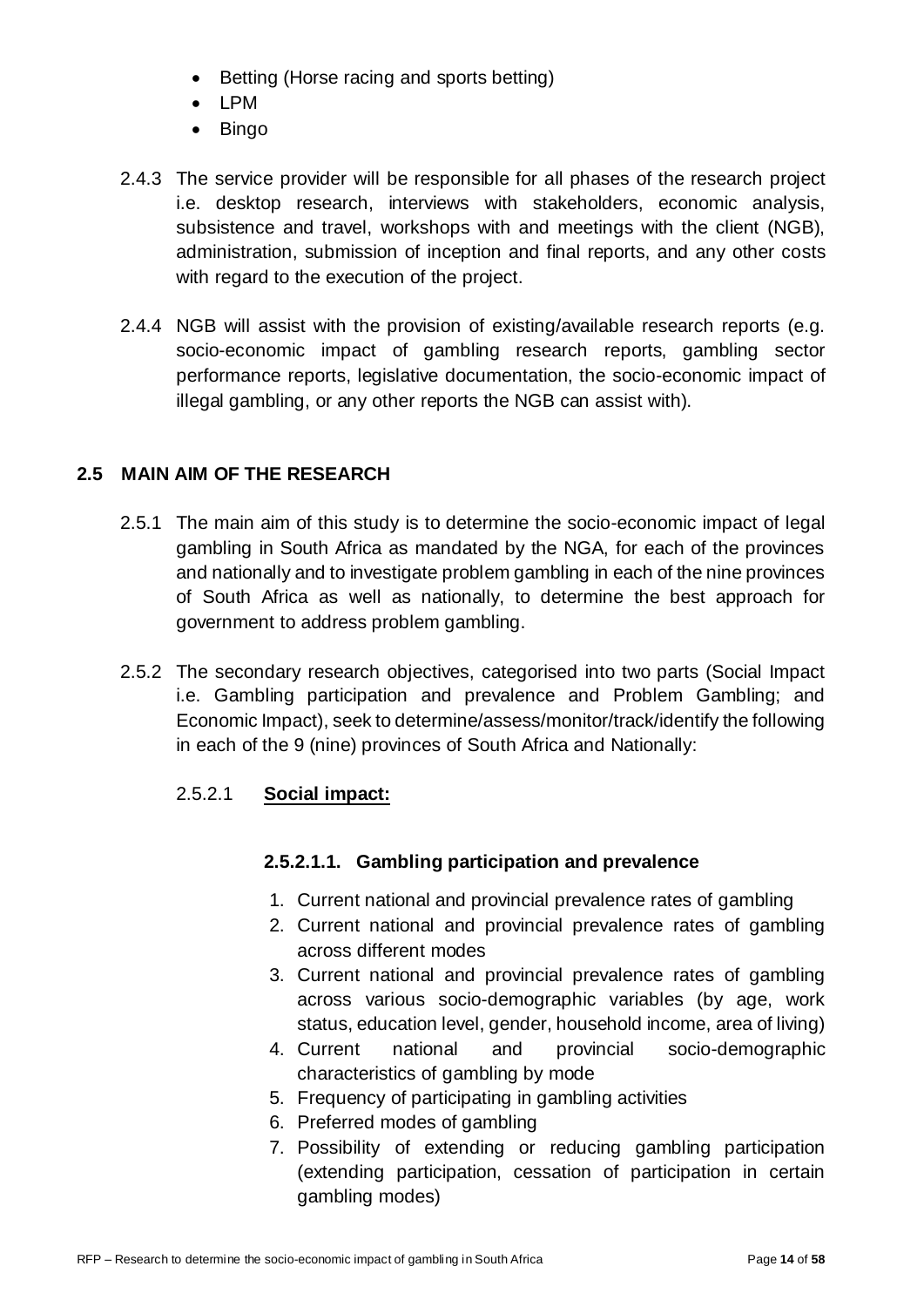- Betting (Horse racing and sports betting)
- LPM
- Bingo

2.4.3 The service provider will be responsible for all phases of the research project i.e. desktop research, interviews with stakeholders, economic analysis, subsistence and travel, workshops with and meetings with the client (NGB), administration, submission of inception and final reports, and any other costs with regard to the execution of the project.

2.4.4 NGB will assist with the provision of existing/available research reports (e.g. socio-economic impact of gambling research reports, gambling sector performance reports, legislative documentation, the socio-economic impact of illegal gambling, or any other reports the NGB can assist with).

## 2.5 MAIN AIM OF THE RESEARCH

2.5.1 The main aim of this study is to determine the socio-economic impact of legal gambling in South Africa as mandated by the NGA, for each of the provinces and nationally and to investigate problem gambling in each of the nine provinces of South Africa as well as nationally, to determine the best approach for government to address problem gambling.

2.5.2 The secondary research objectives, categorised into two parts (Social Impact i.e. Gambling participation and prevalence and Problem Gambling; and Economic Impact), seek to determine/assess/monitor/track/identify the following in each of the 9 (nine) provinces of South Africa and Nationally:

2.5.2.1 **Social impact:**

**2.5.2.1.1. Gambling participation and prevalence**

1. Current national and provincial prevalence rates of gambling
2. Current national and provincial prevalence rates of gambling across different modes
3. Current national and provincial prevalence rates of gambling across various socio-demographic variables (by age, work status, education level, gender, household income, area of living)
4. Current national and provincial socio-demographic characteristics of gambling by mode
5. Frequency of participating in gambling activities
6. Preferred modes of gambling
7. Possibility of extending or reducing gambling participation (extending participation, cessation of participation in certain gambling modes)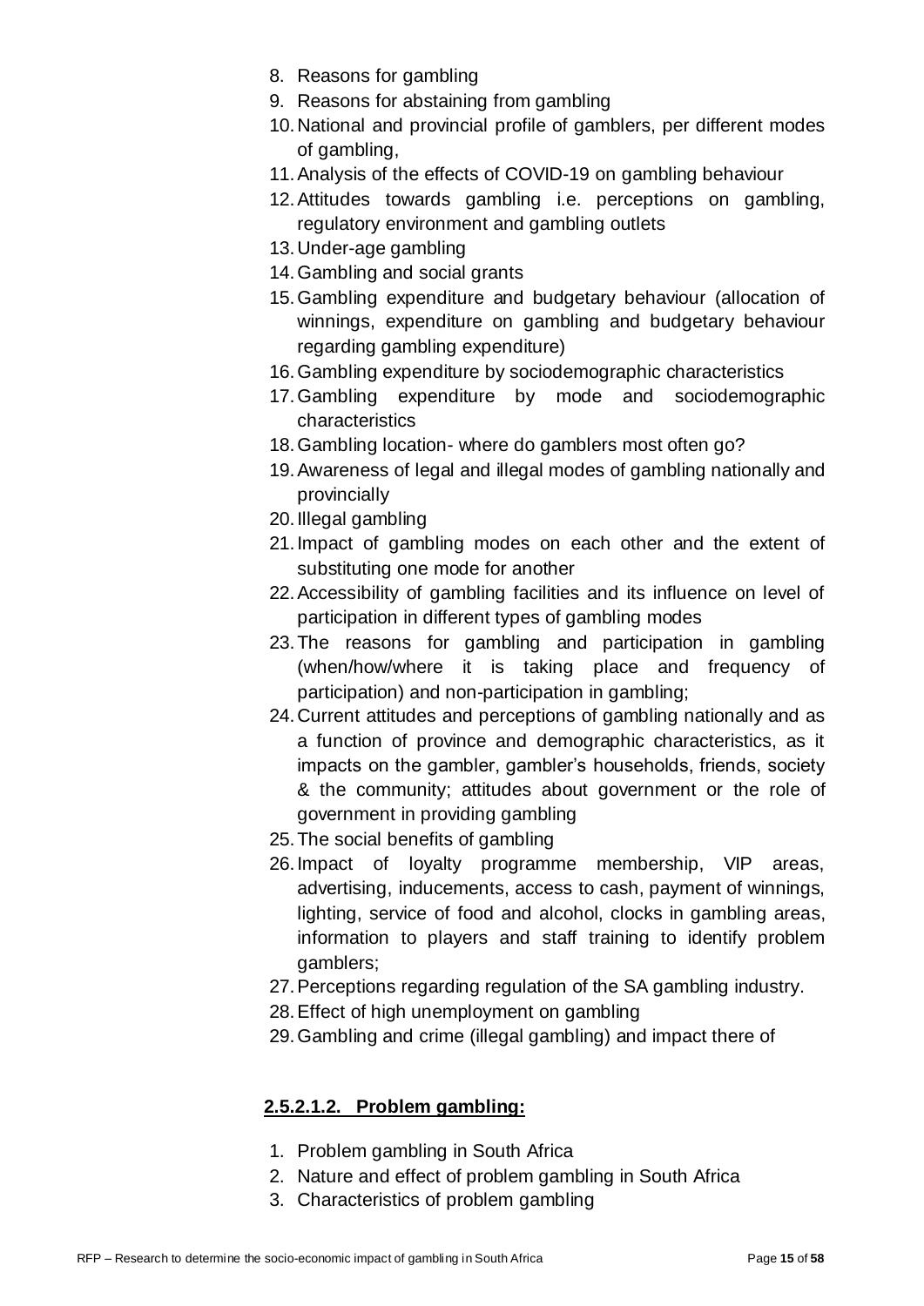8. Reasons for gambling
9. Reasons for abstaining from gambling
10. National and provincial profile of gamblers, per different modes of gambling,
11. Analysis of the effects of COVID-19 on gambling behaviour
12. Attitudes towards gambling i.e. perceptions on gambling, regulatory environment and gambling outlets
13. Under-age gambling
14. Gambling and social grants
15. Gambling expenditure and budgetary behaviour (allocation of winnings, expenditure on gambling and budgetary behaviour regarding gambling expenditure)
16. Gambling expenditure by sociodemographic characteristics
17. Gambling expenditure by mode and sociodemographic characteristics
18. Gambling location- where do gamblers most often go?
19. Awareness of legal and illegal modes of gambling nationally and provincially
20. Illegal gambling
21. Impact of gambling modes on each other and the extent of substituting one mode for another
22. Accessibility of gambling facilities and its influence on level of participation in different types of gambling modes
23. The reasons for gambling and participation in gambling (when/how/where it is taking place and frequency of participation) and non-participation in gambling;
24. Current attitudes and perceptions of gambling nationally and as a function of province and demographic characteristics, as it impacts on the gambler, gambler's households, friends, society & the community; attitudes about government or the role of government in providing gambling
25. The social benefits of gambling
26. Impact of loyalty programme membership, VIP areas, advertising, inducements, access to cash, payment of winnings, lighting, service of food and alcohol, clocks in gambling areas, information to players and staff training to identify problem gamblers;
27. Perceptions regarding regulation of the SA gambling industry.
28. Effect of high unemployment on gambling
29. Gambling and crime (illegal gambling) and impact there of

#### **2.5.2.1.2. Problem gambling:**

1. Problem gambling in South Africa
2. Nature and effect of problem gambling in South Africa
3. Characteristics of problem gambling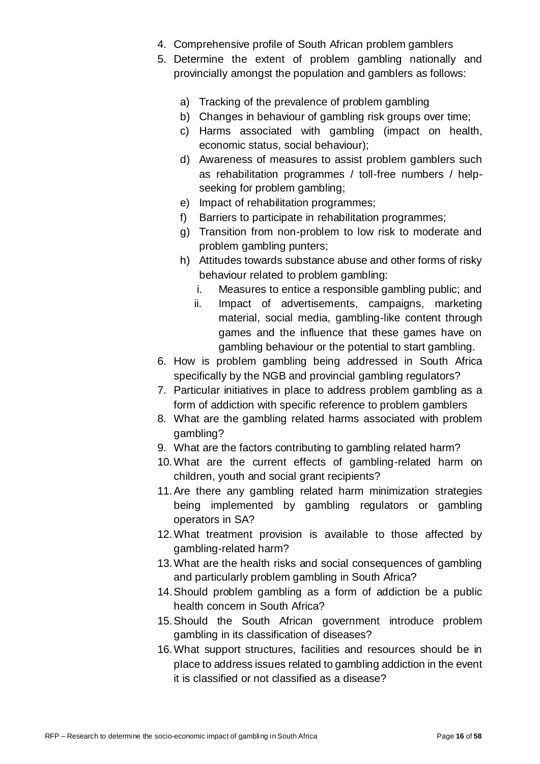4. Comprehensive profile of South African problem gamblers
5. Determine the extent of problem gambling nationally and provincially amongst the population and gamblers as follows:

    a) Tracking of the prevalence of problem gambling
    b) Changes in behaviour of gambling risk groups over time;
    c) Harms associated with gambling (impact on health, economic status, social behaviour);
    d) Awareness of measures to assist problem gamblers such as rehabilitation programmes / toll-free numbers / help-seeking for problem gambling;
    e) Impact of rehabilitation programmes;
    f) Barriers to participate in rehabilitation programmes;
    g) Transition from non-problem to low risk to moderate and problem gambling punters;
    h) Attitudes towards substance abuse and other forms of risky behaviour related to problem gambling:
        i. Measures to entice a responsible gambling public; and
        ii. Impact of advertisements, campaigns, marketing material, social media, gambling-like content through games and the influence that these games have on gambling behaviour or the potential to start gambling.
6. How is problem gambling being addressed in South Africa specifically by the NGB and provincial gambling regulators?
7. Particular initiatives in place to address problem gambling as a form of addiction with specific reference to problem gamblers
8. What are the gambling related harms associated with problem gambling?
9. What are the factors contributing to gambling related harm?
10. What are the current effects of gambling-related harm on children, youth and social grant recipients?
11. Are there any gambling related harm minimization strategies being implemented by gambling regulators or gambling operators in SA?
12. What treatment provision is available to those affected by gambling-related harm?
13. What are the health risks and social consequences of gambling and particularly problem gambling in South Africa?
14. Should problem gambling as a form of addiction be a public health concern in South Africa?
15. Should the South African government introduce problem gambling in its classification of diseases?
16. What support structures, facilities and resources should be in place to address issues related to gambling addiction in the event it is classified or not classified as a disease?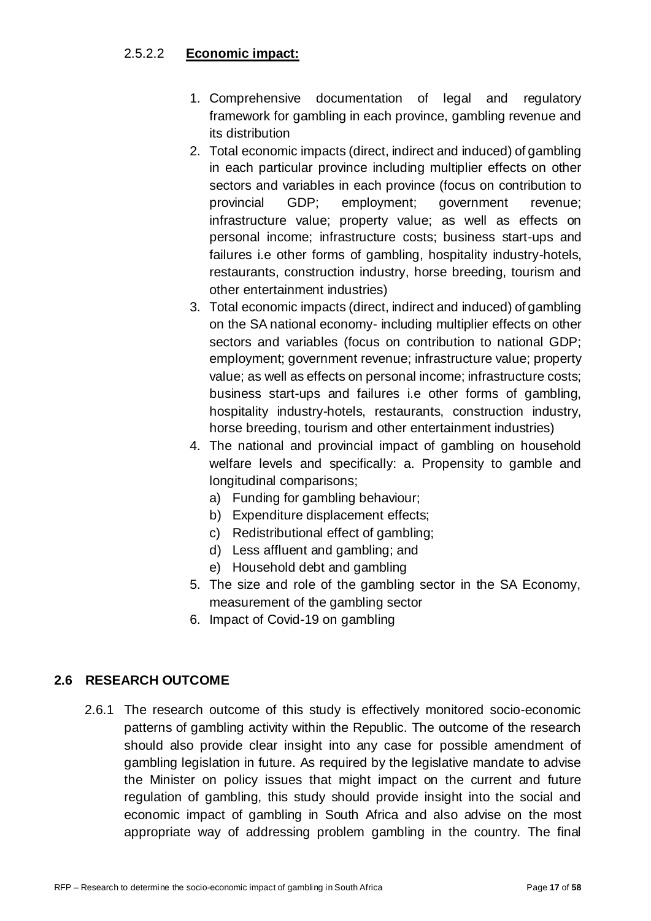#### 2.5.2.2 **Economic impact:**

1. Comprehensive documentation of legal and regulatory framework for gambling in each province, gambling revenue and its distribution
2. Total economic impacts (direct, indirect and induced) of gambling in each particular province including multiplier effects on other sectors and variables in each province (focus on contribution to provincial GDP; employment; government revenue; infrastructure value; property value; as well as effects on personal income; infrastructure costs; business start-ups and failures i.e other forms of gambling, hospitality industry-hotels, restaurants, construction industry, horse breeding, tourism and other entertainment industries)
3. Total economic impacts (direct, indirect and induced) of gambling on the SA national economy- including multiplier effects on other sectors and variables (focus on contribution to national GDP; employment; government revenue; infrastructure value; property value; as well as effects on personal income; infrastructure costs; business start-ups and failures i.e other forms of gambling, hospitality industry-hotels, restaurants, construction industry, horse breeding, tourism and other entertainment industries)
4. The national and provincial impact of gambling on household welfare levels and specifically: a. Propensity to gamble and longitudinal comparisons;
   a) Funding for gambling behaviour;
   b) Expenditure displacement effects;
   c) Redistributional effect of gambling;
   d) Less affluent and gambling; and
   e) Household debt and gambling
5. The size and role of the gambling sector in the SA Economy, measurement of the gambling sector
6. Impact of Covid-19 on gambling

## 2.6 RESEARCH OUTCOME

2.6.1 The research outcome of this study is effectively monitored socio-economic patterns of gambling activity within the Republic. The outcome of the research should also provide clear insight into any case for possible amendment of gambling legislation in future. As required by the legislative mandate to advise the Minister on policy issues that might impact on the current and future regulation of gambling, this study should provide insight into the social and economic impact of gambling in South Africa and also advise on the most appropriate way of addressing problem gambling in the country. The final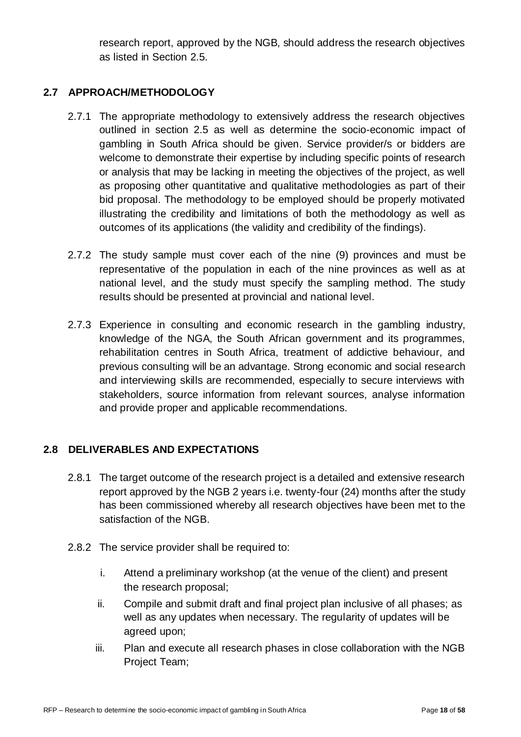research report, approved by the NGB, should address the research objectives as listed in Section 2.5.

## 2.7 APPROACH/METHODOLOGY

2.7.1 The appropriate methodology to extensively address the research objectives outlined in section 2.5 as well as determine the socio-economic impact of gambling in South Africa should be given. Service provider/s or bidders are welcome to demonstrate their expertise by including specific points of research or analysis that may be lacking in meeting the objectives of the project, as well as proposing other quantitative and qualitative methodologies as part of their bid proposal. The methodology to be employed should be properly motivated illustrating the credibility and limitations of both the methodology as well as outcomes of its applications (the validity and credibility of the findings).

2.7.2 The study sample must cover each of the nine (9) provinces and must be representative of the population in each of the nine provinces as well as at national level, and the study must specify the sampling method. The study results should be presented at provincial and national level.

2.7.3 Experience in consulting and economic research in the gambling industry, knowledge of the NGA, the South African government and its programmes, rehabilitation centres in South Africa, treatment of addictive behaviour, and previous consulting will be an advantage. Strong economic and social research and interviewing skills are recommended, especially to secure interviews with stakeholders, source information from relevant sources, analyse information and provide proper and applicable recommendations.

## 2.8 DELIVERABLES AND EXPECTATIONS

2.8.1 The target outcome of the research project is a detailed and extensive research report approved by the NGB 2 years i.e. twenty-four (24) months after the study has been commissioned whereby all research objectives have been met to the satisfaction of the NGB.

2.8.2 The service provider shall be required to:

i. Attend a preliminary workshop (at the venue of the client) and present the research proposal;

ii. Compile and submit draft and final project plan inclusive of all phases; as well as any updates when necessary. The regularity of updates will be agreed upon;

iii. Plan and execute all research phases in close collaboration with the NGB Project Team;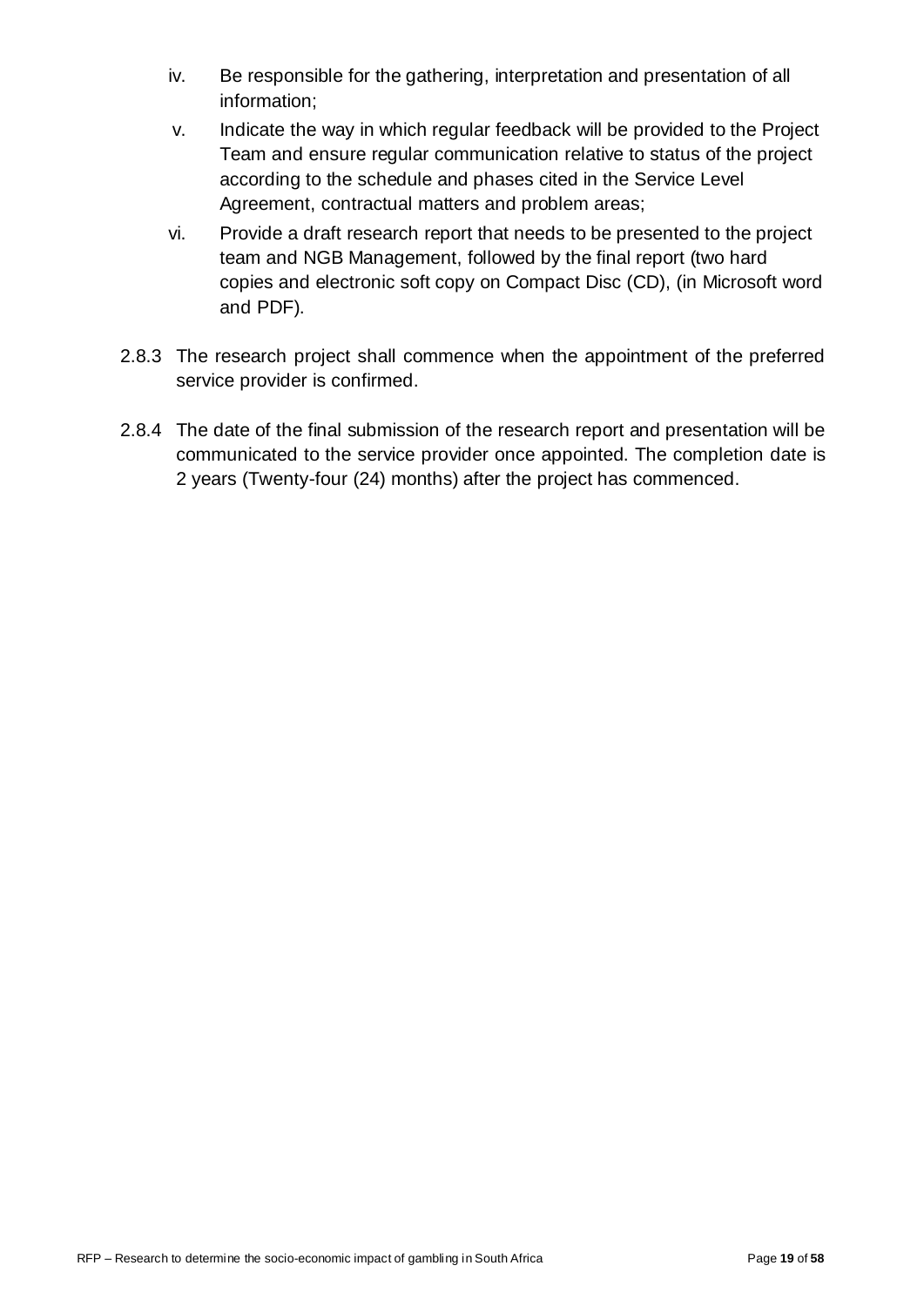iv. Be responsible for the gathering, interpretation and presentation of all information;

v. Indicate the way in which regular feedback will be provided to the Project Team and ensure regular communication relative to status of the project according to the schedule and phases cited in the Service Level Agreement, contractual matters and problem areas;

vi. Provide a draft research report that needs to be presented to the project team and NGB Management, followed by the final report (two hard copies and electronic soft copy on Compact Disc (CD), (in Microsoft word and PDF).

2.8.3 The research project shall commence when the appointment of the preferred service provider is confirmed.

2.8.4 The date of the final submission of the research report and presentation will be communicated to the service provider once appointed. The completion date is 2 years (Twenty-four (24) months) after the project has commenced.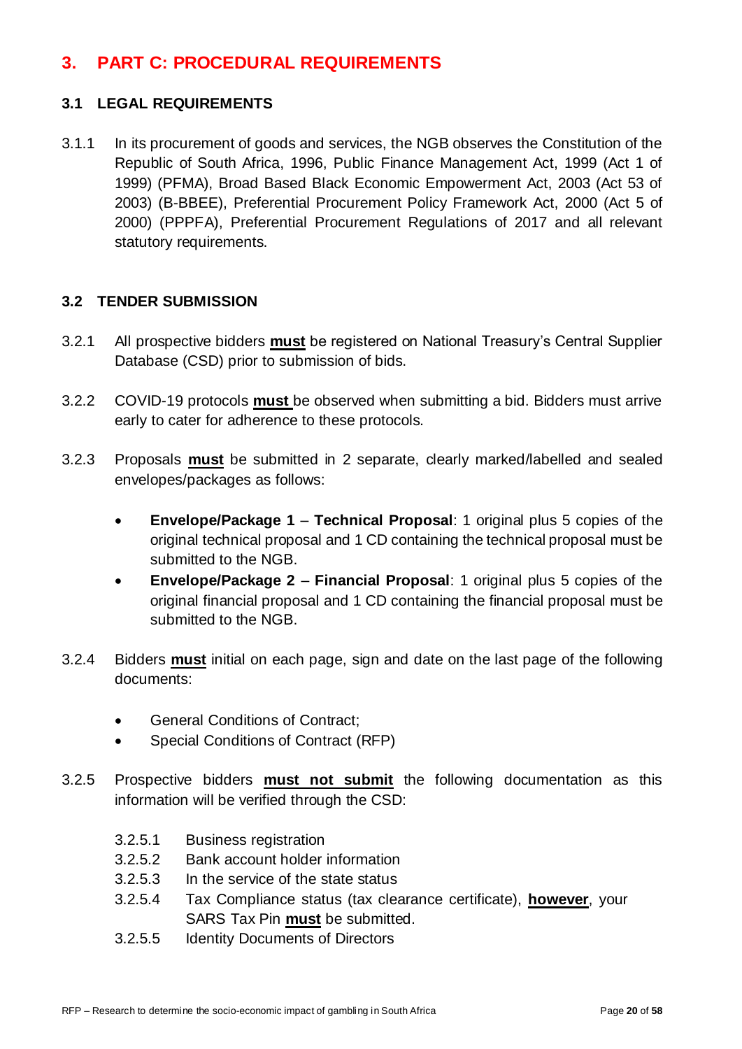# 3. PART C: PROCEDURAL REQUIREMENTS

## 3.1 LEGAL REQUIREMENTS

3.1.1 In its procurement of goods and services, the NGB observes the Constitution of the Republic of South Africa, 1996, Public Finance Management Act, 1999 (Act 1 of 1999) (PFMA), Broad Based Black Economic Empowerment Act, 2003 (Act 53 of 2003) (B-BBEE), Preferential Procurement Policy Framework Act, 2000 (Act 5 of 2000) (PPPFA), Preferential Procurement Regulations of 2017 and all relevant statutory requirements.

## 3.2 TENDER SUBMISSION

3.2.1 All prospective bidders **must** be registered on National Treasury's Central Supplier Database (CSD) prior to submission of bids.

3.2.2 COVID-19 protocols **must** be observed when submitting a bid. Bidders must arrive early to cater for adherence to these protocols.

3.2.3 Proposals **must** be submitted in 2 separate, clearly marked/labelled and sealed envelopes/packages as follows:

- **Envelope/Package 1** – **Technical Proposal**: 1 original plus 5 copies of the original technical proposal and 1 CD containing the technical proposal must be submitted to the NGB.
- **Envelope/Package 2** – **Financial Proposal**: 1 original plus 5 copies of the original financial proposal and 1 CD containing the financial proposal must be submitted to the NGB.

3.2.4 Bidders **must** initial on each page, sign and date on the last page of the following documents:

- General Conditions of Contract;
- Special Conditions of Contract (RFP)

3.2.5 Prospective bidders **must not submit** the following documentation as this information will be verified through the CSD:

3.2.5.1 Business registration
3.2.5.2 Bank account holder information
3.2.5.3 In the service of the state status
3.2.5.4 Tax Compliance status (tax clearance certificate), **however**, your SARS Tax Pin **must** be submitted.
3.2.5.5 Identity Documents of Directors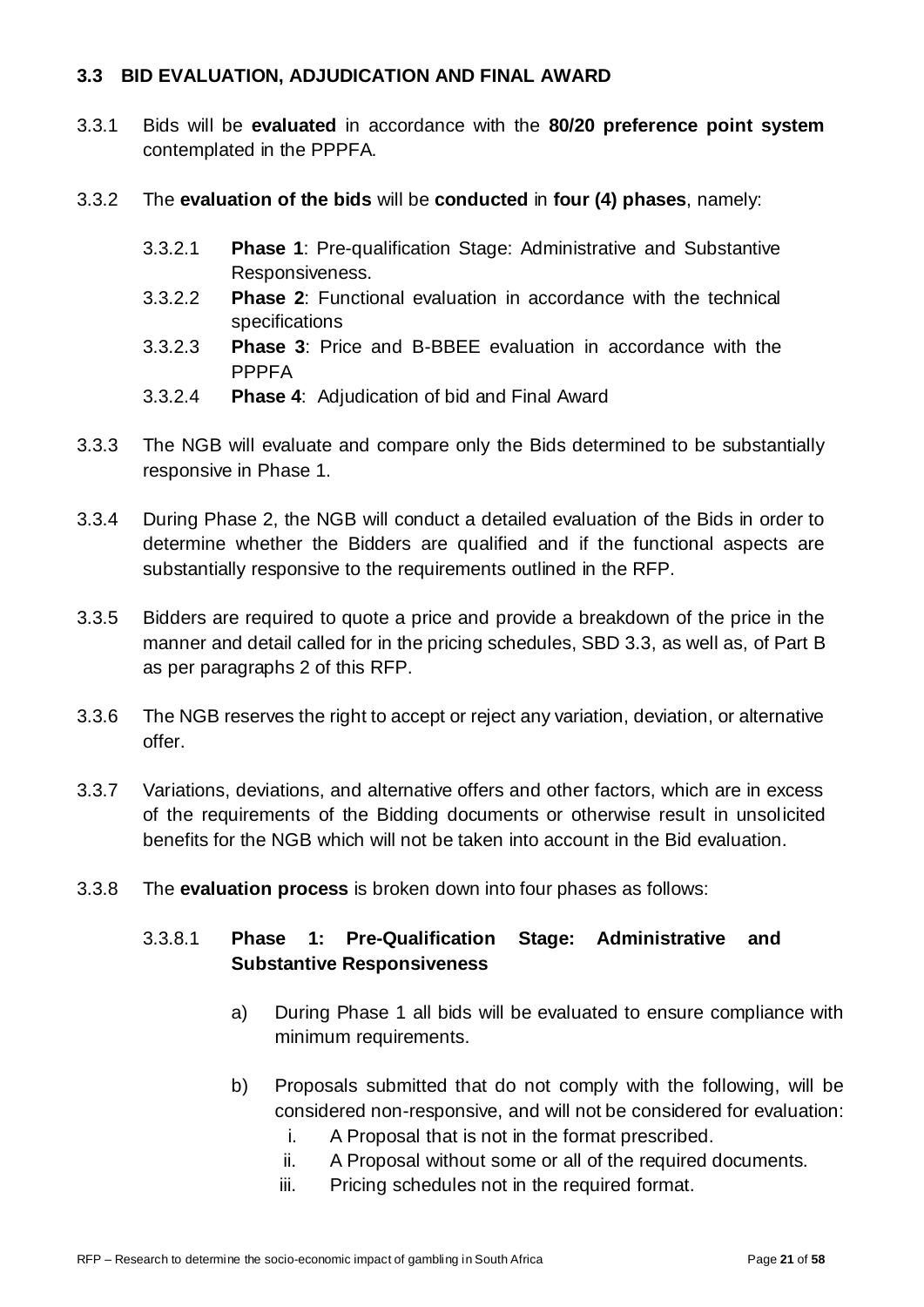### 3.3 BID EVALUATION, ADJUDICATION AND FINAL AWARD

3.3.1 Bids will be **evaluated** in accordance with the **80/20 preference point system** contemplated in the PPPFA.

3.3.2 The **evaluation of the bids** will be **conducted** in **four (4) phases**, namely:

- 3.3.2.1 **Phase 1**: Pre-qualification Stage: Administrative and Substantive Responsiveness.
- 3.3.2.2 **Phase 2**: Functional evaluation in accordance with the technical specifications
- 3.3.2.3 **Phase 3**: Price and B-BBEE evaluation in accordance with the PPPFA
- 3.3.2.4 **Phase 4**: Adjudication of bid and Final Award

3.3.3 The NGB will evaluate and compare only the Bids determined to be substantially responsive in Phase 1.

3.3.4 During Phase 2, the NGB will conduct a detailed evaluation of the Bids in order to determine whether the Bidders are qualified and if the functional aspects are substantially responsive to the requirements outlined in the RFP.

3.3.5 Bidders are required to quote a price and provide a breakdown of the price in the manner and detail called for in the pricing schedules, SBD 3.3, as well as, of Part B as per paragraphs 2 of this RFP.

3.3.6 The NGB reserves the right to accept or reject any variation, deviation, or alternative offer.

3.3.7 Variations, deviations, and alternative offers and other factors, which are in excess of the requirements of the Bidding documents or otherwise result in unsolicited benefits for the NGB which will not be taken into account in the Bid evaluation.

3.3.8 The **evaluation process** is broken down into four phases as follows:

#### 3.3.8.1 Phase 1: Pre-Qualification Stage: Administrative and Substantive Responsiveness

a) During Phase 1 all bids will be evaluated to ensure compliance with minimum requirements.

b) Proposals submitted that do not comply with the following, will be considered non-responsive, and will not be considered for evaluation:

   i. A Proposal that is not in the format prescribed.
   ii. A Proposal without some or all of the required documents.
   iii. Pricing schedules not in the required format.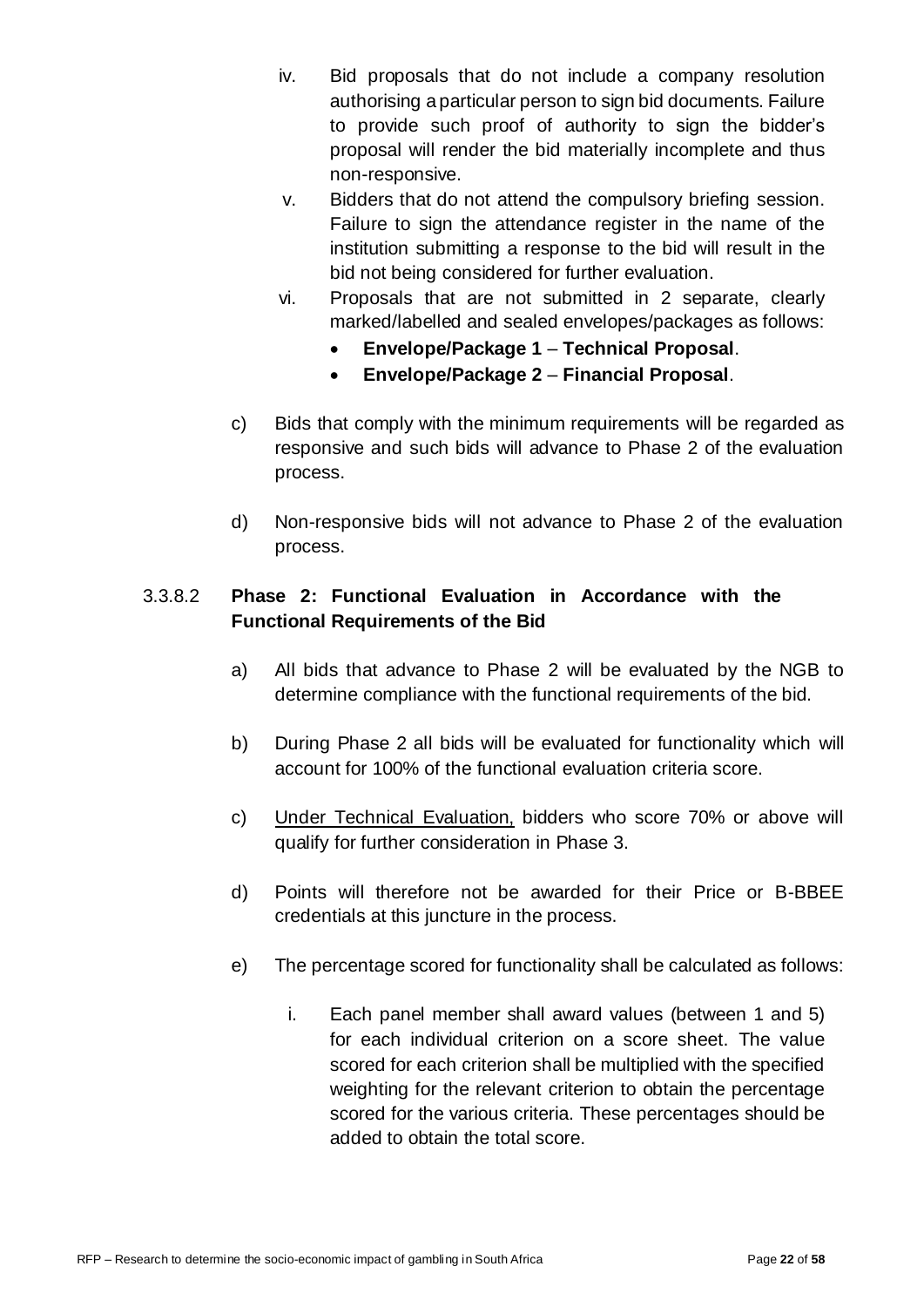iv. Bid proposals that do not include a company resolution authorising a particular person to sign bid documents. Failure to provide such proof of authority to sign the bidder's proposal will render the bid materially incomplete and thus non-responsive.

v. Bidders that do not attend the compulsory briefing session. Failure to sign the attendance register in the name of the institution submitting a response to the bid will result in the bid not being considered for further evaluation.

vi. Proposals that are not submitted in 2 separate, clearly marked/labelled and sealed envelopes/packages as follows:

- **Envelope/Package 1** – **Technical Proposal**.
- **Envelope/Package 2** – **Financial Proposal**.

c) Bids that comply with the minimum requirements will be regarded as responsive and such bids will advance to Phase 2 of the evaluation process.

d) Non-responsive bids will not advance to Phase 2 of the evaluation process.

#### 3.3.8.2 Phase 2: Functional Evaluation in Accordance with the Functional Requirements of the Bid

a) All bids that advance to Phase 2 will be evaluated by the NGB to determine compliance with the functional requirements of the bid.

b) During Phase 2 all bids will be evaluated for functionality which will account for 100% of the functional evaluation criteria score.

c) Under Technical Evaluation, bidders who score 70% or above will qualify for further consideration in Phase 3.

d) Points will therefore not be awarded for their Price or B-BBEE credentials at this juncture in the process.

e) The percentage scored for functionality shall be calculated as follows:

i. Each panel member shall award values (between 1 and 5) for each individual criterion on a score sheet. The value scored for each criterion shall be multiplied with the specified weighting for the relevant criterion to obtain the percentage scored for the various criteria. These percentages should be added to obtain the total score.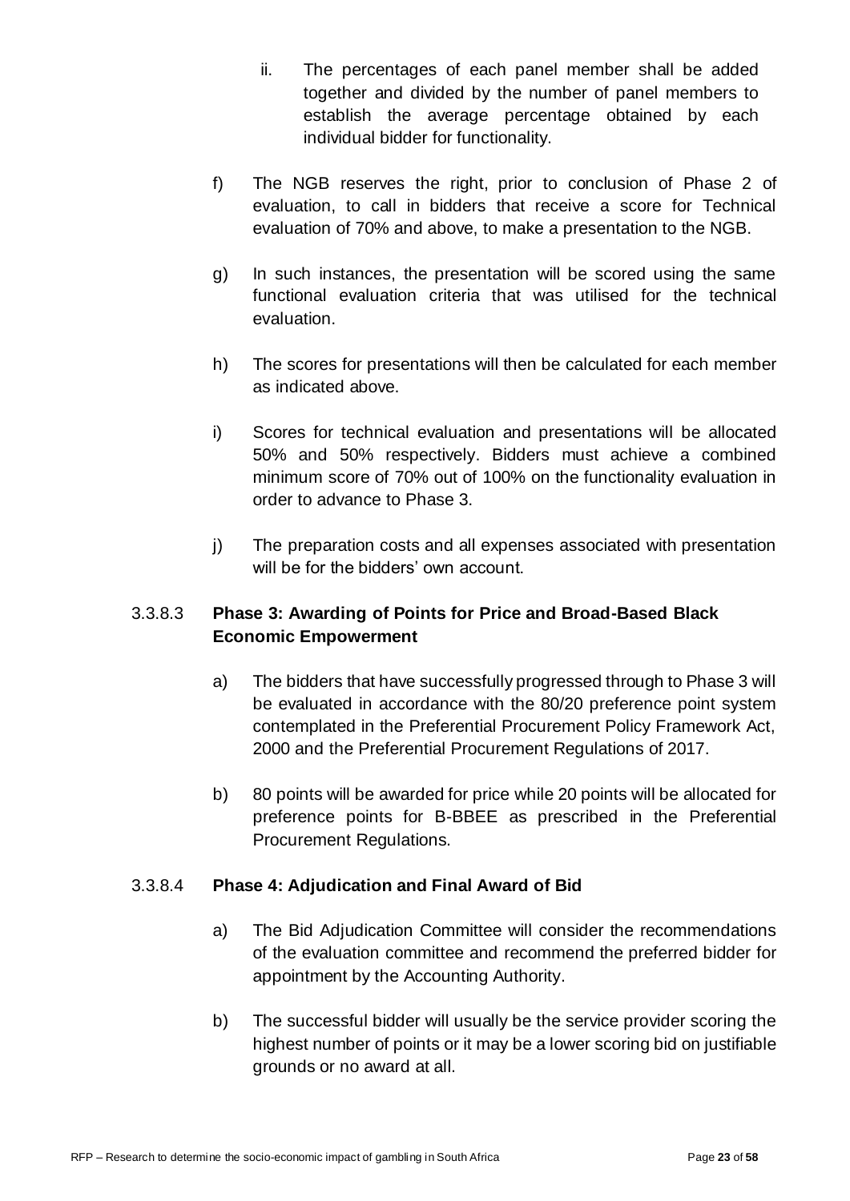ii. The percentages of each panel member shall be added together and divided by the number of panel members to establish the average percentage obtained by each individual bidder for functionality.

f) The NGB reserves the right, prior to conclusion of Phase 2 of evaluation, to call in bidders that receive a score for Technical evaluation of 70% and above, to make a presentation to the NGB.

g) In such instances, the presentation will be scored using the same functional evaluation criteria that was utilised for the technical evaluation.

h) The scores for presentations will then be calculated for each member as indicated above.

i) Scores for technical evaluation and presentations will be allocated 50% and 50% respectively. Bidders must achieve a combined minimum score of 70% out of 100% on the functionality evaluation in order to advance to Phase 3.

j) The preparation costs and all expenses associated with presentation will be for the bidders' own account.

### 3.3.8.3 Phase 3: Awarding of Points for Price and Broad-Based Black Economic Empowerment

a) The bidders that have successfully progressed through to Phase 3 will be evaluated in accordance with the 80/20 preference point system contemplated in the Preferential Procurement Policy Framework Act, 2000 and the Preferential Procurement Regulations of 2017.

b) 80 points will be awarded for price while 20 points will be allocated for preference points for B-BBEE as prescribed in the Preferential Procurement Regulations.

### 3.3.8.4 Phase 4: Adjudication and Final Award of Bid

a) The Bid Adjudication Committee will consider the recommendations of the evaluation committee and recommend the preferred bidder for appointment by the Accounting Authority.

b) The successful bidder will usually be the service provider scoring the highest number of points or it may be a lower scoring bid on justifiable grounds or no award at all.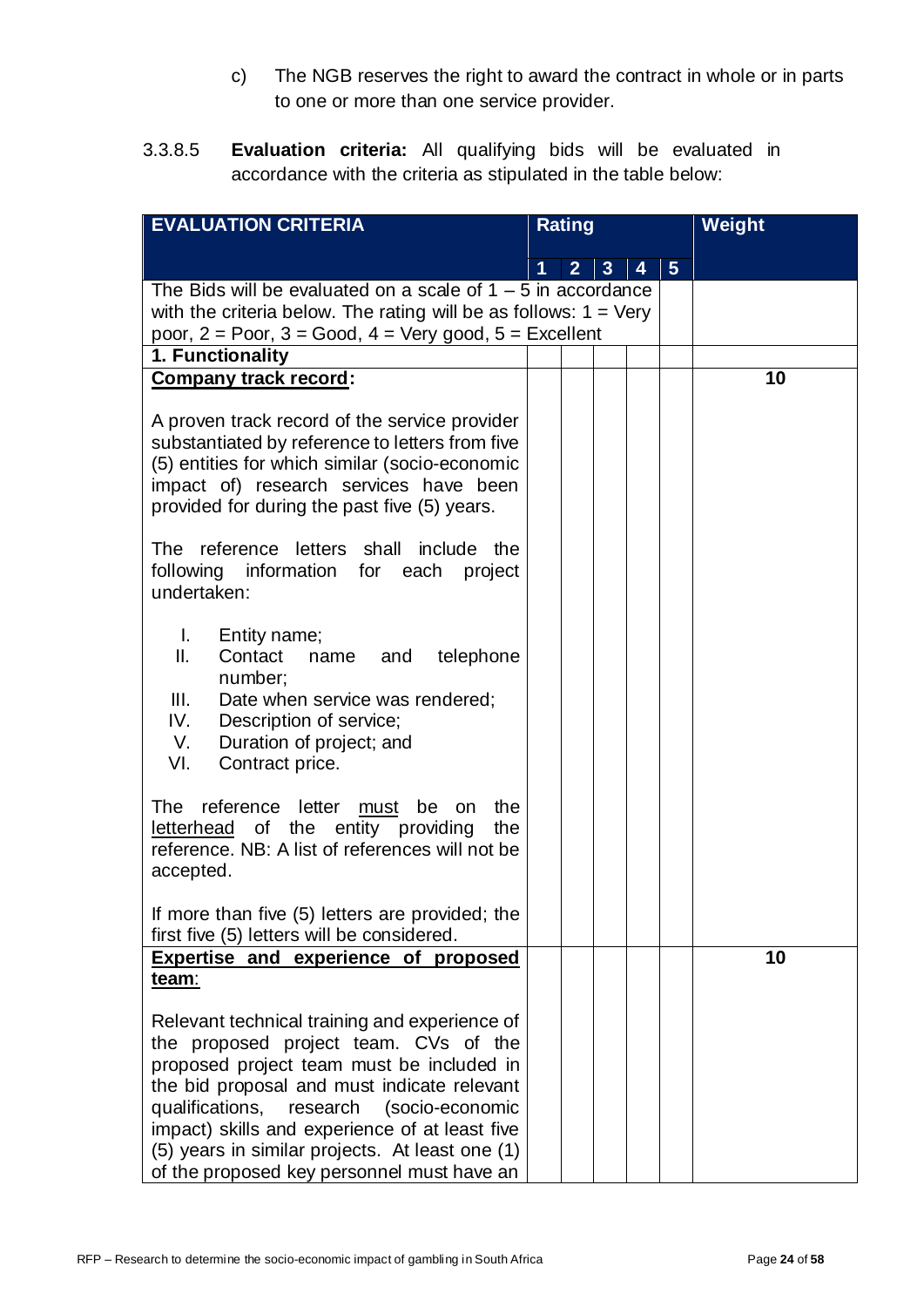c) The NGB reserves the right to award the contract in whole or in parts to one or more than one service provider.

3.3.8.5 **Evaluation criteria:** All qualifying bids will be evaluated in accordance with the criteria as stipulated in the table below:

| EVALUATION CRITERIA | Rating | | | | | Weight |
|---|---|---|---|---|---|---|
| | 1 | 2 | 3 | 4 | 5 | |
| The Bids will be evaluated on a scale of 1 – 5 in accordance with the criteria below. The rating will be as follows: 1 = Very poor, 2 = Poor, 3 = Good, 4 = Very good, 5 = Excellent | | | | | | |
| **1. Functionality** | | | | | | |
| <u>**Company track record**</u>:<br><br>A proven track record of the service provider substantiated by reference to letters from five (5) entities for which similar (socio-economic impact of) research services have been provided for during the past five (5) years.<br><br>The reference letters shall include the following information for each project undertaken:<br><br>I. Entity name;<br>II. Contact name and telephone number;<br>III. Date when service was rendered;<br>IV. Description of service;<br>V. Duration of project; and<br>VI. Contract price.<br><br>The reference letter <u>must</u> be on the <u>letterhead</u> of the entity providing the reference. NB: A list of references will not be accepted.<br><br>If more than five (5) letters are provided; the first five (5) letters will be considered. | | | | | | 10 |
| <u>**Expertise and experience of proposed team**</u>:<br><br>Relevant technical training and experience of the proposed project team. CVs of the proposed project team must be included in the bid proposal and must indicate relevant qualifications, research (socio-economic impact) skills and experience of at least five (5) years in similar projects. At least one (1) of the proposed key personnel must have an | | | | | | 10 |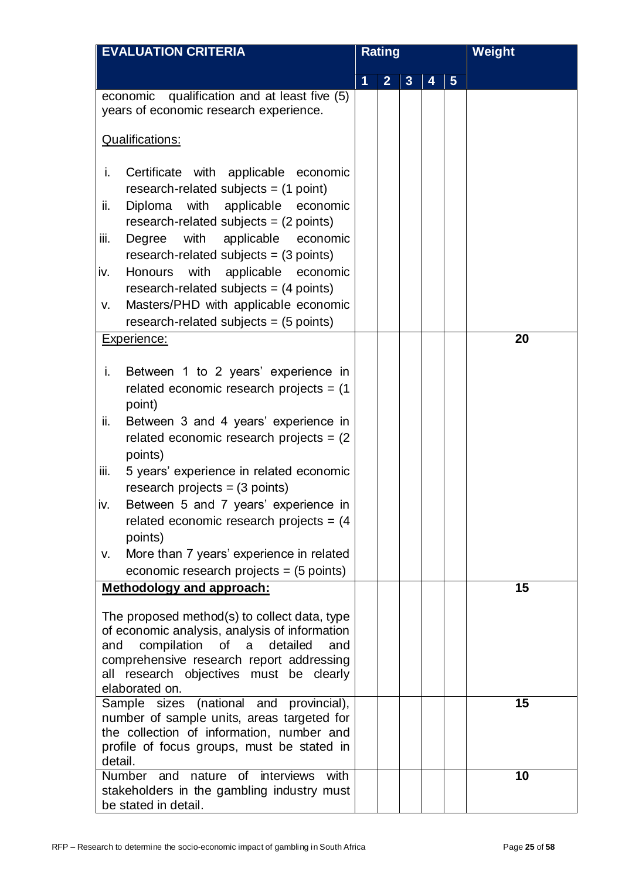| EVALUATION CRITERIA | Rating | | | | | Weight |
|---|---|---|---|---|---|---|
| | 1 | 2 | 3 | 4 | 5 | |
| economic qualification and at least five (5) years of economic research experience.<br><br>Qualifications:<br><br>i. Certificate with applicable economic research-related subjects = (1 point)<br>ii. Diploma with applicable economic research-related subjects = (2 points)<br>iii. Degree with applicable economic research-related subjects = (3 points)<br>iv. Honours with applicable economic research-related subjects = (4 points)<br>v. Masters/PHD with applicable economic research-related subjects = (5 points) | | | | | | |
| Experience:<br><br>i. Between 1 to 2 years' experience in related economic research projects = (1 point)<br>ii. Between 3 and 4 years' experience in related economic research projects = (2 points)<br>iii. 5 years' experience in related economic research projects = (3 points)<br>iv. Between 5 and 7 years' experience in related economic research projects = (4 points)<br>v. More than 7 years' experience in related economic research projects = (5 points) | | | | | | 20 |
| **Methodology and approach:**<br><br>The proposed method(s) to collect data, type of economic analysis, analysis of information and compilation of a detailed and comprehensive research report addressing all research objectives must be clearly elaborated on. | | | | | | 15 |
| Sample sizes (national and provincial), number of sample units, areas targeted for the collection of information, number and profile of focus groups, must be stated in detail. | | | | | | 15 |
| Number and nature of interviews with stakeholders in the gambling industry must be stated in detail. | | | | | | 10 |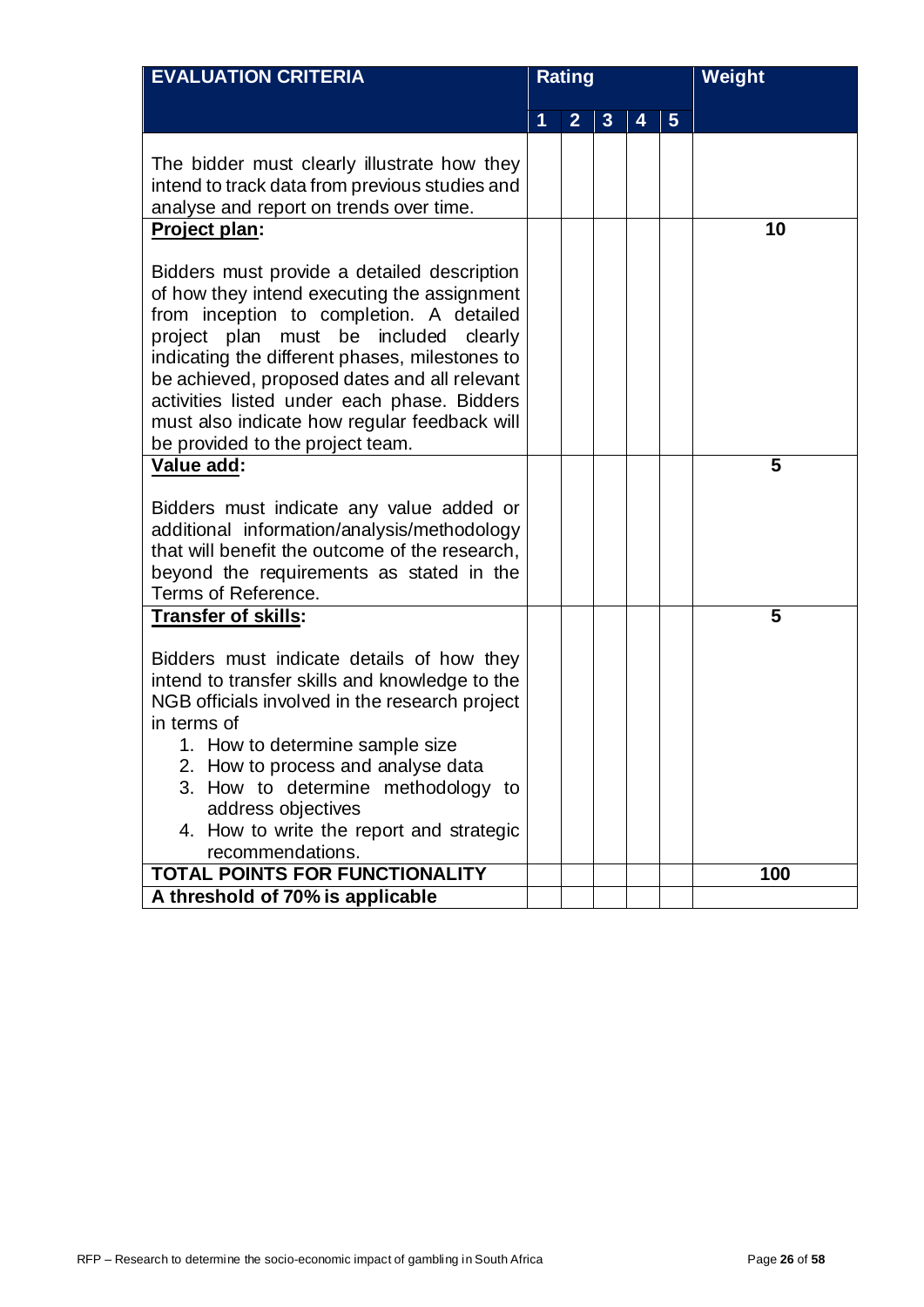| EVALUATION CRITERIA | Rating | | | | | Weight |
|---|---|---|---|---|---|---|
| | 1 | 2 | 3 | 4 | 5 | |
| The bidder must clearly illustrate how they intend to track data from previous studies and analyse and report on trends over time. | | | | | | |
| **Project plan:**<br><br>Bidders must provide a detailed description of how they intend executing the assignment from inception to completion. A detailed project plan must be included clearly indicating the different phases, milestones to be achieved, proposed dates and all relevant activities listed under each phase. Bidders must also indicate how regular feedback will be provided to the project team. | | | | | | **10** |
| **Value add:**<br><br>Bidders must indicate any value added or additional information/analysis/methodology that will benefit the outcome of the research, beyond the requirements as stated in the Terms of Reference. | | | | | | **5** |
| **Transfer of skills:**<br><br>Bidders must indicate details of how they intend to transfer skills and knowledge to the NGB officials involved in the research project in terms of<br>1. How to determine sample size<br>2. How to process and analyse data<br>3. How to determine methodology to address objectives<br>4. How to write the report and strategic recommendations. | | | | | | **5** |
| **TOTAL POINTS FOR FUNCTIONALITY** | | | | | | **100** |
| **A threshold of 70% is applicable** | | | | | | |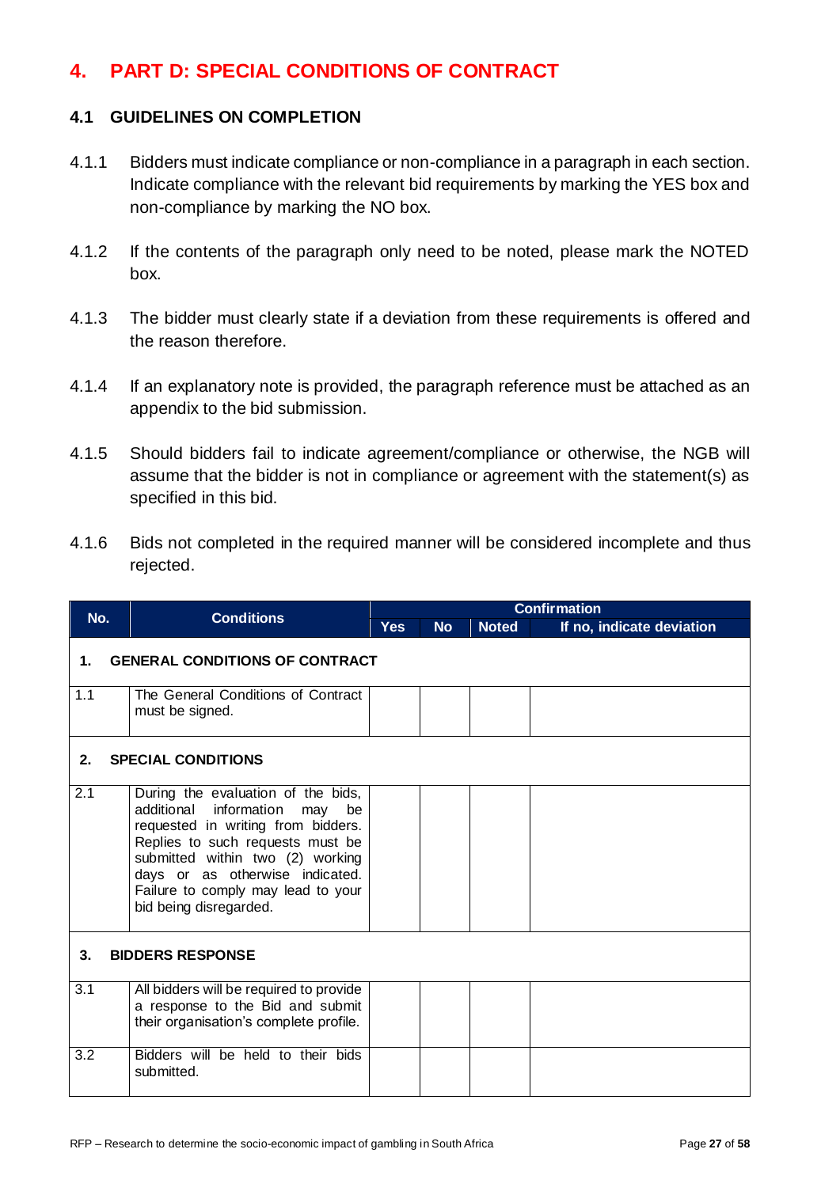# 4. PART D: SPECIAL CONDITIONS OF CONTRACT

## 4.1 GUIDELINES ON COMPLETION

4.1.1 Bidders must indicate compliance or non-compliance in a paragraph in each section. Indicate compliance with the relevant bid requirements by marking the YES box and non-compliance by marking the NO box.

4.1.2 If the contents of the paragraph only need to be noted, please mark the NOTED box.

4.1.3 The bidder must clearly state if a deviation from these requirements is offered and the reason therefore.

4.1.4 If an explanatory note is provided, the paragraph reference must be attached as an appendix to the bid submission.

4.1.5 Should bidders fail to indicate agreement/compliance or otherwise, the NGB will assume that the bidder is not in compliance or agreement with the statement(s) as specified in this bid.

4.1.6 Bids not completed in the required manner will be considered incomplete and thus rejected.

| No. | Conditions | Confirmation | | | |
|---|---|---|---|---|---|
| | | Yes | No | Noted | If no, indicate deviation |
| **1.** | **GENERAL CONDITIONS OF CONTRACT** | | | | |
| 1.1 | The General Conditions of Contract must be signed. | | | | |
| **2.** | **SPECIAL CONDITIONS** | | | | |
| 2.1 | During the evaluation of the bids, additional information may be requested in writing from bidders. Replies to such requests must be submitted within two (2) working days or as otherwise indicated. Failure to comply may lead to your bid being disregarded. | | | | |
| **3.** | **BIDDERS RESPONSE** | | | | |
| 3.1 | All bidders will be required to provide a response to the Bid and submit their organisation's complete profile. | | | | |
| 3.2 | Bidders will be held to their bids submitted. | | | | |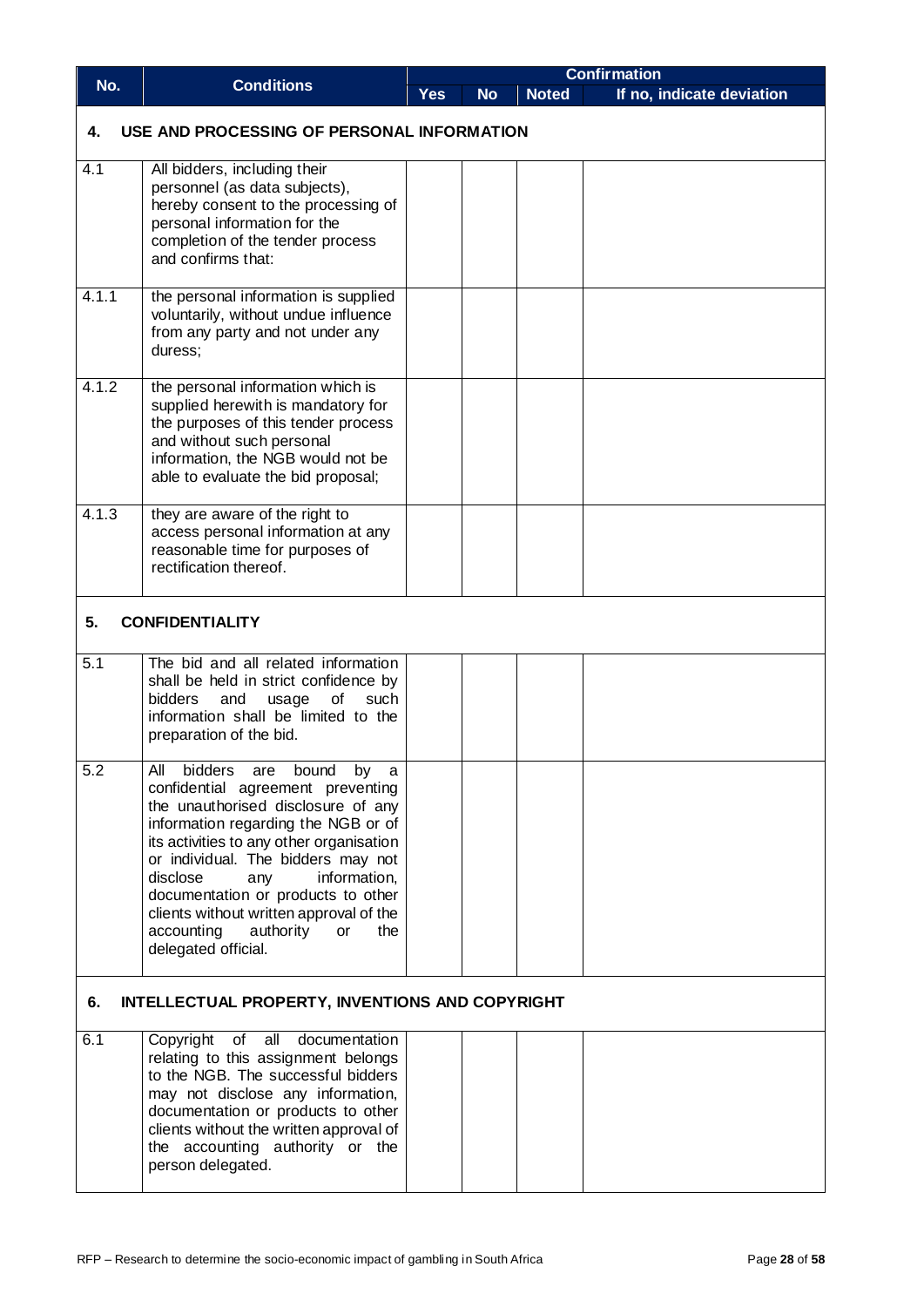| No. | Conditions | Confirmation | | | |
|---|---|---|---|---|---|
| | | Yes | No | Noted | If no, indicate deviation |
| **4.** | **USE AND PROCESSING OF PERSONAL INFORMATION** | | | | |
| 4.1 | All bidders, including their personnel (as data subjects), hereby consent to the processing of personal information for the completion of the tender process and confirms that: | | | | |
| 4.1.1 | the personal information is supplied voluntarily, without undue influence from any party and not under any duress; | | | | |
| 4.1.2 | the personal information which is supplied herewith is mandatory for the purposes of this tender process and without such personal information, the NGB would not be able to evaluate the bid proposal; | | | | |
| 4.1.3 | they are aware of the right to access personal information at any reasonable time for purposes of rectification thereof. | | | | |
| **5.** | **CONFIDENTIALITY** | | | | |
| 5.1 | The bid and all related information shall be held in strict confidence by bidders and usage of such information shall be limited to the preparation of the bid. | | | | |
| 5.2 | All bidders are bound by a confidential agreement preventing the unauthorised disclosure of any information regarding the NGB or of its activities to any other organisation or individual. The bidders may not disclose any information, documentation or products to other clients without written approval of the accounting authority or the delegated official. | | | | |
| **6.** | **INTELLECTUAL PROPERTY, INVENTIONS AND COPYRIGHT** | | | | |
| 6.1 | Copyright of all documentation relating to this assignment belongs to the NGB. The successful bidders may not disclose any information, documentation or products to other clients without the written approval of the accounting authority or the person delegated. | | | | |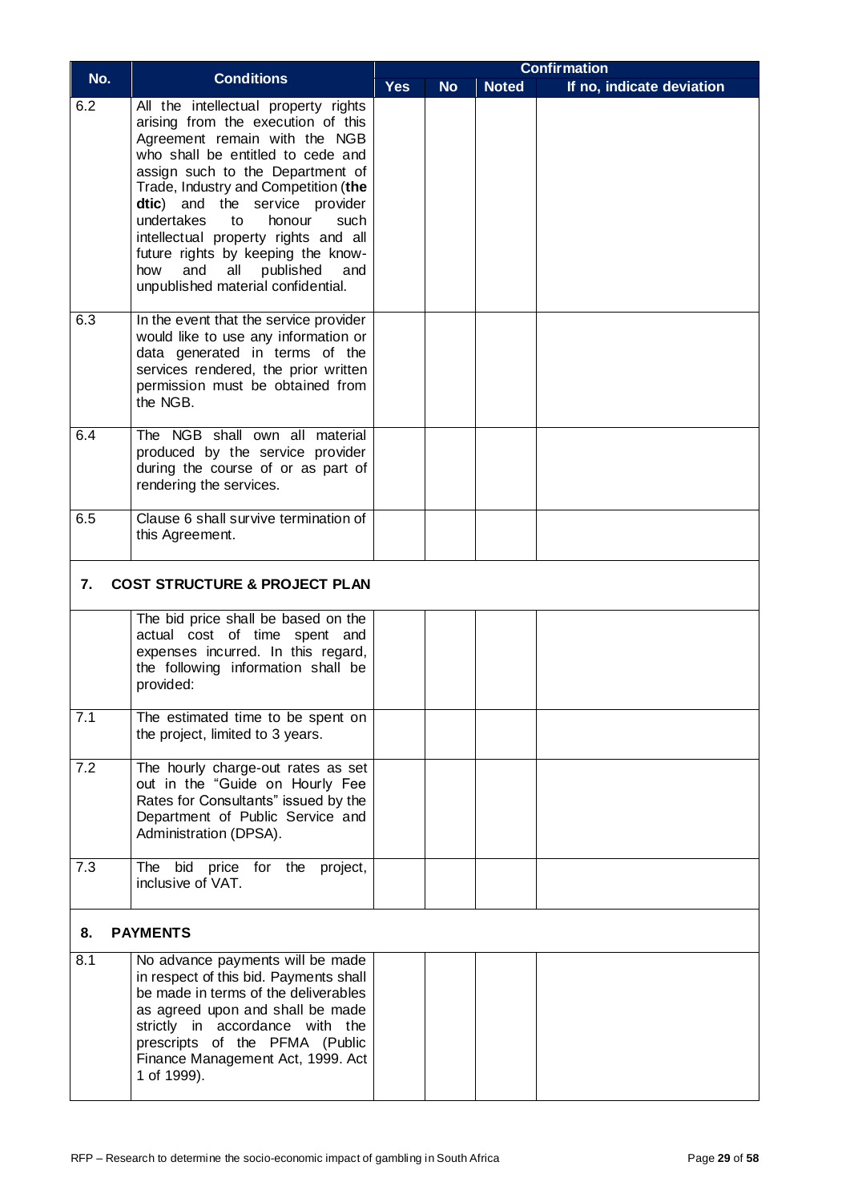| No. | Conditions | Confirmation | | | |
|---|---|---|---|---|---|
| | | Yes | No | Noted | If no, indicate deviation |
| 6.2 | All the intellectual property rights arising from the execution of this Agreement remain with the NGB who shall be entitled to cede and assign such to the Department of Trade, Industry and Competition (**the dtic**) and the service provider undertakes to honour such intellectual property rights and all future rights by keeping the know-how and all published and unpublished material confidential. | | | | |
| 6.3 | In the event that the service provider would like to use any information or data generated in terms of the services rendered, the prior written permission must be obtained from the NGB. | | | | |
| 6.4 | The NGB shall own all material produced by the service provider during the course of or as part of rendering the services. | | | | |
| 6.5 | Clause 6 shall survive termination of this Agreement. | | | | |
| **7.** | **COST STRUCTURE & PROJECT PLAN** | | | | |
| | The bid price shall be based on the actual cost of time spent and expenses incurred. In this regard, the following information shall be provided: | | | | |
| 7.1 | The estimated time to be spent on the project, limited to 3 years. | | | | |
| 7.2 | The hourly charge-out rates as set out in the "Guide on Hourly Fee Rates for Consultants" issued by the Department of Public Service and Administration (DPSA). | | | | |
| 7.3 | The bid price for the project, inclusive of VAT. | | | | |
| **8.** | **PAYMENTS** | | | | |
| 8.1 | No advance payments will be made in respect of this bid. Payments shall be made in terms of the deliverables as agreed upon and shall be made strictly in accordance with the prescripts of the PFMA (Public Finance Management Act, 1999. Act 1 of 1999). | | | | |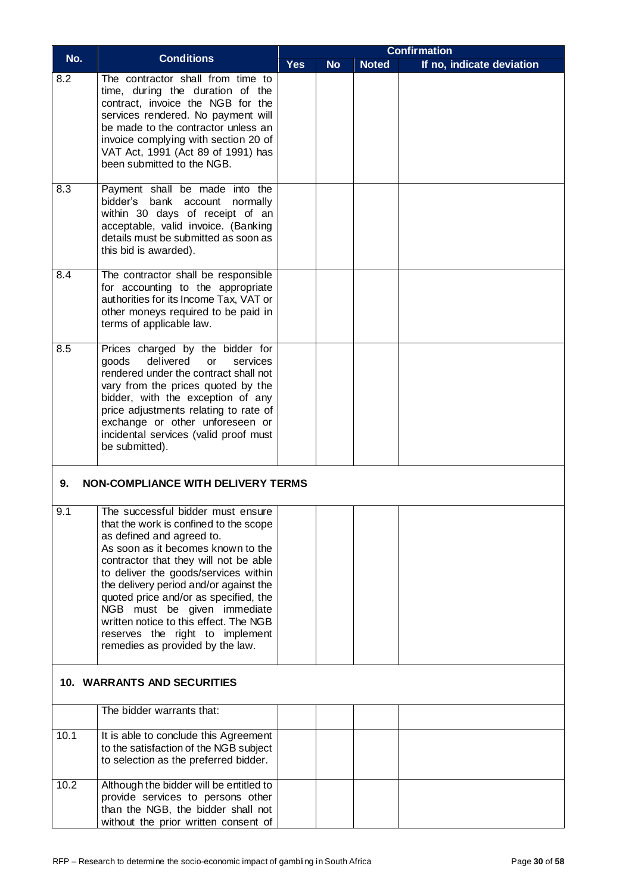| No. | Conditions | Confirmation | | | |
|---|---|---|---|---|---|
| | | Yes | No | Noted | If no, indicate deviation |
| 8.2 | The contractor shall from time to time, during the duration of the contract, invoice the NGB for the services rendered. No payment will be made to the contractor unless an invoice complying with section 20 of VAT Act, 1991 (Act 89 of 1991) has been submitted to the NGB. | | | | |
| 8.3 | Payment shall be made into the bidder's bank account normally within 30 days of receipt of an acceptable, valid invoice. (Banking details must be submitted as soon as this bid is awarded). | | | | |
| 8.4 | The contractor shall be responsible for accounting to the appropriate authorities for its Income Tax, VAT or other moneys required to be paid in terms of applicable law. | | | | |
| 8.5 | Prices charged by the bidder for goods delivered or services rendered under the contract shall not vary from the prices quoted by the bidder, with the exception of any price adjustments relating to rate of exchange or other unforeseen or incidental services (valid proof must be submitted). | | | | |
| **9.** | **NON-COMPLIANCE WITH DELIVERY TERMS** | | | | |
| 9.1 | The successful bidder must ensure that the work is confined to the scope as defined and agreed to. As soon as it becomes known to the contractor that they will not be able to deliver the goods/services within the delivery period and/or against the quoted price and/or as specified, the NGB must be given immediate written notice to this effect. The NGB reserves the right to implement remedies as provided by the law. | | | | |
| **10.** | **WARRANTS AND SECURITIES** | | | | |
| | The bidder warrants that: | | | | |
| 10.1 | It is able to conclude this Agreement to the satisfaction of the NGB subject to selection as the preferred bidder. | | | | |
| 10.2 | Although the bidder will be entitled to provide services to persons other than the NGB, the bidder shall not without the prior written consent of | | | | |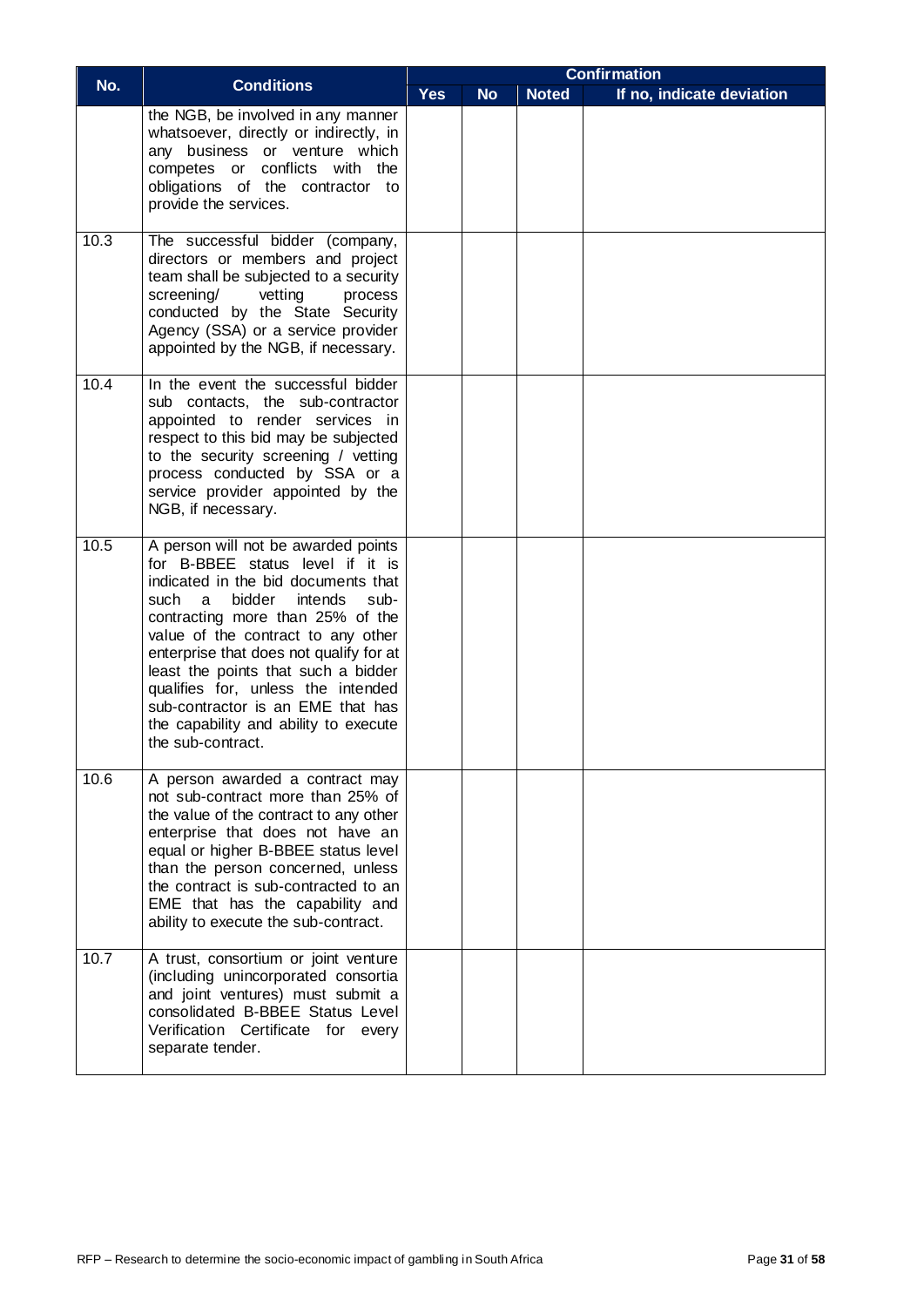| No. | Conditions | Confirmation | | | |
|---|---|---|---|---|---|
| | | Yes | No | Noted | If no, indicate deviation |
| | the NGB, be involved in any manner whatsoever, directly or indirectly, in any business or venture which competes or conflicts with the obligations of the contractor to provide the services. | | | | |
| 10.3 | The successful bidder (company, directors or members and project team shall be subjected to a security screening/ vetting process conducted by the State Security Agency (SSA) or a service provider appointed by the NGB, if necessary. | | | | |
| 10.4 | In the event the successful bidder sub contacts, the sub-contractor appointed to render services in respect to this bid may be subjected to the security screening / vetting process conducted by SSA or a service provider appointed by the NGB, if necessary. | | | | |
| 10.5 | A person will not be awarded points for B-BBEE status level if it is indicated in the bid documents that such a bidder intends sub-contracting more than 25% of the value of the contract to any other enterprise that does not qualify for at least the points that such a bidder qualifies for, unless the intended sub-contractor is an EME that has the capability and ability to execute the sub-contract. | | | | |
| 10.6 | A person awarded a contract may not sub-contract more than 25% of the value of the contract to any other enterprise that does not have an equal or higher B-BBEE status level than the person concerned, unless the contract is sub-contracted to an EME that has the capability and ability to execute the sub-contract. | | | | |
| 10.7 | A trust, consortium or joint venture (including unincorporated consortia and joint ventures) must submit a consolidated B-BBEE Status Level Verification Certificate for every separate tender. | | | | |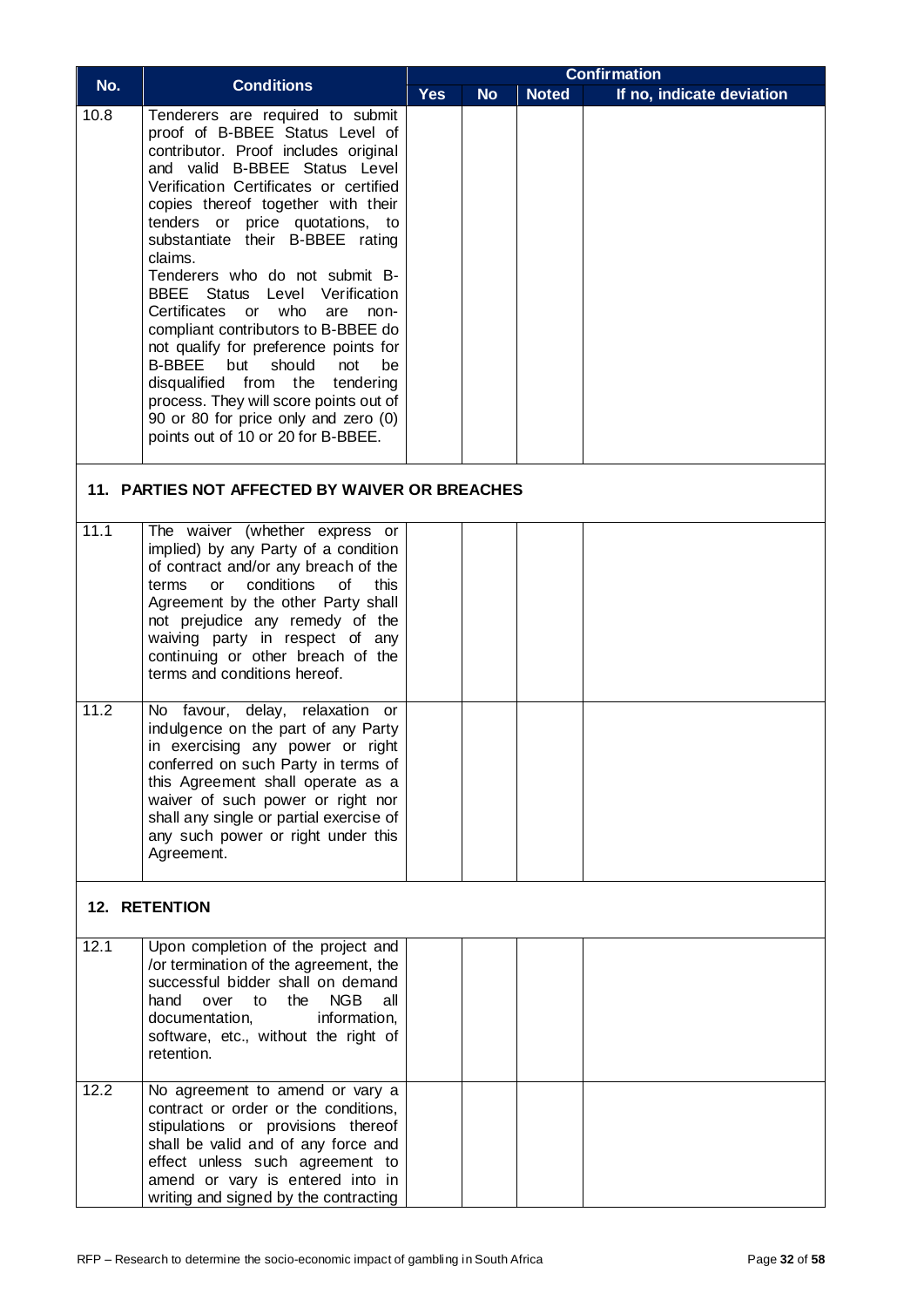| No. | Conditions | Confirmation | | | |
|---|---|---|---|---|---|
| | | Yes | No | Noted | If no, indicate deviation |
| 10.8 | Tenderers are required to submit proof of B-BBEE Status Level of contributor. Proof includes original and valid B-BBEE Status Level Verification Certificates or certified copies thereof together with their tenders or price quotations, to substantiate their B-BBEE rating claims. Tenderers who do not submit B-BBEE Status Level Verification Certificates or who are non-compliant contributors to B-BBEE do not qualify for preference points for B-BBEE but should not be disqualified from the tendering process. They will score points out of 90 or 80 for price only and zero (0) points out of 10 or 20 for B-BBEE. | | | | |
| **11. PARTIES NOT AFFECTED BY WAIVER OR BREACHES** | | | | | |
| 11.1 | The waiver (whether express or implied) by any Party of a condition of contract and/or any breach of the terms or conditions of this Agreement by the other Party shall not prejudice any remedy of the waiving party in respect of any continuing or other breach of the terms and conditions hereof. | | | | |
| 11.2 | No favour, delay, relaxation or indulgence on the part of any Party in exercising any power or right conferred on such Party in terms of this Agreement shall operate as a waiver of such power or right nor shall any single or partial exercise of any such power or right under this Agreement. | | | | |
| **12. RETENTION** | | | | | |
| 12.1 | Upon completion of the project and /or termination of the agreement, the successful bidder shall on demand hand over to the NGB all documentation, information, software, etc., without the right of retention. | | | | |
| 12.2 | No agreement to amend or vary a contract or order or the conditions, stipulations or provisions thereof shall be valid and of any force and effect unless such agreement to amend or vary is entered into in writing and signed by the contracting | | | | |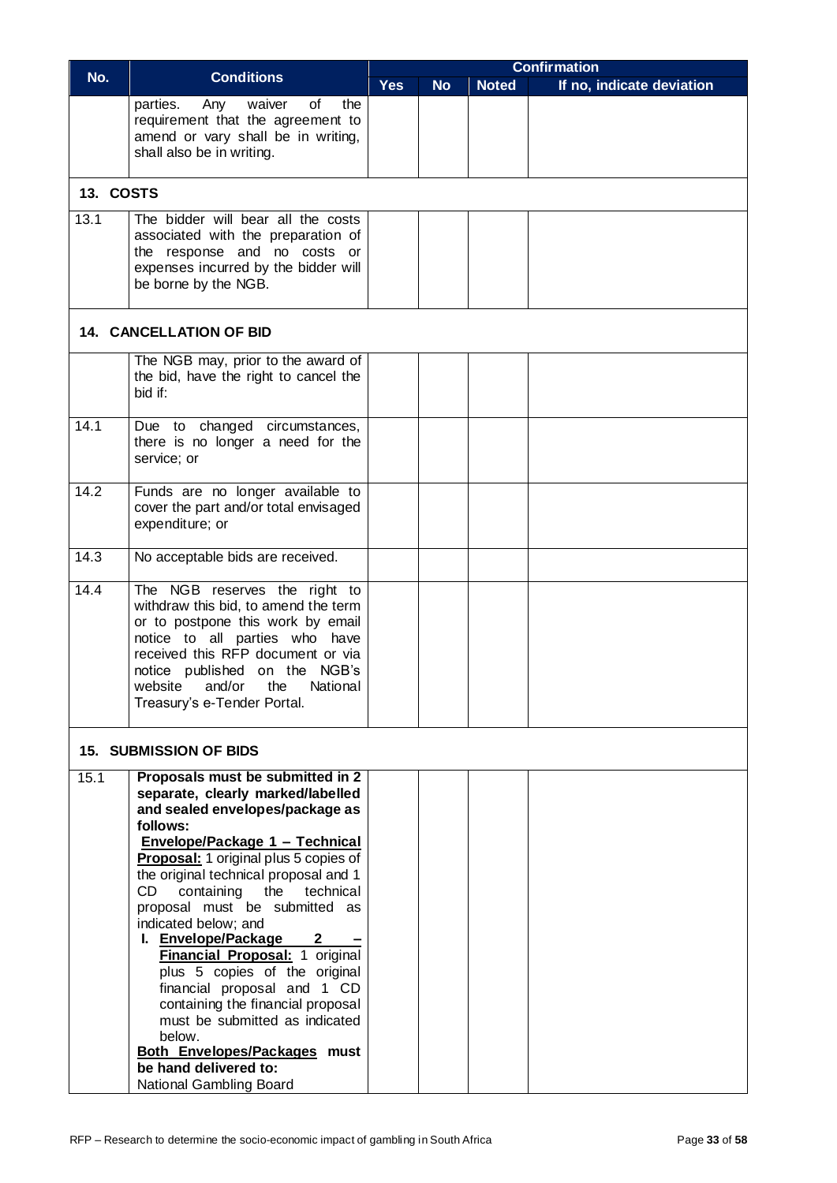| No. | Conditions | Confirmation | | | |
|---|---|---|---|---|---|
| | | Yes | No | Noted | If no, indicate deviation |
| | parties. Any waiver of the requirement that the agreement to amend or vary shall be in writing, shall also be in writing. | | | | |
| **13. COSTS** | | | | | |
| 13.1 | The bidder will bear all the costs associated with the preparation of the response and no costs or expenses incurred by the bidder will be borne by the NGB. | | | | |
| **14. CANCELLATION OF BID** | | | | | |
| | The NGB may, prior to the award of the bid, have the right to cancel the bid if: | | | | |
| 14.1 | Due to changed circumstances, there is no longer a need for the service; or | | | | |
| 14.2 | Funds are no longer available to cover the part and/or total envisaged expenditure; or | | | | |
| 14.3 | No acceptable bids are received. | | | | |
| 14.4 | The NGB reserves the right to withdraw this bid, to amend the term or to postpone this work by email notice to all parties who have received this RFP document or via notice published on the NGB's website and/or the National Treasury's e-Tender Portal. | | | | |
| **15. SUBMISSION OF BIDS** | | | | | |
| 15.1 | **Proposals must be submitted in 2 separate, clearly marked/labelled and sealed envelopes/package as follows:** <br> **Envelope/Package 1 – Technical Proposal:** 1 original plus 5 copies of the original technical proposal and 1 CD containing the technical proposal must be submitted as indicated below; and <br> I. **Envelope/Package 2 – Financial Proposal:** 1 original plus 5 copies of the original financial proposal and 1 CD containing the financial proposal must be submitted as indicated below. <br> **Both Envelopes/Packages must be hand delivered to:** <br> National Gambling Board | | | | |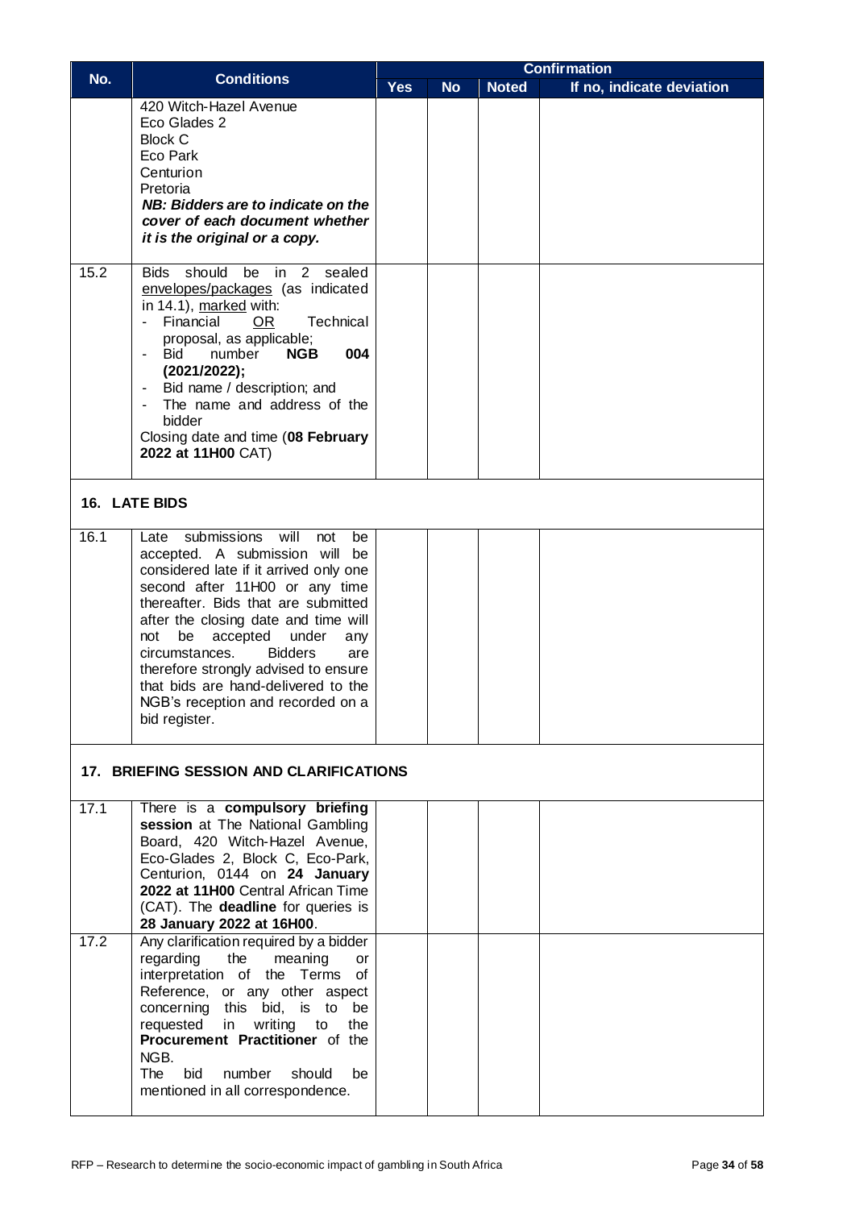| No. | Conditions | Confirmation | | | |
|---|---|---|---|---|---|
| | | Yes | No | Noted | If no, indicate deviation |
| | 420 Witch-Hazel Avenue<br>Eco Glades 2<br>Block C<br>Eco Park<br>Centurion<br>Pretoria<br>***NB: Bidders are to indicate on the cover of each document whether it is the original or a copy.*** | | | | |
| 15.2 | Bids should be in 2 sealed envelopes/packages (as indicated in 14.1), marked with:<br>- Financial OR Technical proposal, as applicable;<br>- Bid number **NGB 004 (2021/2022);**<br>- Bid name / description; and<br>- The name and address of the bidder<br>Closing date and time (**08 February 2022 at 11H00** CAT) | | | | |
| **16. LATE BIDS** | | | | | |
| 16.1 | Late submissions will not be accepted. A submission will be considered late if it arrived only one second after 11H00 or any time thereafter. Bids that are submitted after the closing date and time will not be accepted under any circumstances. Bidders are therefore strongly advised to ensure that bids are hand-delivered to the NGB's reception and recorded on a bid register. | | | | |
| **17. BRIEFING SESSION AND CLARIFICATIONS** | | | | | |
| 17.1 | There is a **compulsory briefing session** at The National Gambling Board, 420 Witch-Hazel Avenue, Eco-Glades 2, Block C, Eco-Park, Centurion, 0144 on **24 January 2022 at 11H00** Central African Time (CAT). The **deadline** for queries is **28 January 2022 at 16H00**. | | | | |
| 17.2 | Any clarification required by a bidder regarding the meaning or interpretation of the Terms of Reference, or any other aspect concerning this bid, is to be requested in writing to the **Procurement Practitioner** of the NGB.<br>The bid number should be mentioned in all correspondence. | | | | |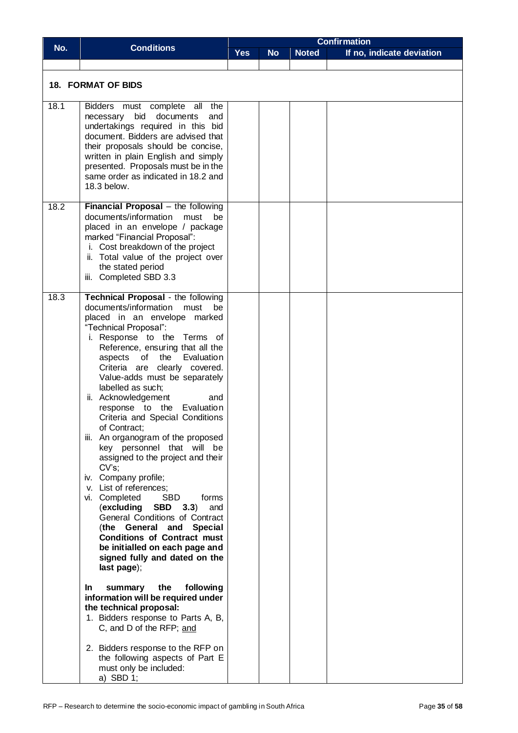| No. | Conditions | Confirmation | | | |
|---|---|---|---|---|---|
| | | Yes | No | Noted | If no, indicate deviation |
| | | | | | |
| **18. FORMAT OF BIDS** | | | | | |
| 18.1 | Bidders must complete all the necessary bid documents and undertakings required in this bid document. Bidders are advised that their proposals should be concise, written in plain English and simply presented. Proposals must be in the same order as indicated in 18.2 and 18.3 below. | | | | |
| 18.2 | **Financial Proposal** – the following documents/information must be placed in an envelope / package marked "Financial Proposal":<br>i. Cost breakdown of the project<br>ii. Total value of the project over the stated period<br>iii. Completed SBD 3.3 | | | | |
| 18.3 | **Technical Proposal** - the following documents/information must be placed in an envelope marked "Technical Proposal":<br>i. Response to the Terms of Reference, ensuring that all the aspects of the Evaluation Criteria are clearly covered. Value-adds must be separately labelled as such;<br>ii. Acknowledgement and response to the Evaluation Criteria and Special Conditions of Contract;<br>iii. An organogram of the proposed key personnel that will be assigned to the project and their CV's;<br>iv. Company profile;<br>v. List of references;<br>vi. Completed SBD forms (**excluding SBD 3.3**) and General Conditions of Contract (**the General and Special Conditions of Contract must be initialled on each page and signed fully and dated on the last page**);<br><br>**In summary the following information will be required under the technical proposal:**<br>1. Bidders response to Parts A, B, C, and D of the RFP; <u>and</u><br><br>2. Bidders response to the RFP on the following aspects of Part E must only be included:<br>a) SBD 1; | | | | |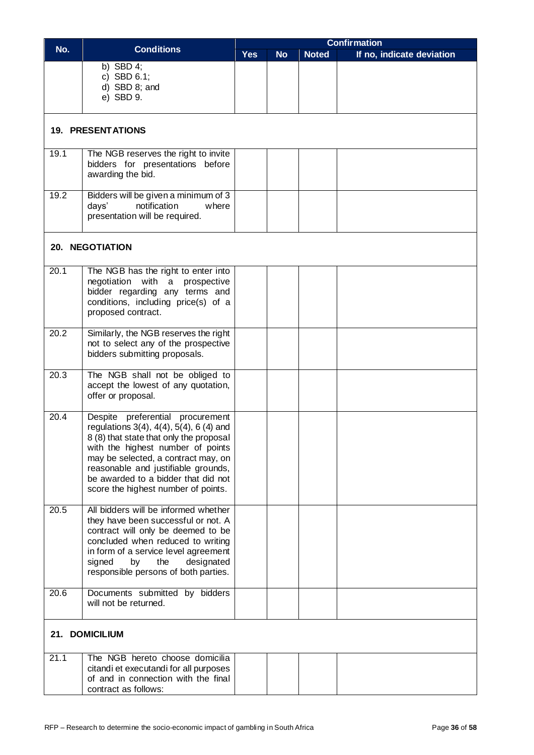| No. | Conditions | Confirmation | | | |
|---|---|---|---|---|---|
| | | Yes | No | Noted | If no, indicate deviation |
| | b) SBD 4;<br>c) SBD 6.1;<br>d) SBD 8; and<br>e) SBD 9. | | | | |
| **19. PRESENTATIONS** | | | | | |
| 19.1 | The NGB reserves the right to invite bidders for presentations before awarding the bid. | | | | |
| 19.2 | Bidders will be given a minimum of 3 days' notification where presentation will be required. | | | | |
| **20. NEGOTIATION** | | | | | |
| 20.1 | The NGB has the right to enter into negotiation with a prospective bidder regarding any terms and conditions, including price(s) of a proposed contract. | | | | |
| 20.2 | Similarly, the NGB reserves the right not to select any of the prospective bidders submitting proposals. | | | | |
| 20.3 | The NGB shall not be obliged to accept the lowest of any quotation, offer or proposal. | | | | |
| 20.4 | Despite preferential procurement regulations 3(4), 4(4), 5(4), 6 (4) and 8 (8) that state that only the proposal with the highest number of points may be selected, a contract may, on reasonable and justifiable grounds, be awarded to a bidder that did not score the highest number of points. | | | | |
| 20.5 | All bidders will be informed whether they have been successful or not. A contract will only be deemed to be concluded when reduced to writing in form of a service level agreement signed by the designated responsible persons of both parties. | | | | |
| 20.6 | Documents submitted by bidders will not be returned. | | | | |
| **21. DOMICILIUM** | | | | | |
| 21.1 | The NGB hereto choose domicilia citandi et executandi for all purposes of and in connection with the final contract as follows: | | | | |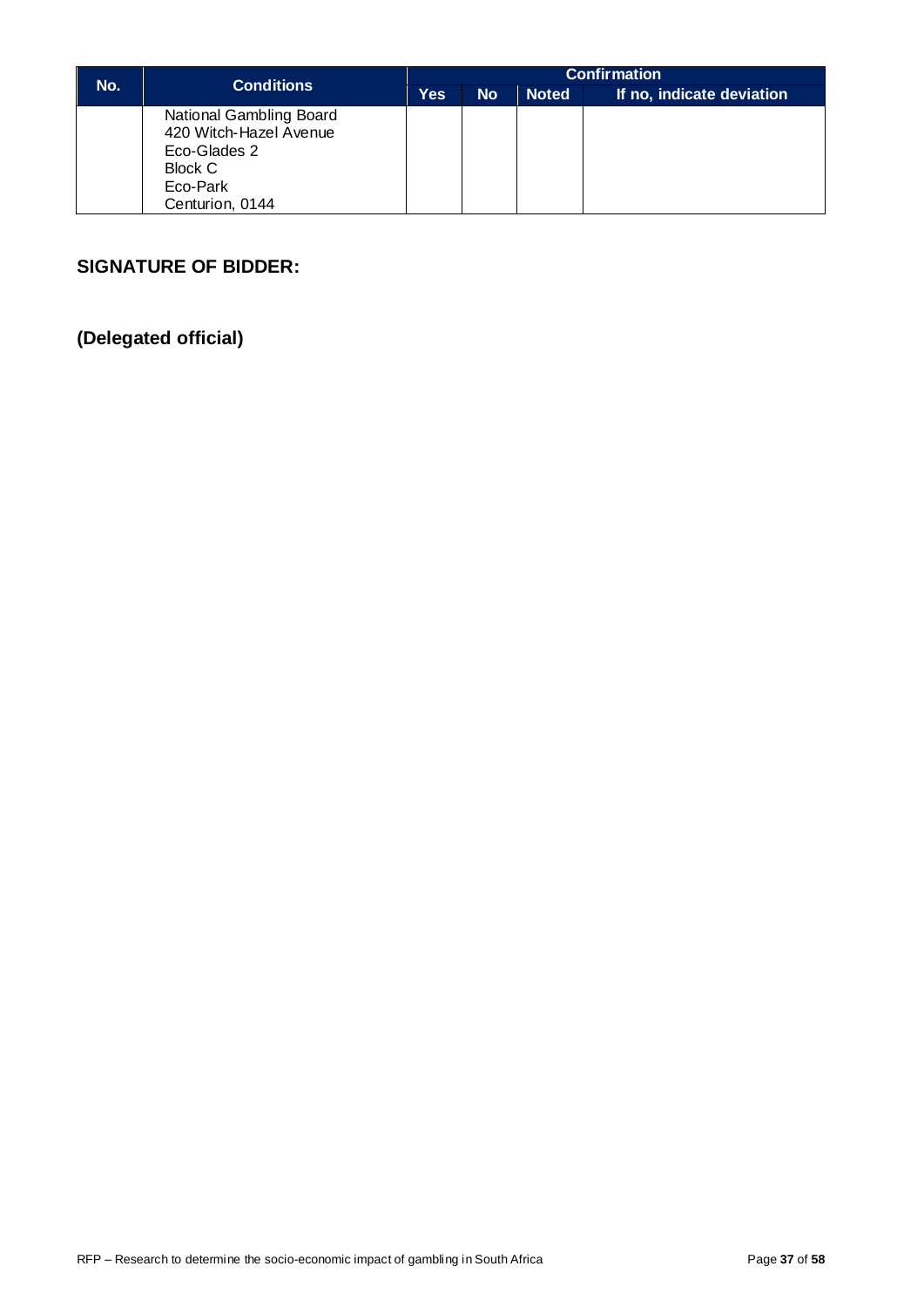| No. | Conditions | Confirmation | | | |
|---|---|---|---|---|---|
| | | Yes | No | Noted | If no, indicate deviation |
| | National Gambling Board<br>420 Witch-Hazel Avenue<br>Eco-Glades 2<br>Block C<br>Eco-Park<br>Centurion, 0144 | | | | |

**SIGNATURE OF BIDDER:**

**(Delegated official)**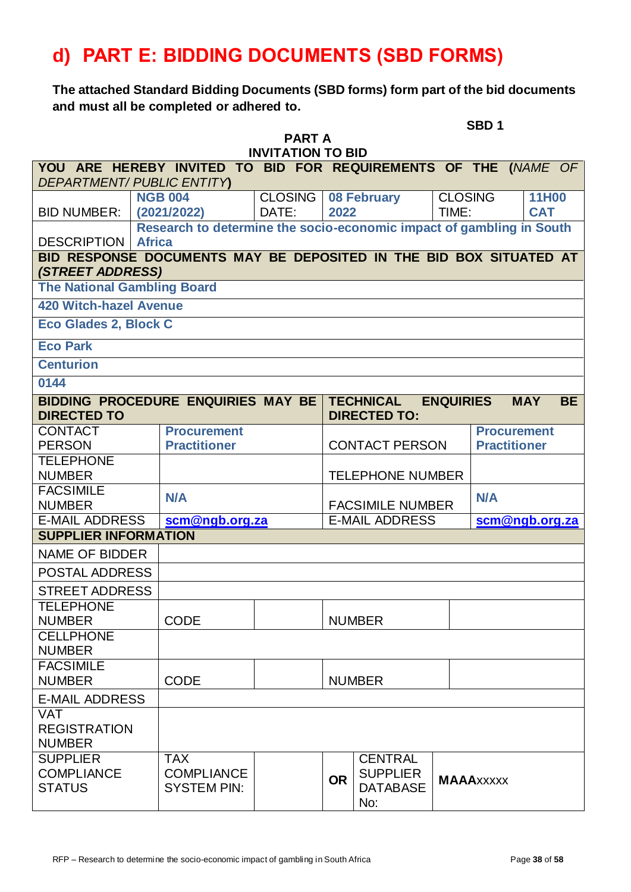# d) PART E: BIDDING DOCUMENTS (SBD FORMS)

**The attached Standard Bidding Documents (SBD forms) form part of the bid documents and must all be completed or adhered to.**

**SBD 1**

**PART A**
**INVITATION TO BID**

| **YOU ARE HEREBY INVITED TO BID FOR REQUIREMENTS OF THE (*NAME OF DEPARTMENT/ PUBLIC ENTITY*)** | | | | | | |
|---|---|---|---|---|---|---|
| BID NUMBER: | **NGB 004 (2021/2022)** | CLOSING DATE: | **08 February 2022** | | CLOSING TIME: | **11H00 CAT** |
| DESCRIPTION | **Research to determine the socio-economic impact of gambling in South Africa** | | | | | |
| **BID RESPONSE DOCUMENTS MAY BE DEPOSITED IN THE BID BOX SITUATED AT (*STREET ADDRESS*)** | | | | | | |
| **The National Gambling Board** | | | | | | |
| **420 Witch-hazel Avenue** | | | | | | |
| **Eco Glades 2, Block C** | | | | | | |
| **Eco Park** | | | | | | |
| **Centurion** | | | | | | |
| **0144** | | | | | | |
| **BIDDING PROCEDURE ENQUIRIES MAY BE DIRECTED TO** | | | **TECHNICAL ENQUIRIES MAY BE DIRECTED TO:** | | | |
| CONTACT PERSON | **Procurement Practitioner** | | CONTACT PERSON | | **Procurement Practitioner** | |
| TELEPHONE NUMBER | | | TELEPHONE NUMBER | | | |
| FACSIMILE NUMBER | **N/A** | | FACSIMILE NUMBER | | **N/A** | |
| E-MAIL ADDRESS | **scm@ngb.org.za** | | E-MAIL ADDRESS | | **scm@ngb.org.za** | |
| **SUPPLIER INFORMATION** | | | | | | |
| NAME OF BIDDER | | | | | | |
| POSTAL ADDRESS | | | | | | |
| STREET ADDRESS | | | | | | |
| TELEPHONE NUMBER | CODE | | NUMBER | | | |
| CELLPHONE NUMBER | | | | | | |
| FACSIMILE NUMBER | CODE | | NUMBER | | | |
| E-MAIL ADDRESS | | | | | | |
| VAT REGISTRATION NUMBER | | | | | | |
| SUPPLIER COMPLIANCE STATUS | TAX COMPLIANCE SYSTEM PIN: | | **OR** | CENTRAL SUPPLIER DATABASE No: | **MAAA**xxxxx | |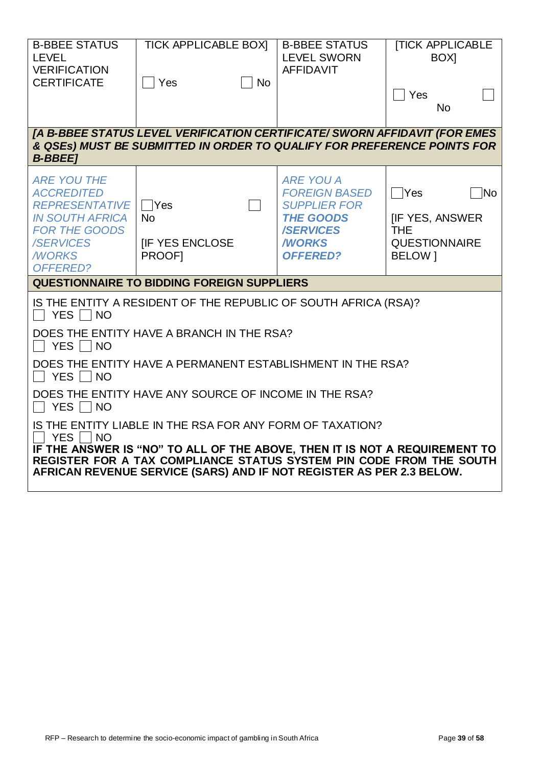| B-BBEE STATUS LEVEL VERIFICATION CERTIFICATE | TICK APPLICABLE BOX]<br>☐ Yes ☐ No | B-BBEE STATUS LEVEL SWORN AFFIDAVIT | [TICK APPLICABLE BOX]<br>☐ Yes ☐ No |
|---|---|---|---|
| ***[A B-BBEE STATUS LEVEL VERIFICATION CERTIFICATE/ SWORN AFFIDAVIT (FOR EMES & QSEs) MUST BE SUBMITTED IN ORDER TO QUALIFY FOR PREFERENCE POINTS FOR B-BBEE]*** | | | |
| *ARE YOU THE ACCREDITED REPRESENTATIVE IN SOUTH AFRICA FOR THE GOODS /SERVICES /WORKS OFFERED?* | ☐Yes ☐ No<br>[IF YES ENCLOSE PROOF] | *ARE YOU A FOREIGN BASED SUPPLIER FOR **THE GOODS /SERVICES /WORKS OFFERED?*** | ☐Yes ☐No<br>[IF YES, ANSWER THE QUESTIONNAIRE BELOW ] |

**QUESTIONNAIRE TO BIDDING FOREIGN SUPPLIERS**

IS THE ENTITY A RESIDENT OF THE REPUBLIC OF SOUTH AFRICA (RSA)?
☐ YES ☐ NO

DOES THE ENTITY HAVE A BRANCH IN THE RSA?
☐ YES ☐ NO

DOES THE ENTITY HAVE A PERMANENT ESTABLISHMENT IN THE RSA?
☐ YES ☐ NO

DOES THE ENTITY HAVE ANY SOURCE OF INCOME IN THE RSA?
☐ YES ☐ NO

IS THE ENTITY LIABLE IN THE RSA FOR ANY FORM OF TAXATION?
☐ YES ☐ NO

**IF THE ANSWER IS "NO" TO ALL OF THE ABOVE, THEN IT IS NOT A REQUIREMENT TO REGISTER FOR A TAX COMPLIANCE STATUS SYSTEM PIN CODE FROM THE SOUTH AFRICAN REVENUE SERVICE (SARS) AND IF NOT REGISTER AS PER 2.3 BELOW.**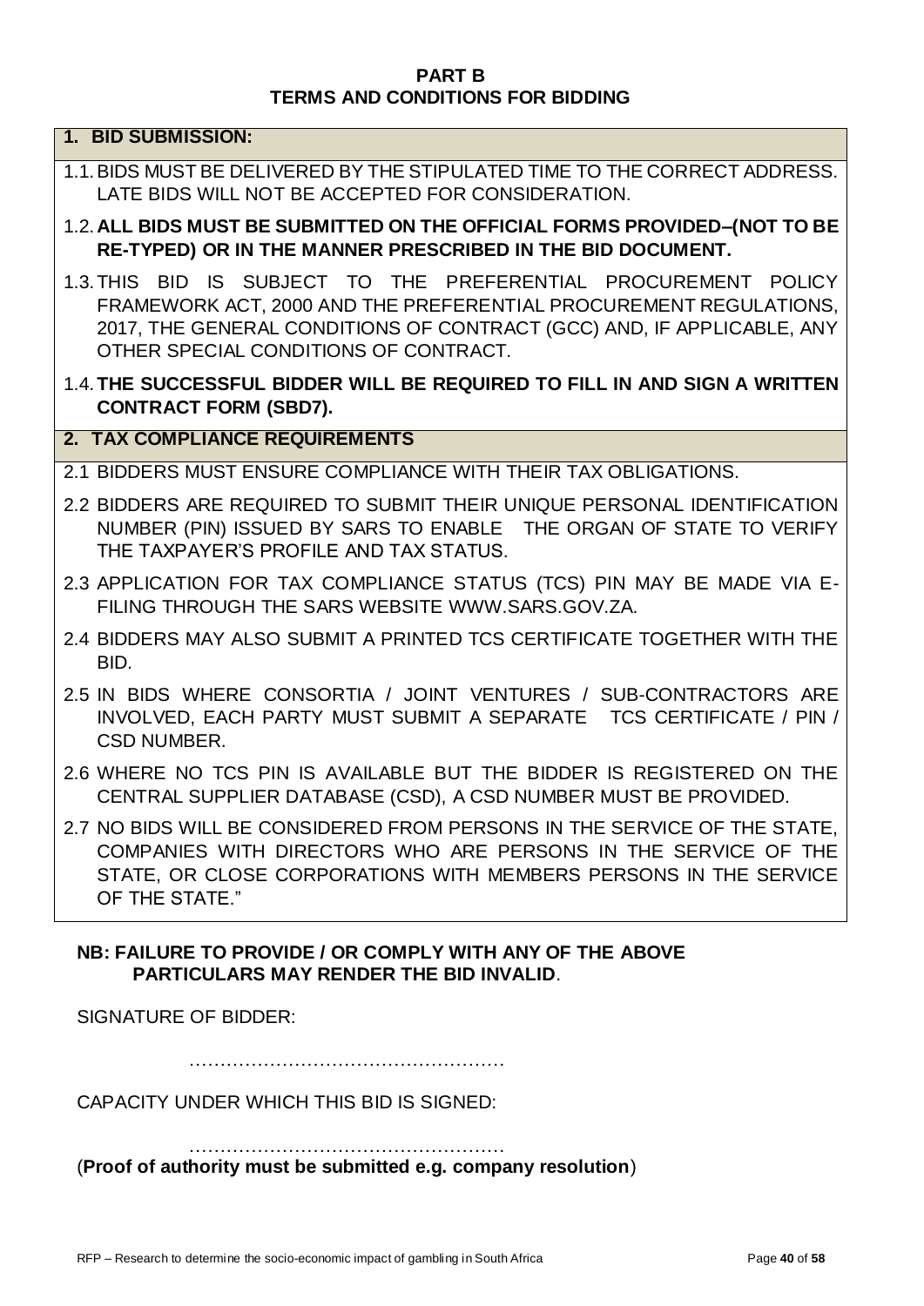# PART B
# TERMS AND CONDITIONS FOR BIDDING

## 1. BID SUBMISSION:

1.1. BIDS MUST BE DELIVERED BY THE STIPULATED TIME TO THE CORRECT ADDRESS. LATE BIDS WILL NOT BE ACCEPTED FOR CONSIDERATION.

1.2. **ALL BIDS MUST BE SUBMITTED ON THE OFFICIAL FORMS PROVIDED–(NOT TO BE RE-TYPED) OR IN THE MANNER PRESCRIBED IN THE BID DOCUMENT.**

1.3. THIS BID IS SUBJECT TO THE PREFERENTIAL PROCUREMENT POLICY FRAMEWORK ACT, 2000 AND THE PREFERENTIAL PROCUREMENT REGULATIONS, 2017, THE GENERAL CONDITIONS OF CONTRACT (GCC) AND, IF APPLICABLE, ANY OTHER SPECIAL CONDITIONS OF CONTRACT.

1.4. **THE SUCCESSFUL BIDDER WILL BE REQUIRED TO FILL IN AND SIGN A WRITTEN CONTRACT FORM (SBD7).**

## 2. TAX COMPLIANCE REQUIREMENTS

2.1 BIDDERS MUST ENSURE COMPLIANCE WITH THEIR TAX OBLIGATIONS.

2.2 BIDDERS ARE REQUIRED TO SUBMIT THEIR UNIQUE PERSONAL IDENTIFICATION NUMBER (PIN) ISSUED BY SARS TO ENABLE THE ORGAN OF STATE TO VERIFY THE TAXPAYER'S PROFILE AND TAX STATUS.

2.3 APPLICATION FOR TAX COMPLIANCE STATUS (TCS) PIN MAY BE MADE VIA E-FILING THROUGH THE SARS WEBSITE WWW.SARS.GOV.ZA.

2.4 BIDDERS MAY ALSO SUBMIT A PRINTED TCS CERTIFICATE TOGETHER WITH THE BID.

2.5 IN BIDS WHERE CONSORTIA / JOINT VENTURES / SUB-CONTRACTORS ARE INVOLVED, EACH PARTY MUST SUBMIT A SEPARATE TCS CERTIFICATE / PIN / CSD NUMBER.

2.6 WHERE NO TCS PIN IS AVAILABLE BUT THE BIDDER IS REGISTERED ON THE CENTRAL SUPPLIER DATABASE (CSD), A CSD NUMBER MUST BE PROVIDED.

2.7 NO BIDS WILL BE CONSIDERED FROM PERSONS IN THE SERVICE OF THE STATE, COMPANIES WITH DIRECTORS WHO ARE PERSONS IN THE SERVICE OF THE STATE, OR CLOSE CORPORATIONS WITH MEMBERS PERSONS IN THE SERVICE OF THE STATE."

**NB: FAILURE TO PROVIDE / OR COMPLY WITH ANY OF THE ABOVE PARTICULARS MAY RENDER THE BID INVALID**.

SIGNATURE OF BIDDER:

……………………………………………

CAPACITY UNDER WHICH THIS BID IS SIGNED:

……………………………………………

(**Proof of authority must be submitted e.g. company resolution**)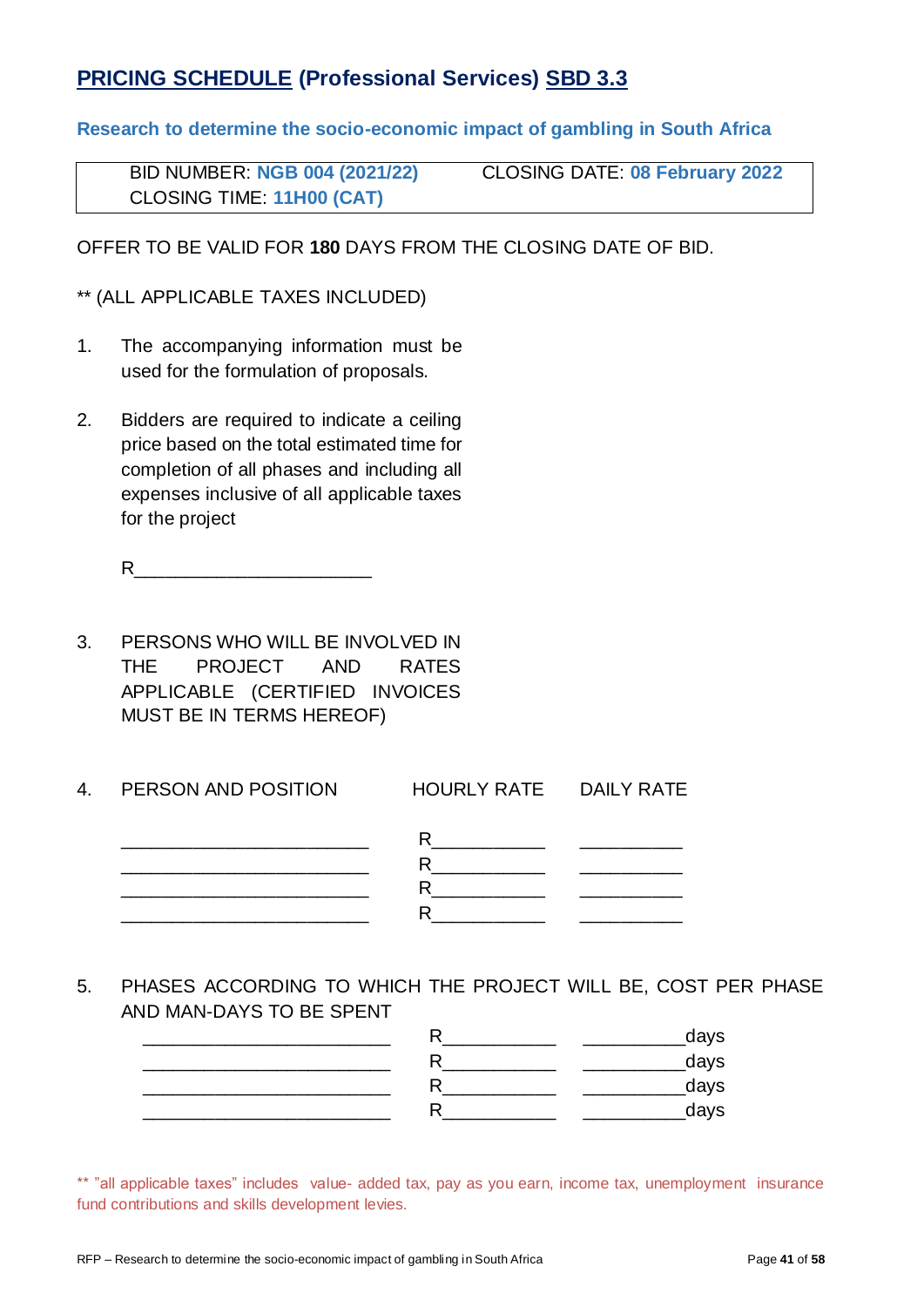## <u>PRICING SCHEDULE</u> (Professional Services) <u>SBD 3.3</u>

**Research to determine the socio-economic impact of gambling in South Africa**

| BID NUMBER: **NGB 004 (2021/22)** | CLOSING DATE: **08 February 2022** |
|---|---|
| CLOSING TIME: **11H00 (CAT)** | |

OFFER TO BE VALID FOR **180** DAYS FROM THE CLOSING DATE OF BID.

** (ALL APPLICABLE TAXES INCLUDED)

1. The accompanying information must be used for the formulation of proposals.

2. Bidders are required to indicate a ceiling price based on the total estimated time for completion of all phases and including all expenses inclusive of all applicable taxes for the project

   R______________________

3. PERSONS WHO WILL BE INVOLVED IN THE PROJECT AND RATES APPLICABLE (CERTIFIED INVOICES MUST BE IN TERMS HEREOF)

4. PERSON AND POSITION | HOURLY RATE | DAILY RATE

| PERSON AND POSITION | HOURLY RATE | DAILY RATE |
|---|---|---|
| ________________________ | R__________ | __________ |
| ________________________ | R__________ | __________ |
| ________________________ | R__________ | __________ |
| ________________________ | R__________ | __________ |

5. PHASES ACCORDING TO WHICH THE PROJECT WILL BE, COST PER PHASE AND MAN-DAYS TO BE SPENT

| | | |
|---|---|---|
| ________________________ | R__________ | __________days |
| ________________________ | R__________ | __________days |
| ________________________ | R__________ | __________days |
| ________________________ | R__________ | __________days |

** "all applicable taxes" includes value- added tax, pay as you earn, income tax, unemployment insurance fund contributions and skills development levies.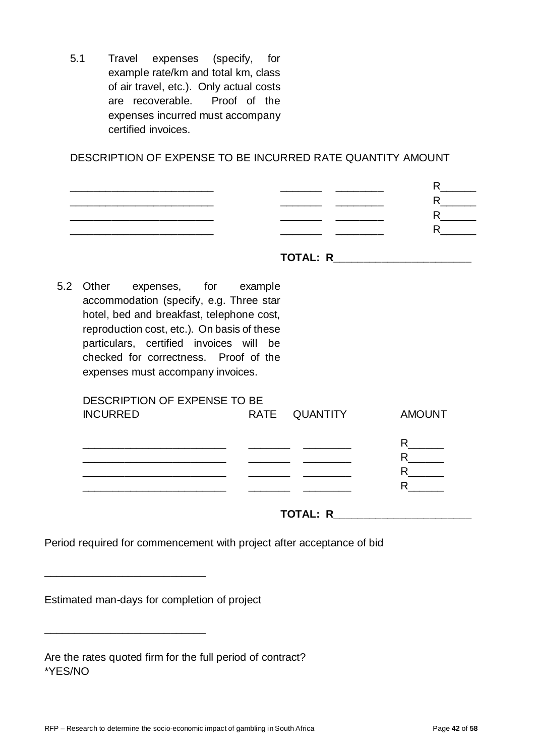5.1 Travel expenses (specify, for example rate/km and total km, class of air travel, etc.). Only actual costs are recoverable. Proof of the expenses incurred must accompany certified invoices.

| DESCRIPTION OF EXPENSE TO BE INCURRED | RATE | QUANTITY | AMOUNT |
|---|---|---|---|
| ________________________ | _______ | ________ | R______ |
| ________________________ | _______ | ________ | R______ |
| ________________________ | _______ | ________ | R______ |
| ________________________ | _______ | ________ | R______ |

**TOTAL: R______________________**

5.2 Other expenses, for example accommodation (specify, e.g. Three star hotel, bed and breakfast, telephone cost, reproduction cost, etc.). On basis of these particulars, certified invoices will be checked for correctness. Proof of the expenses must accompany invoices.

| DESCRIPTION OF EXPENSE TO BE INCURRED | RATE | QUANTITY | AMOUNT |
|---|---|---|---|
| ________________________ | _______ | ________ | R______ |
| ________________________ | _______ | ________ | R______ |
| ________________________ | _______ | ________ | R______ |
| ________________________ | _______ | ________ | R______ |

**TOTAL: R______________________**

Period required for commencement with project after acceptance of bid

___________________________

Estimated man-days for completion of project

___________________________

Are the rates quoted firm for the full period of contract?
*YES/NO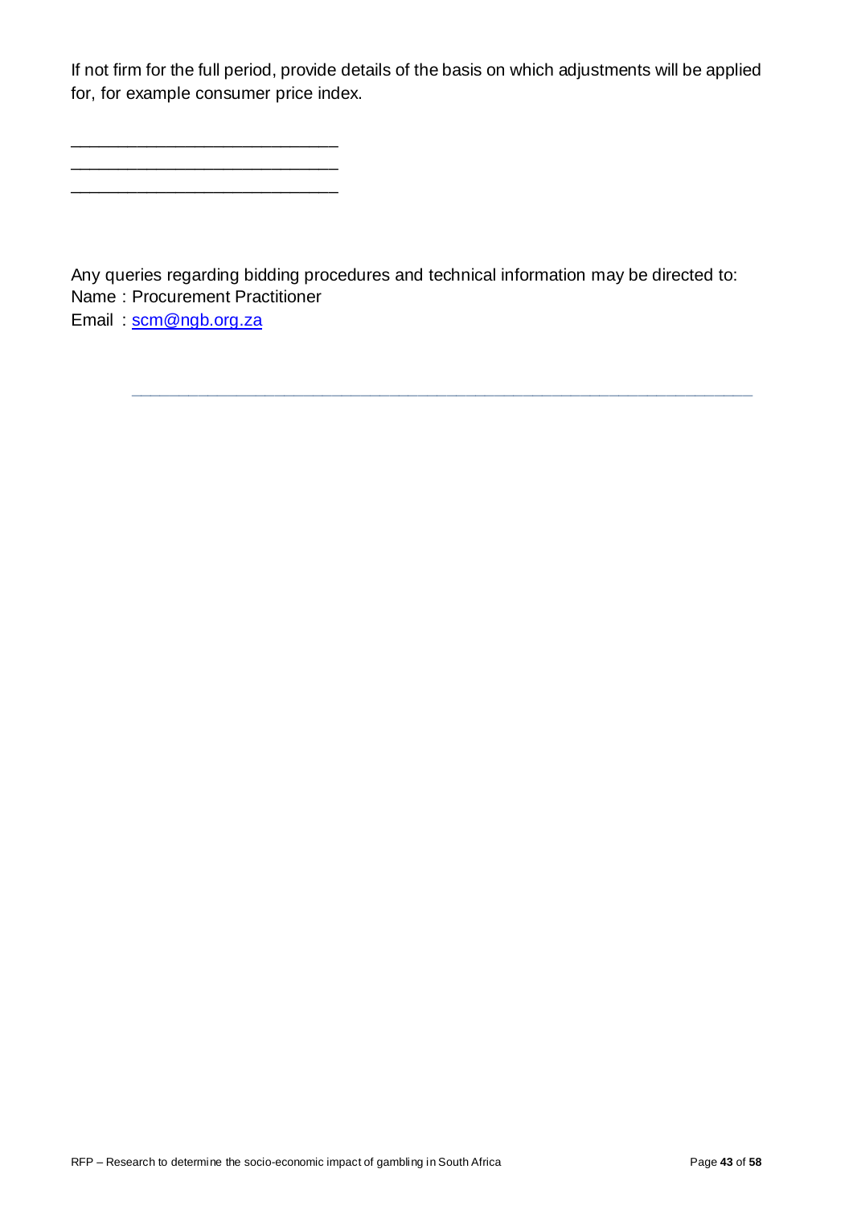If not firm for the full period, provide details of the basis on which adjustments will be applied for, for example consumer price index.

_____________________________

_____________________________

_____________________________

Any queries regarding bidding procedures and technical information may be directed to:

Name : Procurement Practitioner

Email : [scm@ngb.org.za](mailto:scm@ngb.org.za)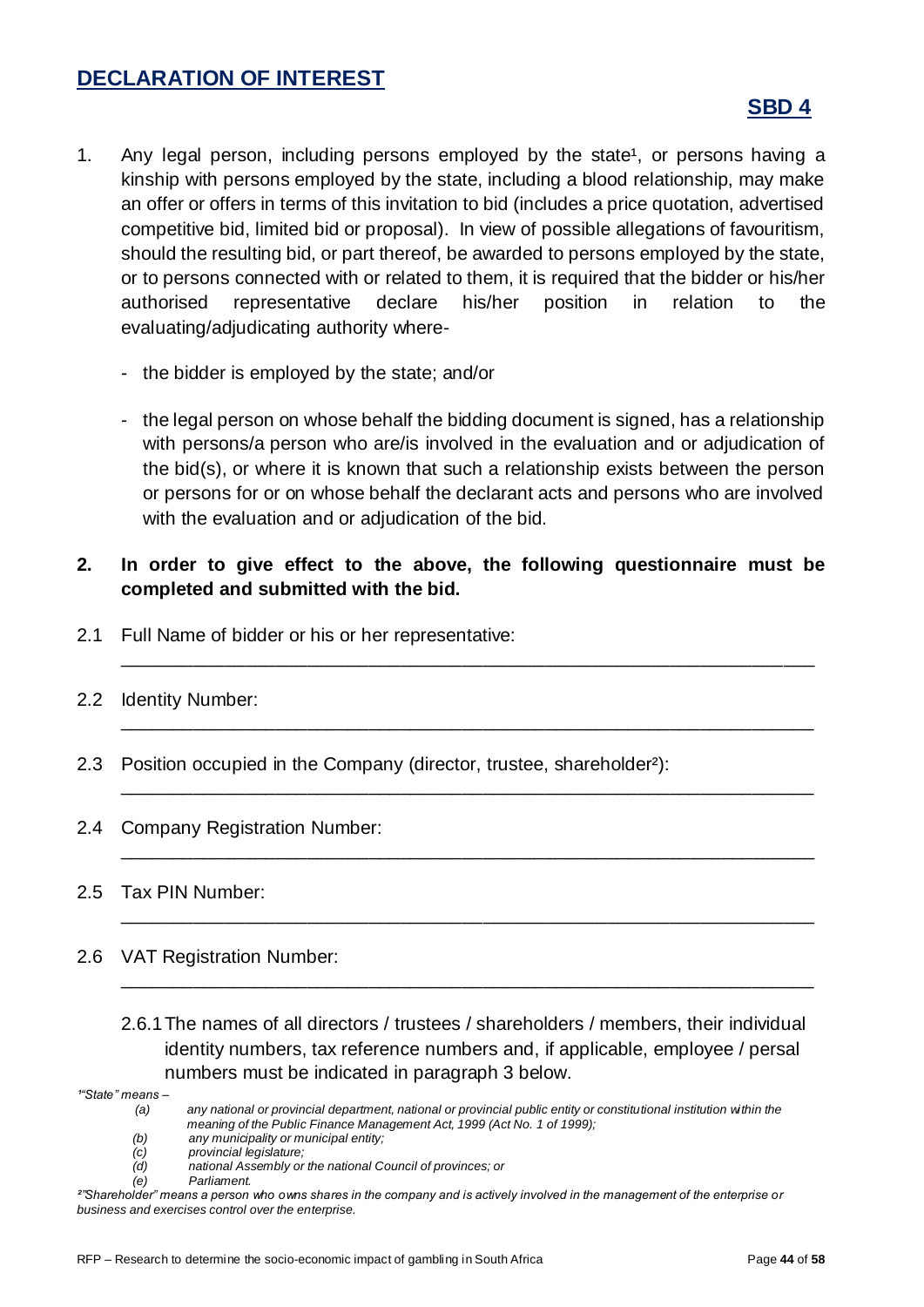## DECLARATION OF INTEREST

**SBD 4**

1. Any legal person, including persons employed by the state[1], or persons having a kinship with persons employed by the state, including a blood relationship, may make an offer or offers in terms of this invitation to bid (includes a price quotation, advertised competitive bid, limited bid or proposal). In view of possible allegations of favouritism, should the resulting bid, or part thereof, be awarded to persons employed by the state, or to persons connected with or related to them, it is required that the bidder or his/her authorised representative declare his/her position in relation to the evaluating/adjudicating authority where-

   - the bidder is employed by the state; and/or

   - the legal person on whose behalf the bidding document is signed, has a relationship with persons/a person who are/is involved in the evaluation and or adjudication of the bid(s), or where it is known that such a relationship exists between the person or persons for or on whose behalf the declarant acts and persons who are involved with the evaluation and or adjudication of the bid.

2. **In order to give effect to the above, the following questionnaire must be completed and submitted with the bid.**

2.1 Full Name of bidder or his or her representative:

_______________________________________________________________

2.2 Identity Number:

_______________________________________________________________

2.3 Position occupied in the Company (director, trustee, shareholder[2]):

_______________________________________________________________

2.4 Company Registration Number:

_______________________________________________________________

2.5 Tax PIN Number:

_______________________________________________________________

2.6 VAT Registration Number:

_______________________________________________________________

2.6.1 The names of all directors / trustees / shareholders / members, their individual identity numbers, tax reference numbers and, if applicable, employee / persal numbers must be indicated in paragraph 3 below.

*[1]"State" means –*

*(a) any national or provincial department, national or provincial public entity or constitutional institution within the meaning of the Public Finance Management Act, 1999 (Act No. 1 of 1999);*

*(b) any municipality or municipal entity;*

*(c) provincial legislature;*

*(d) national Assembly or the national Council of provinces; or*

*(e) Parliament.*

*[2]"Shareholder" means a person who owns shares in the company and is actively involved in the management of the enterprise or business and exercises control over the enterprise.*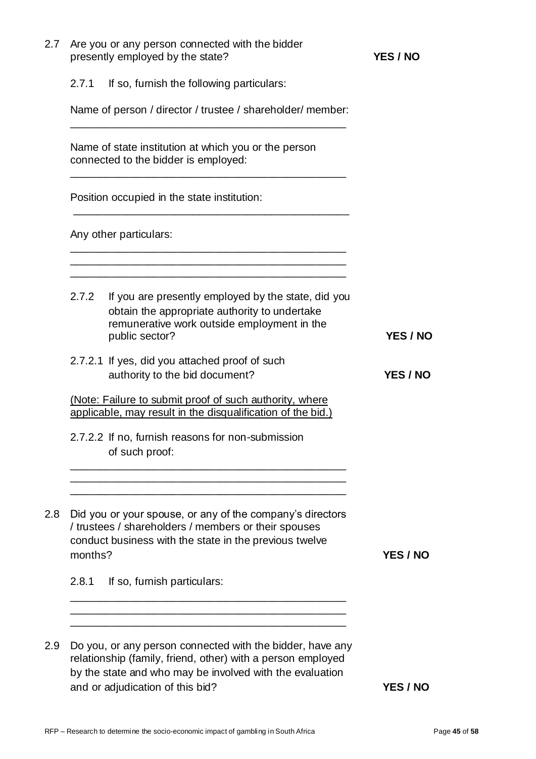2.7 Are you or any person connected with the bidder presently employed by the state? **YES / NO**

2.7.1 If so, furnish the following particulars:

Name of person / director / trustee / shareholder/ member:

_______________________________________________

Name of state institution at which you or the person connected to the bidder is employed:

_______________________________________________

Position occupied in the state institution:

_______________________________________________

Any other particulars:

_______________________________________________
_______________________________________________
_______________________________________________

2.7.2 If you are presently employed by the state, did you obtain the appropriate authority to undertake remunerative work outside employment in the public sector? **YES / NO**

2.7.2.1 If yes, did you attached proof of such authority to the bid document? **YES / NO**

<u>(Note: Failure to submit proof of such authority, where applicable, may result in the disqualification of the bid.)</u>

2.7.2.2 If no, furnish reasons for non-submission of such proof:

_______________________________________________
_______________________________________________
_______________________________________________

2.8 Did you or your spouse, or any of the company's directors / trustees / shareholders / members or their spouses conduct business with the state in the previous twelve months? **YES / NO**

2.8.1 If so, furnish particulars:

_______________________________________________
_______________________________________________
_______________________________________________

2.9 Do you, or any person connected with the bidder, have any relationship (family, friend, other) with a person employed by the state and who may be involved with the evaluation and or adjudication of this bid? **YES / NO**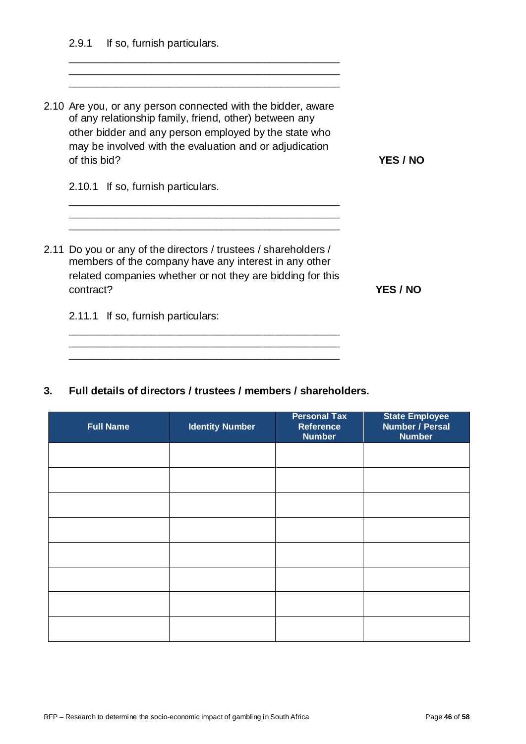2.9.1 If so, furnish particulars.

_______________________________________________
_______________________________________________
_______________________________________________

2.10 Are you, or any person connected with the bidder, aware of any relationship family, friend, other) between any other bidder and any person employed by the state who may be involved with the evaluation and or adjudication of this bid? **YES / NO**

2.10.1 If so, furnish particulars.

_______________________________________________
_______________________________________________
_______________________________________________

2.11 Do you or any of the directors / trustees / shareholders / members of the company have any interest in any other related companies whether or not they are bidding for this contract? **YES / NO**

2.11.1 If so, furnish particulars:

_______________________________________________
_______________________________________________
_______________________________________________

## 3. Full details of directors / trustees / members / shareholders.

| Full Name | Identity Number | Personal Tax Reference Number | State Employee Number / Persal Number |
|---|---|---|---|
| | | | |
| | | | |
| | | | |
| | | | |
| | | | |
| | | | |
| | | | |
| | | | |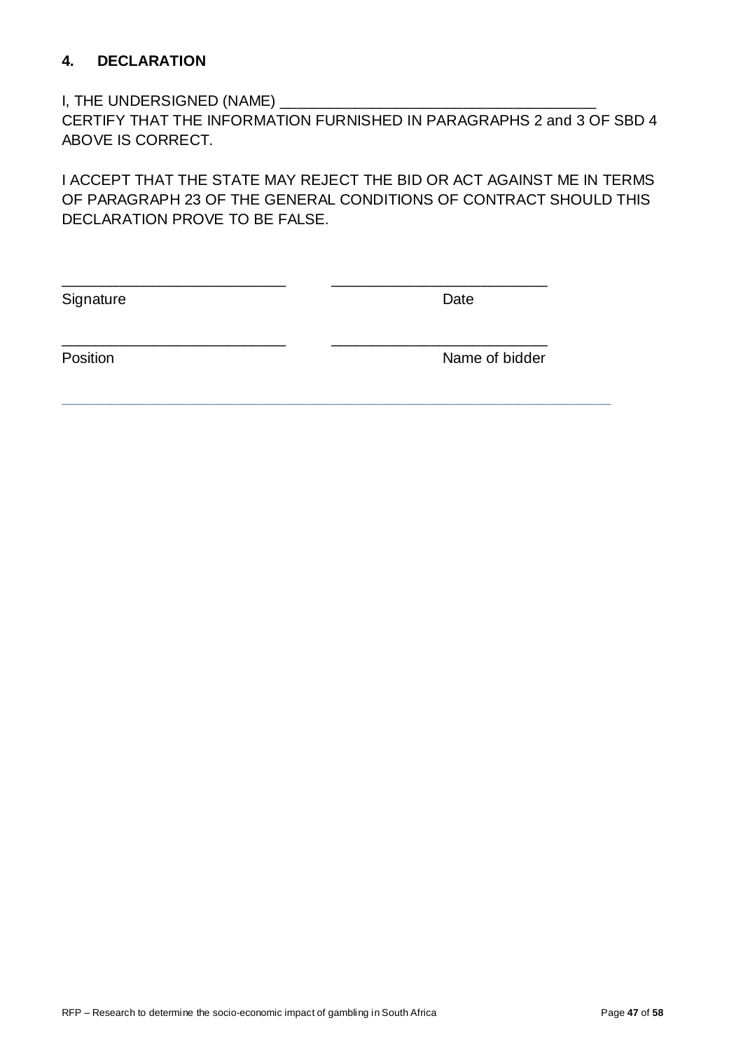## 4. DECLARATION

I, THE UNDERSIGNED (NAME) ________________________________________
CERTIFY THAT THE INFORMATION FURNISHED IN PARAGRAPHS 2 and 3 OF SBD 4 ABOVE IS CORRECT.

I ACCEPT THAT THE STATE MAY REJECT THE BID OR ACT AGAINST ME IN TERMS OF PARAGRAPH 23 OF THE GENERAL CONDITIONS OF CONTRACT SHOULD THIS DECLARATION PROVE TO BE FALSE.

____________________________ ___________________________
Signature Date

____________________________ ___________________________
Position Name of bidder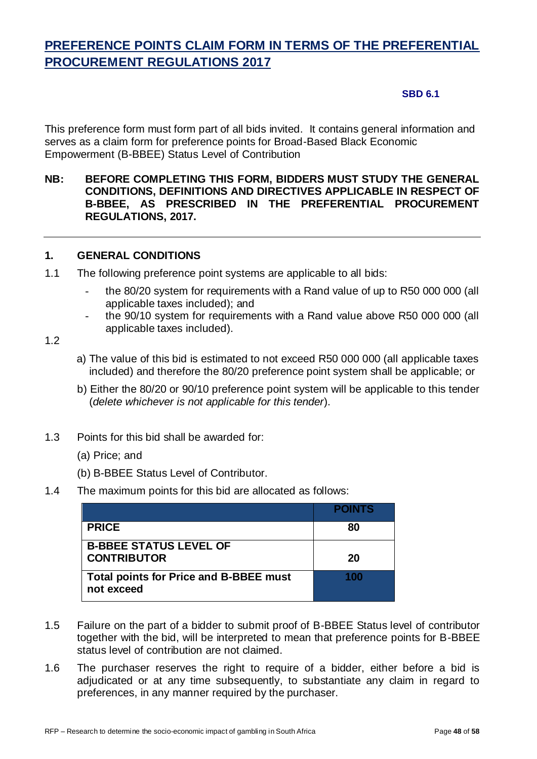# PREFERENCE POINTS CLAIM FORM IN TERMS OF THE PREFERENTIAL PROCUREMENT REGULATIONS 2017

**SBD 6.1**

This preference form must form part of all bids invited. It contains general information and serves as a claim form for preference points for Broad-Based Black Economic Empowerment (B-BBEE) Status Level of Contribution

**NB: BEFORE COMPLETING THIS FORM, BIDDERS MUST STUDY THE GENERAL CONDITIONS, DEFINITIONS AND DIRECTIVES APPLICABLE IN RESPECT OF B-BBEE, AS PRESCRIBED IN THE PREFERENTIAL PROCUREMENT REGULATIONS, 2017.**

## 1. GENERAL CONDITIONS

1.1 The following preference point systems are applicable to all bids:

- the 80/20 system for requirements with a Rand value of up to R50 000 000 (all applicable taxes included); and
- the 90/10 system for requirements with a Rand value above R50 000 000 (all applicable taxes included).

1.2

a) The value of this bid is estimated to not exceed R50 000 000 (all applicable taxes included) and therefore the 80/20 preference point system shall be applicable; or

b) Either the 80/20 or 90/10 preference point system will be applicable to this tender (*delete whichever is not applicable for this tender*).

1.3 Points for this bid shall be awarded for:

(a) Price; and

(b) B-BBEE Status Level of Contributor.

1.4 The maximum points for this bid are allocated as follows:

| | POINTS |
|---|---|
| **PRICE** | 80 |
| **B-BBEE STATUS LEVEL OF CONTRIBUTOR** | 20 |
| **Total points for Price and B-BBEE must not exceed** | 100 |

1.5 Failure on the part of a bidder to submit proof of B-BBEE Status level of contributor together with the bid, will be interpreted to mean that preference points for B-BBEE status level of contribution are not claimed.

1.6 The purchaser reserves the right to require of a bidder, either before a bid is adjudicated or at any time subsequently, to substantiate any claim in regard to preferences, in any manner required by the purchaser.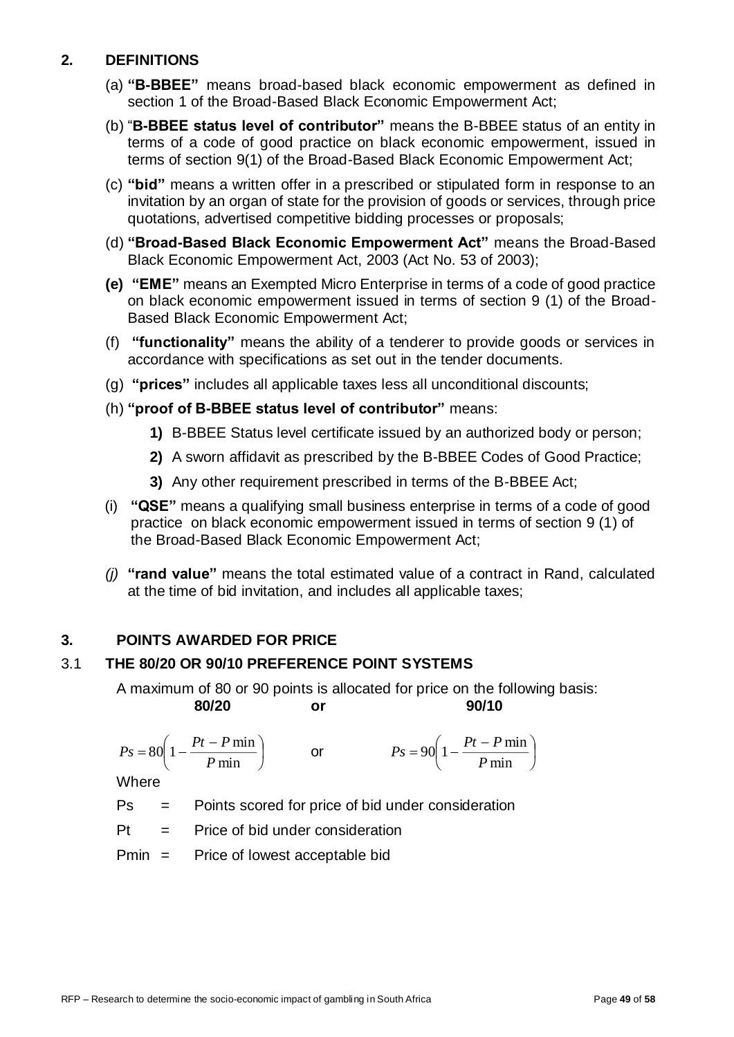## 2. DEFINITIONS

(a) **"B-BBEE"** means broad-based black economic empowerment as defined in section 1 of the Broad-Based Black Economic Empowerment Act;

(b) "**B-BBEE status level of contributor"** means the B-BBEE status of an entity in terms of a code of good practice on black economic empowerment, issued in terms of section 9(1) of the Broad-Based Black Economic Empowerment Act;

(c) **"bid"** means a written offer in a prescribed or stipulated form in response to an invitation by an organ of state for the provision of goods or services, through price quotations, advertised competitive bidding processes or proposals;

(d) **"Broad-Based Black Economic Empowerment Act"** means the Broad-Based Black Economic Empowerment Act, 2003 (Act No. 53 of 2003);

**(e) "EME"** means an Exempted Micro Enterprise in terms of a code of good practice on black economic empowerment issued in terms of section 9 (1) of the Broad-Based Black Economic Empowerment Act;

(f) **"functionality"** means the ability of a tenderer to provide goods or services in accordance with specifications as set out in the tender documents.

(g) **"prices"** includes all applicable taxes less all unconditional discounts;

(h) **"proof of B-BBEE status level of contributor"** means:

  **1)** B-BBEE Status level certificate issued by an authorized body or person;

  **2)** A sworn affidavit as prescribed by the B-BBEE Codes of Good Practice;

  **3)** Any other requirement prescribed in terms of the B-BBEE Act;

(i) **"QSE"** means a qualifying small business enterprise in terms of a code of good practice on black economic empowerment issued in terms of section 9 (1) of the Broad-Based Black Economic Empowerment Act;

*(j)* **"rand value"** means the total estimated value of a contract in Rand, calculated at the time of bid invitation, and includes all applicable taxes;

## 3. POINTS AWARDED FOR PRICE

### 3.1 THE 80/20 OR 90/10 PREFERENCE POINT SYSTEMS

A maximum of 80 or 90 points is allocated for price on the following basis:

**80/20** **or** **90/10**

$$Ps = 80\left(1 - \frac{Pt - P\min}{P\min}\right) \quad \text{or} \quad Ps = 90\left(1 - \frac{Pt - P\min}{P\min}\right)$$

Where

Ps = Points scored for price of bid under consideration

Pt = Price of bid under consideration

Pmin = Price of lowest acceptable bid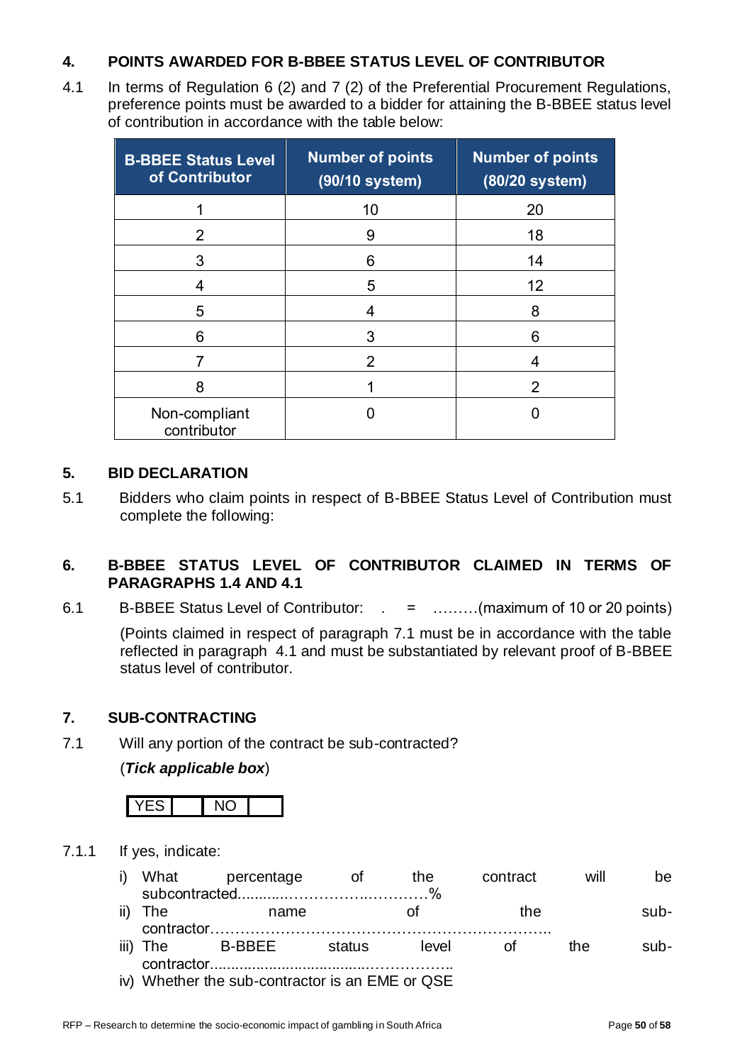## 4. POINTS AWARDED FOR B-BBEE STATUS LEVEL OF CONTRIBUTOR

4.1 In terms of Regulation 6 (2) and 7 (2) of the Preferential Procurement Regulations, preference points must be awarded to a bidder for attaining the B-BBEE status level of contribution in accordance with the table below:

| B-BBEE Status Level of Contributor | Number of points (90/10 system) | Number of points (80/20 system) |
|---|---|---|
| 1 | 10 | 20 |
| 2 | 9 | 18 |
| 3 | 6 | 14 |
| 4 | 5 | 12 |
| 5 | 4 | 8 |
| 6 | 3 | 6 |
| 7 | 2 | 4 |
| 8 | 1 | 2 |
| Non-compliant contributor | 0 | 0 |

## 5. BID DECLARATION

5.1 Bidders who claim points in respect of B-BBEE Status Level of Contribution must complete the following:

## 6. B-BBEE STATUS LEVEL OF CONTRIBUTOR CLAIMED IN TERMS OF PARAGRAPHS 1.4 AND 4.1

6.1 B-BBEE Status Level of Contributor: . = ………(maximum of 10 or 20 points)

(Points claimed in respect of paragraph 7.1 must be in accordance with the table reflected in paragraph 4.1 and must be substantiated by relevant proof of B-BBEE status level of contributor.

## 7. SUB-CONTRACTING

7.1 Will any portion of the contract be sub-contracted?

(***Tick applicable box***)

| YES | | NO | |
|---|---|---|---|

7.1.1 If yes, indicate:

i) What percentage of the contract will be subcontracted............…………….……….…%

ii) The name of the sub-contractor…………………………………………………………..

iii) The B-BBEE status level of the sub-contractor......................................……………..

iv) Whether the sub-contractor is an EME or QSE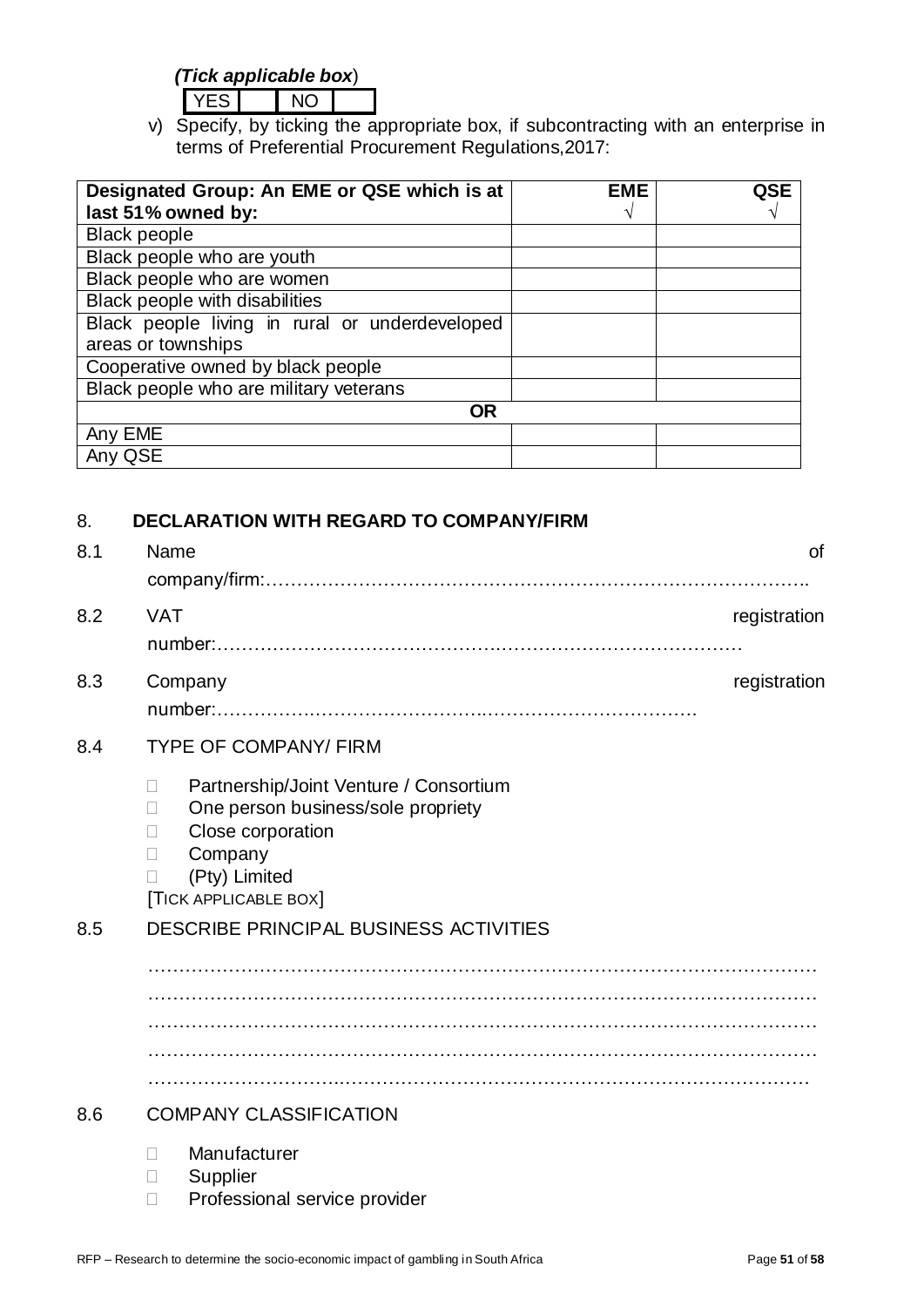*(Tick applicable box)*

| YES | | NO | |
|---|---|---|---|

v) Specify, by ticking the appropriate box, if subcontracting with an enterprise in terms of Preferential Procurement Regulations,2017:

| Designated Group: An EME or QSE which is at last 51% owned by: | EME √ | QSE √ |
|---|---|---|
| Black people | | |
| Black people who are youth | | |
| Black people who are women | | |
| Black people with disabilities | | |
| Black people living in rural or underdeveloped areas or townships | | |
| Cooperative owned by black people | | |
| Black people who are military veterans | | |
| **OR** | | |
| Any EME | | |
| Any QSE | | |

## 8. DECLARATION WITH REGARD TO COMPANY/FIRM

8.1 Name of company/firm:…………………………………………………………………………….

8.2 VAT registration number:……………………………………………………………………………

8.3 Company registration number:…………………………………………………………………….

8.4 TYPE OF COMPANY/ FIRM

- □ Partnership/Joint Venture / Consortium
- □ One person business/sole propriety
- □ Close corporation
- □ Company
- □ (Pty) Limited

[TICK APPLICABLE BOX]

8.5 DESCRIBE PRINCIPAL BUSINESS ACTIVITIES

…………………………………………………………………………………………………
…………………………………………………………………………………………………
…………………………………………………………………………………………………
…………………………………………………………………………………………………
…………………………………………………………………………………………………

8.6 COMPANY CLASSIFICATION

- □ Manufacturer
- □ Supplier
- □ Professional service provider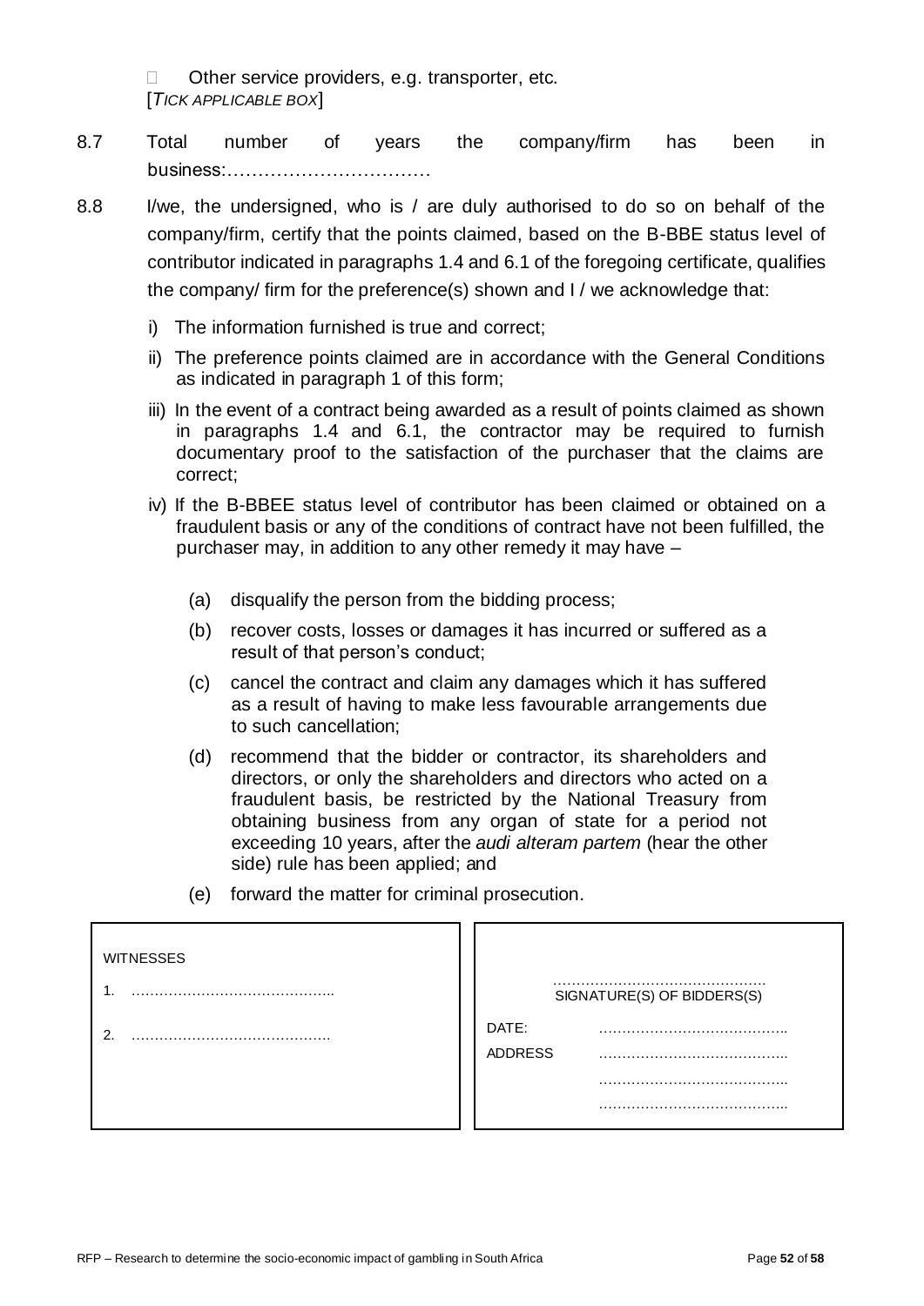Other service providers, e.g. transporter, etc.
[*TICK APPLICABLE BOX*]

8.7 Total number of years the company/firm has been in business:……………………………

8.8 I/we, the undersigned, who is / are duly authorised to do so on behalf of the company/firm, certify that the points claimed, based on the B-BBE status level of contributor indicated in paragraphs 1.4 and 6.1 of the foregoing certificate, qualifies the company/ firm for the preference(s) shown and I / we acknowledge that:

i) The information furnished is true and correct;

ii) The preference points claimed are in accordance with the General Conditions as indicated in paragraph 1 of this form;

iii) In the event of a contract being awarded as a result of points claimed as shown in paragraphs 1.4 and 6.1, the contractor may be required to furnish documentary proof to the satisfaction of the purchaser that the claims are correct;

iv) If the B-BBEE status level of contributor has been claimed or obtained on a fraudulent basis or any of the conditions of contract have not been fulfilled, the purchaser may, in addition to any other remedy it may have –

(a) disqualify the person from the bidding process;

(b) recover costs, losses or damages it has incurred or suffered as a result of that person's conduct;

(c) cancel the contract and claim any damages which it has suffered as a result of having to make less favourable arrangements due to such cancellation;

(d) recommend that the bidder or contractor, its shareholders and directors, or only the shareholders and directors who acted on a fraudulent basis, be restricted by the National Treasury from obtaining business from any organ of state for a period not exceeding 10 years, after the *audi alteram partem* (hear the other side) rule has been applied; and

(e) forward the matter for criminal prosecution.

| WITNESSES | |
|---|---|
| 1. …………………………………….. | ……………………………………… SIGNATURE(S) OF BIDDERS(S) |
| 2. ……………………………………. | DATE: ………………………………….. |
| | ADDRESS ………………………………….. |
| | ………………………………….. |
| | ………………………………….. |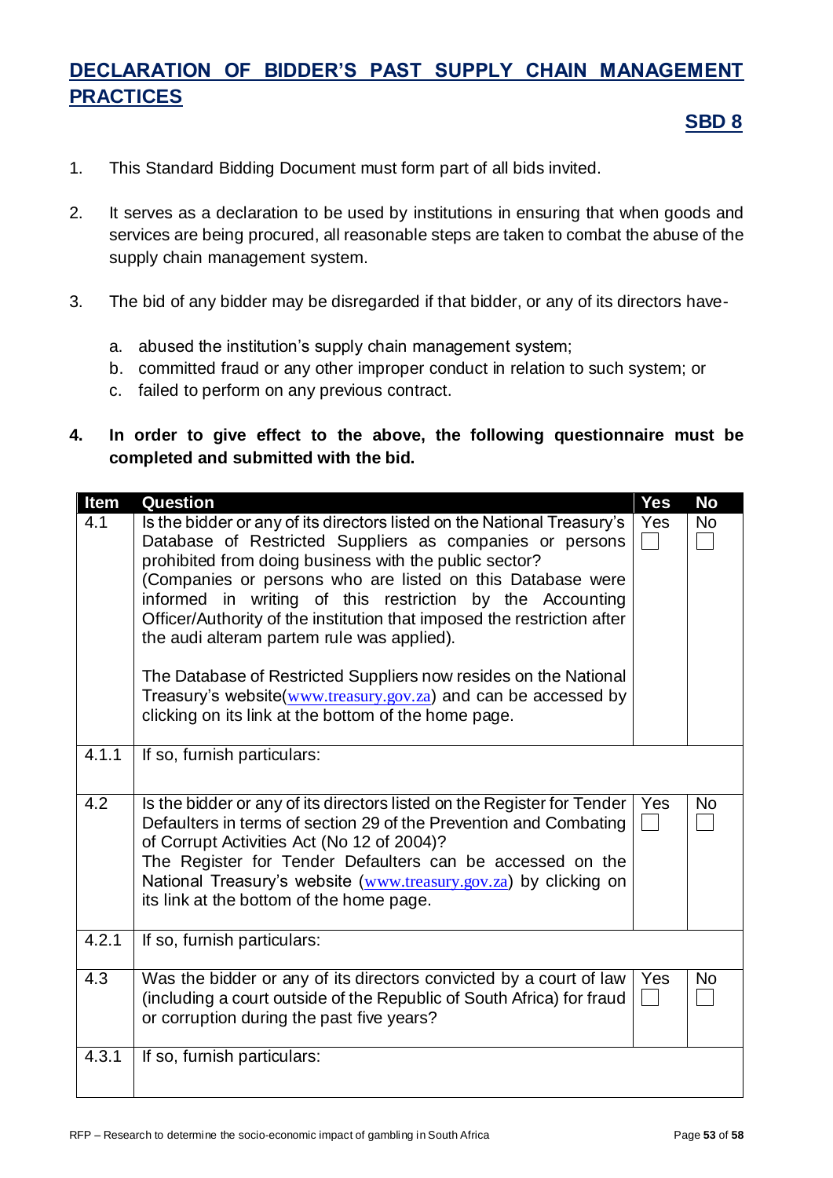## DECLARATION OF BIDDER'S PAST SUPPLY CHAIN MANAGEMENT PRACTICES

**SBD 8**

1. This Standard Bidding Document must form part of all bids invited.

2. It serves as a declaration to be used by institutions in ensuring that when goods and services are being procured, all reasonable steps are taken to combat the abuse of the supply chain management system.

3. The bid of any bidder may be disregarded if that bidder, or any of its directors have-

   a. abused the institution's supply chain management system;
   b. committed fraud or any other improper conduct in relation to such system; or
   c. failed to perform on any previous contract.

4. **In order to give effect to the above, the following questionnaire must be completed and submitted with the bid.**

| Item | Question | Yes | No |
|---|---|---|---|
| 4.1 | Is the bidder or any of its directors listed on the National Treasury's Database of Restricted Suppliers as companies or persons prohibited from doing business with the public sector? (Companies or persons who are listed on this Database were informed in writing of this restriction by the Accounting Officer/Authority of the institution that imposed the restriction after the audi alteram partem rule was applied). The Database of Restricted Suppliers now resides on the National Treasury's website(www.treasury.gov.za) and can be accessed by clicking on its link at the bottom of the home page. | Yes ☐ | No ☐ |
| 4.1.1 | If so, furnish particulars: | | |
| 4.2 | Is the bidder or any of its directors listed on the Register for Tender Defaulters in terms of section 29 of the Prevention and Combating of Corrupt Activities Act (No 12 of 2004)? The Register for Tender Defaulters can be accessed on the National Treasury's website (www.treasury.gov.za) by clicking on its link at the bottom of the home page. | Yes ☐ | No ☐ |
| 4.2.1 | If so, furnish particulars: | | |
| 4.3 | Was the bidder or any of its directors convicted by a court of law (including a court outside of the Republic of South Africa) for fraud or corruption during the past five years? | Yes ☐ | No ☐ |
| 4.3.1 | If so, furnish particulars: | | |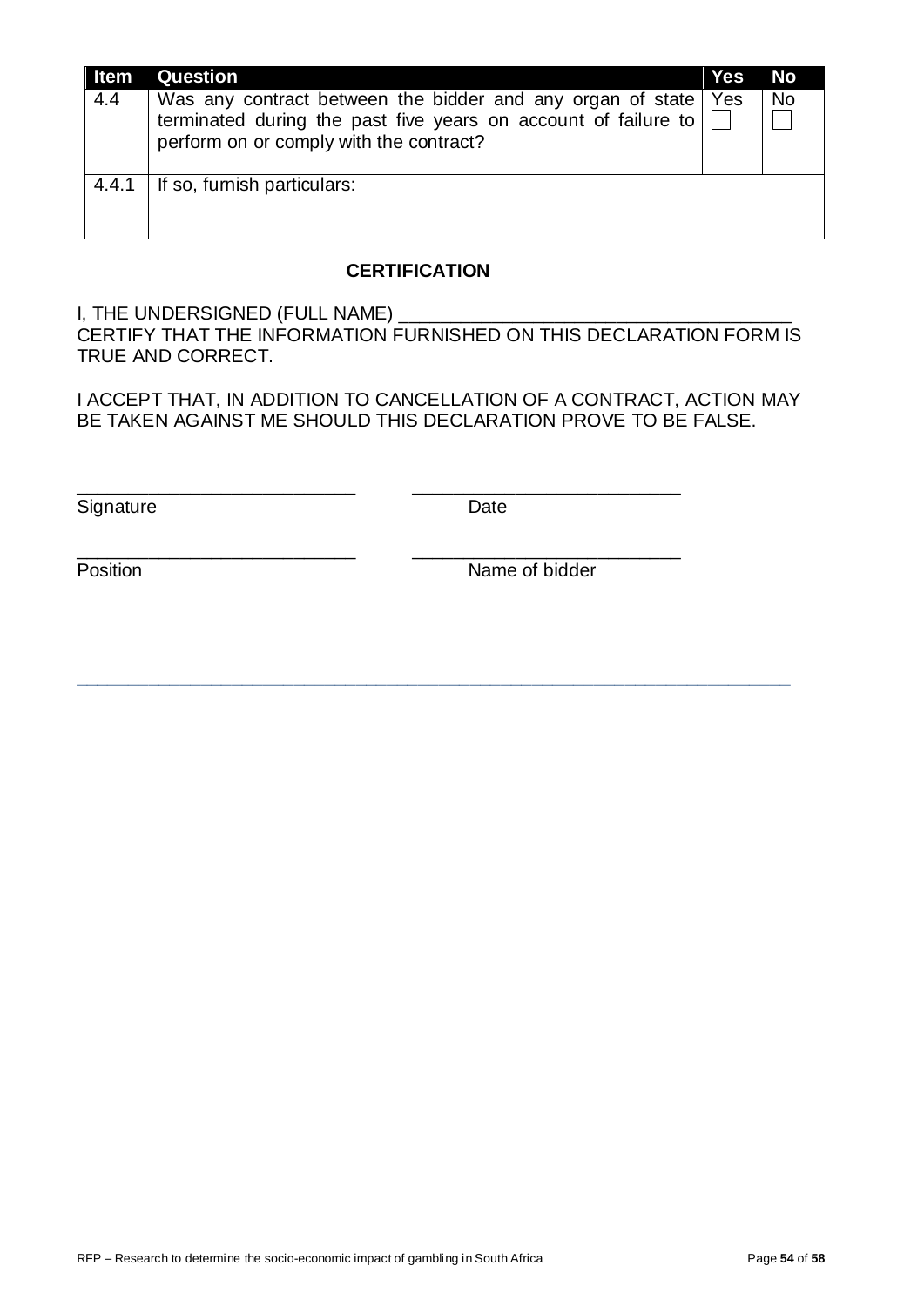| Item | Question | Yes | No |
|---|---|---|---|
| 4.4 | Was any contract between the bidder and any organ of state terminated during the past five years on account of failure to perform on or comply with the contract? | Yes ☐ | No ☐ |
| 4.4.1 | If so, furnish particulars: | | |

**CERTIFICATION**

I, THE UNDERSIGNED (FULL NAME) _______________________________________
CERTIFY THAT THE INFORMATION FURNISHED ON THIS DECLARATION FORM IS TRUE AND CORRECT.

I ACCEPT THAT, IN ADDITION TO CANCELLATION OF A CONTRACT, ACTION MAY BE TAKEN AGAINST ME SHOULD THIS DECLARATION PROVE TO BE FALSE.

____________________________ ___________________________
Signature Date

____________________________ ___________________________
Position Name of bidder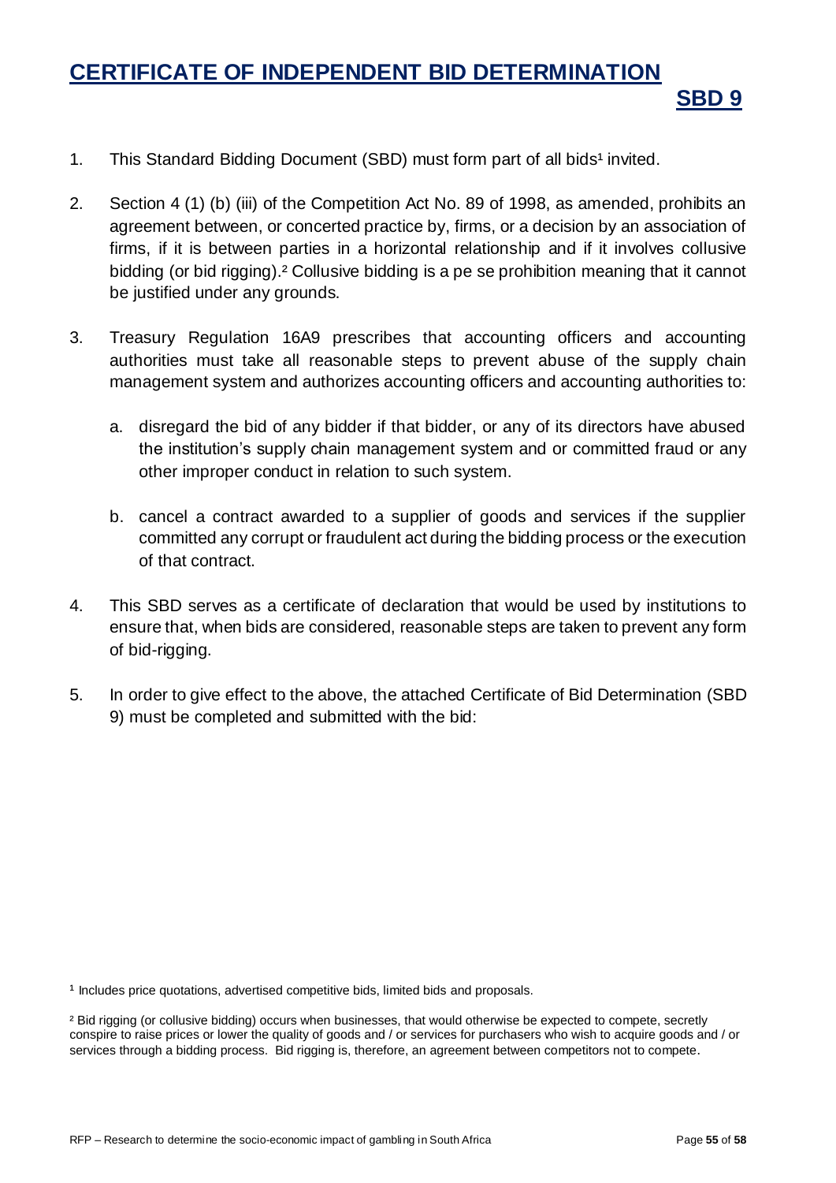# CERTIFICATE OF INDEPENDENT BID DETERMINATION

## SBD 9

1. This Standard Bidding Document (SBD) must form part of all bids[1] invited.

2. Section 4 (1) (b) (iii) of the Competition Act No. 89 of 1998, as amended, prohibits an agreement between, or concerted practice by, firms, or a decision by an association of firms, if it is between parties in a horizontal relationship and if it involves collusive bidding (or bid rigging).[2] Collusive bidding is a pe se prohibition meaning that it cannot be justified under any grounds.

3. Treasury Regulation 16A9 prescribes that accounting officers and accounting authorities must take all reasonable steps to prevent abuse of the supply chain management system and authorizes accounting officers and accounting authorities to:

   a. disregard the bid of any bidder if that bidder, or any of its directors have abused the institution's supply chain management system and or committed fraud or any other improper conduct in relation to such system.

   b. cancel a contract awarded to a supplier of goods and services if the supplier committed any corrupt or fraudulent act during the bidding process or the execution of that contract.

4. This SBD serves as a certificate of declaration that would be used by institutions to ensure that, when bids are considered, reasonable steps are taken to prevent any form of bid-rigging.

5. In order to give effect to the above, the attached Certificate of Bid Determination (SBD 9) must be completed and submitted with the bid:

---

[1] Includes price quotations, advertised competitive bids, limited bids and proposals.

[2] Bid rigging (or collusive bidding) occurs when businesses, that would otherwise be expected to compete, secretly conspire to raise prices or lower the quality of goods and / or services for purchasers who wish to acquire goods and / or services through a bidding process. Bid rigging is, therefore, an agreement between competitors not to compete.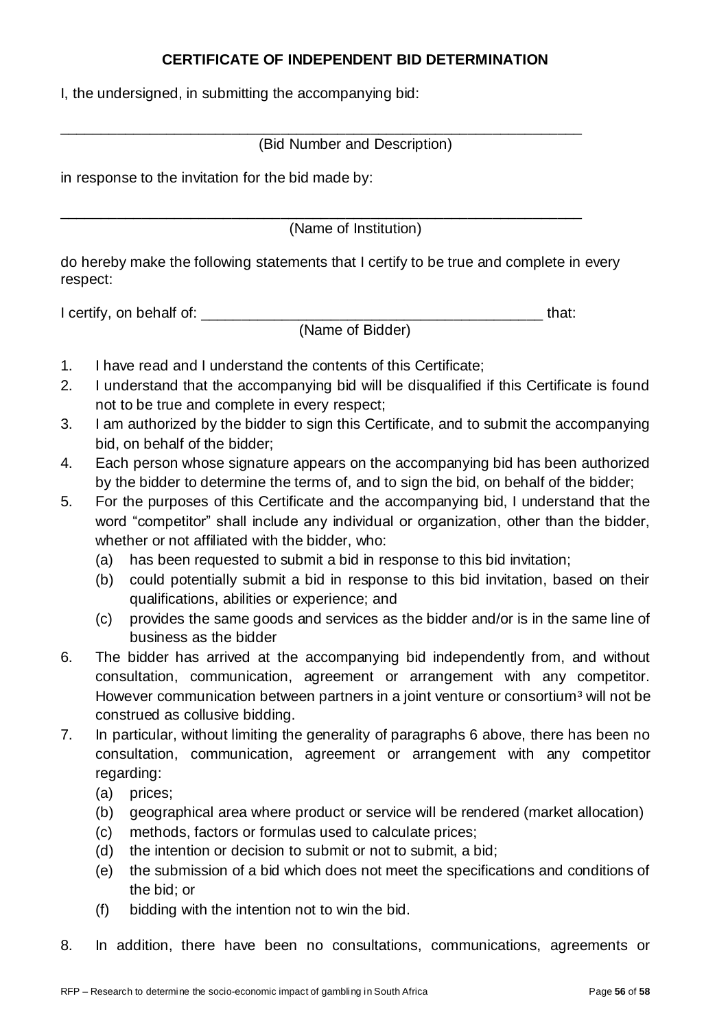**CERTIFICATE OF INDEPENDENT BID DETERMINATION**

I, the undersigned, in submitting the accompanying bid:

\_\_\_\_\_\_\_\_\_\_\_\_\_\_\_\_\_\_\_\_\_\_\_\_\_\_\_\_\_\_\_\_\_\_\_\_\_\_\_\_\_\_\_\_\_\_\_\_\_\_\_\_\_\_\_\_\_\_\_\_\_\_\_\_\_\_

(Bid Number and Description)

in response to the invitation for the bid made by:

\_\_\_\_\_\_\_\_\_\_\_\_\_\_\_\_\_\_\_\_\_\_\_\_\_\_\_\_\_\_\_\_\_\_\_\_\_\_\_\_\_\_\_\_\_\_\_\_\_\_\_\_\_\_\_\_\_\_\_\_\_\_\_\_\_\_

(Name of Institution)

do hereby make the following statements that I certify to be true and complete in every respect:

I certify, on behalf of: \_\_\_\_\_\_\_\_\_\_\_\_\_\_\_\_\_\_\_\_\_\_\_\_\_\_\_\_\_\_\_\_\_\_\_\_\_\_\_\_\_\_\_\_ that:

(Name of Bidder)

1. I have read and I understand the contents of this Certificate;
2. I understand that the accompanying bid will be disqualified if this Certificate is found not to be true and complete in every respect;
3. I am authorized by the bidder to sign this Certificate, and to submit the accompanying bid, on behalf of the bidder;
4. Each person whose signature appears on the accompanying bid has been authorized by the bidder to determine the terms of, and to sign the bid, on behalf of the bidder;
5. For the purposes of this Certificate and the accompanying bid, I understand that the word "competitor" shall include any individual or organization, other than the bidder, whether or not affiliated with the bidder, who:
   - (a) has been requested to submit a bid in response to this bid invitation;
   - (b) could potentially submit a bid in response to this bid invitation, based on their qualifications, abilities or experience; and
   - (c) provides the same goods and services as the bidder and/or is in the same line of business as the bidder
6. The bidder has arrived at the accompanying bid independently from, and without consultation, communication, agreement or arrangement with any competitor. However communication between partners in a joint venture or consortium[3] will not be construed as collusive bidding.
7. In particular, without limiting the generality of paragraphs 6 above, there has been no consultation, communication, agreement or arrangement with any competitor regarding:
   - (a) prices;
   - (b) geographical area where product or service will be rendered (market allocation)
   - (c) methods, factors or formulas used to calculate prices;
   - (d) the intention or decision to submit or not to submit, a bid;
   - (e) the submission of a bid which does not meet the specifications and conditions of the bid; or
   - (f) bidding with the intention not to win the bid.
8. In addition, there have been no consultations, communications, agreements or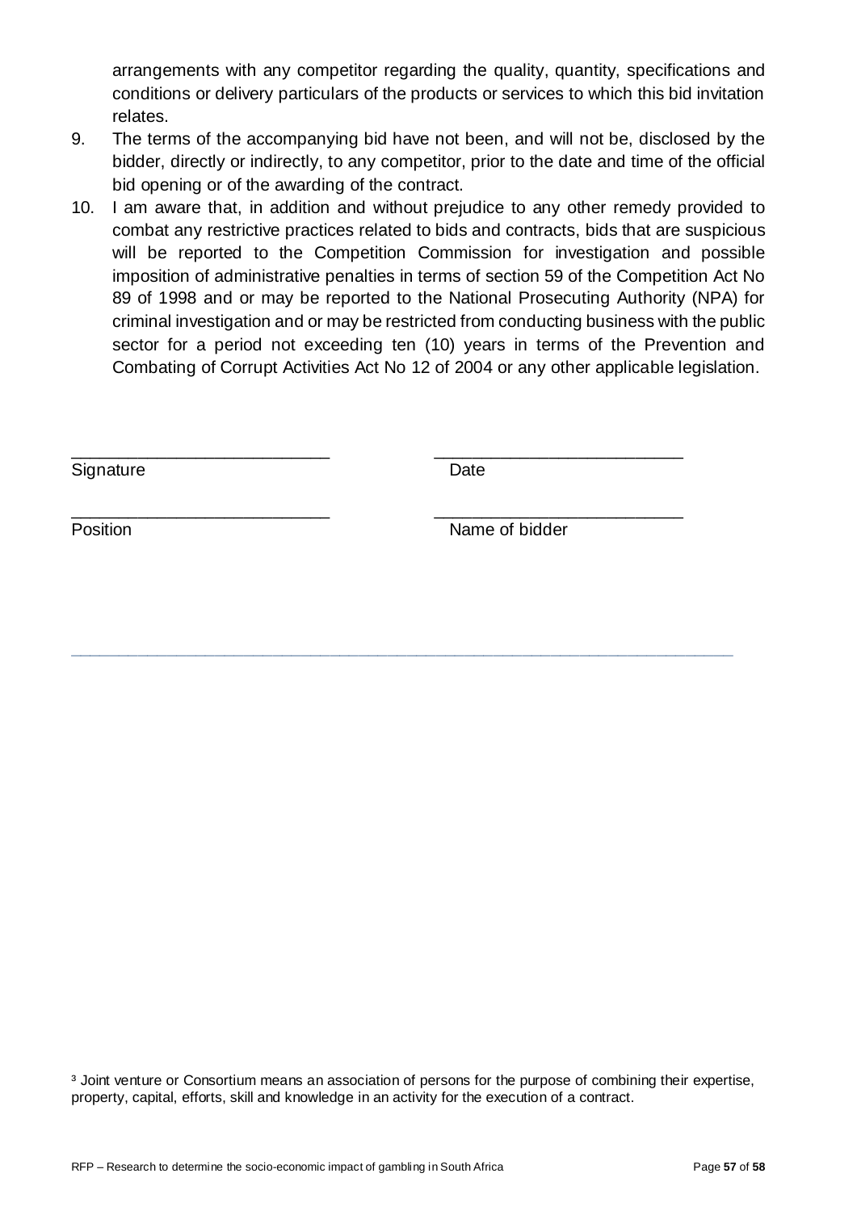arrangements with any competitor regarding the quality, quantity, specifications and conditions or delivery particulars of the products or services to which this bid invitation relates.

9. The terms of the accompanying bid have not been, and will not be, disclosed by the bidder, directly or indirectly, to any competitor, prior to the date and time of the official bid opening or of the awarding of the contract.
10. I am aware that, in addition and without prejudice to any other remedy provided to combat any restrictive practices related to bids and contracts, bids that are suspicious will be reported to the Competition Commission for investigation and possible imposition of administrative penalties in terms of section 59 of the Competition Act No 89 of 1998 and or may be reported to the National Prosecuting Authority (NPA) for criminal investigation and or may be restricted from conducting business with the public sector for a period not exceeding ten (10) years in terms of the Prevention and Combating of Corrupt Activities Act No 12 of 2004 or any other applicable legislation.

| | |
|---|---|
| ___________________________ | ___________________________ |
| Signature | Date |
| ___________________________ | ___________________________ |
| Position | Name of bidder |

---

[3] Joint venture or Consortium means an association of persons for the purpose of combining their expertise, property, capital, efforts, skill and knowledge in an activity for the execution of a contract.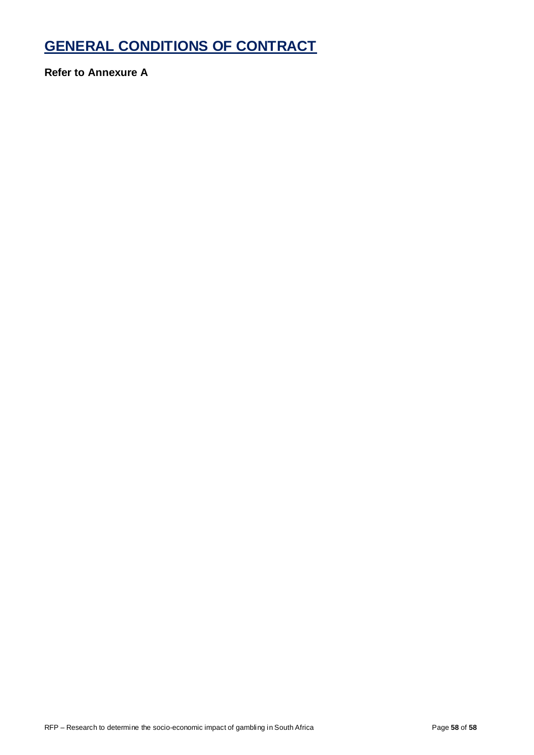# GENERAL CONDITIONS OF CONTRACT

**Refer to Annexure A**